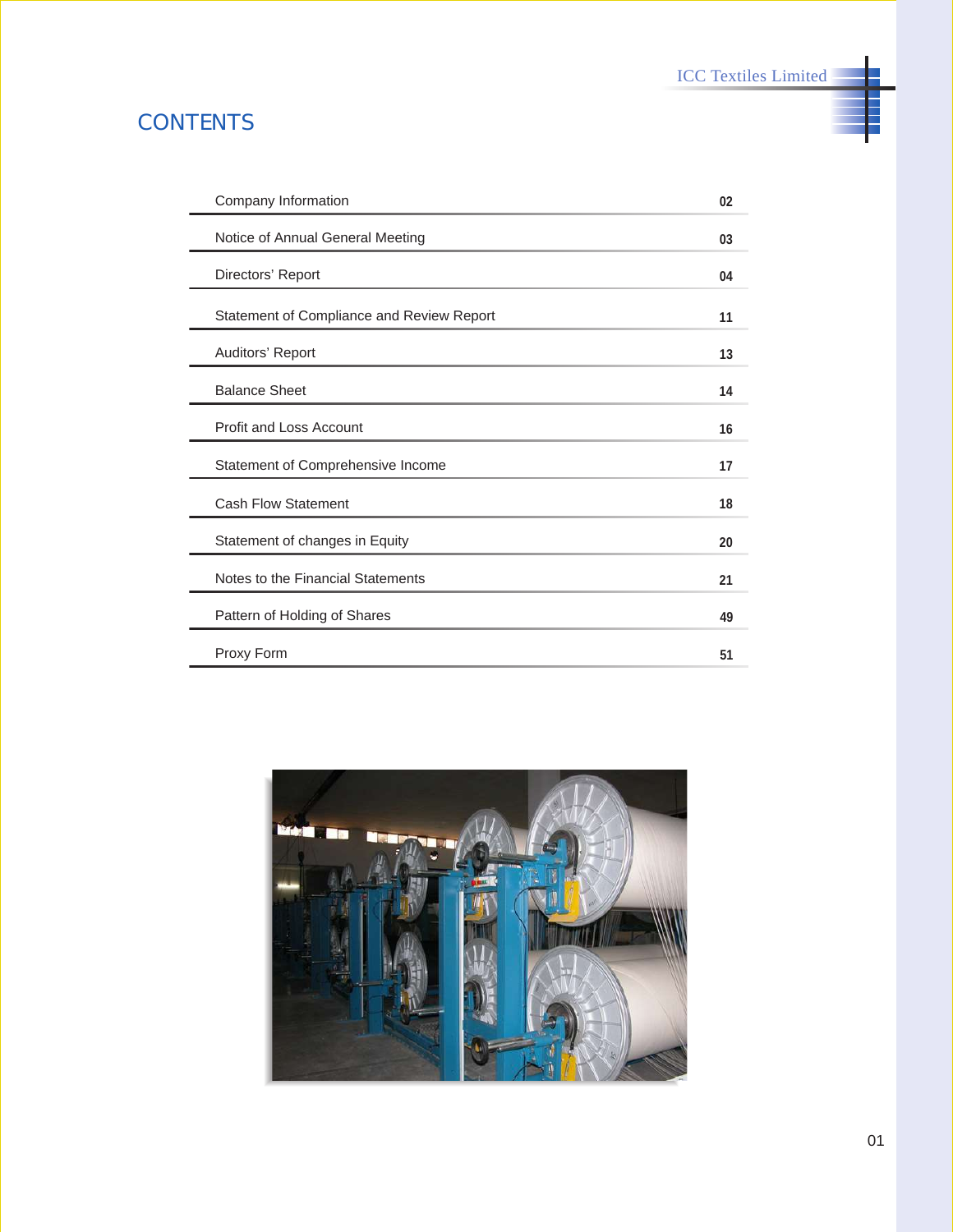# CONTENTS

| | |
|---|---|
| Company Information | 02 |
| Notice of Annual General Meeting | 03 |
| Directors' Report | 04 |
| Statement of Compliance and Review Report | 11 |
| Auditors' Report | 13 |
| Balance Sheet | 14 |
| Profit and Loss Account | 16 |
| Statement of Comprehensive Income | 17 |
| Cash Flow Statement | 18 |
| Statement of changes in Equity | 20 |
| Notes to the Financial Statements | 21 |
| Pattern of Holding of Shares | 49 |
| Proxy Form | 51 |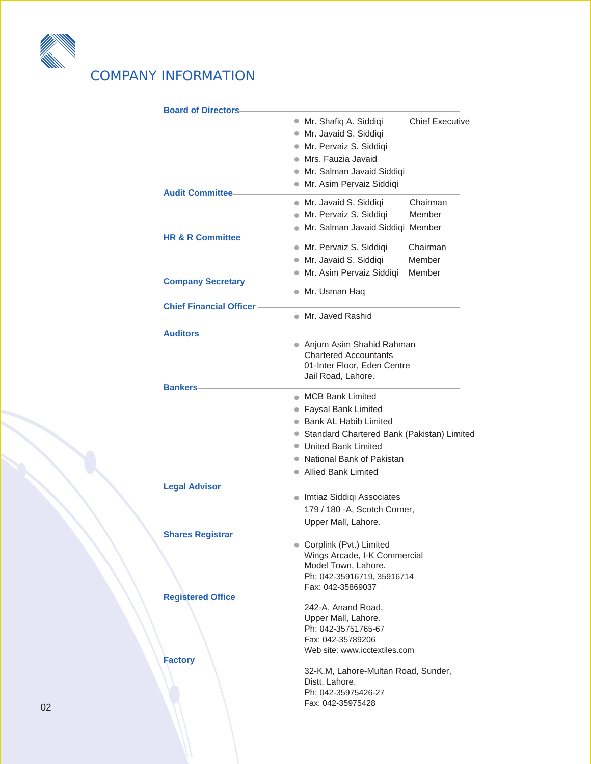# COMPANY INFORMATION

**Board of Directors**

- Mr. Shafiq A. Siddiqi — Chief Executive
- Mr. Javaid S. Siddiqi
- Mr. Pervaiz S. Siddiqi
- Mrs. Fauzia Javaid
- Mr. Salman Javaid Siddiqi
- Mr. Asim Pervaiz Siddiqi

**Audit Committee**

- Mr. Javaid S. Siddiqi — Chairman
- Mr. Pervaiz S. Siddiqi — Member
- Mr. Salman Javaid Siddiqi — Member

**HR & R Committee**

- Mr. Pervaiz S. Siddiqi — Chairman
- Mr. Javaid S. Siddiqi — Member
- Mr. Asim Pervaiz Siddiqi — Member

**Company Secretary**

- Mr. Usman Haq

**Chief Financial Officer**

- Mr. Javed Rashid

**Auditors**

- Anjum Asim Shahid Rahman
  Chartered Accountants
  01-Inter Floor, Eden Centre
  Jail Road, Lahore.

**Bankers**

- MCB Bank Limited
- Faysal Bank Limited
- Bank AL Habib Limited
- Standard Chartered Bank (Pakistan) Limited
- United Bank Limited
- National Bank of Pakistan
- Allied Bank Limited

**Legal Advisor**

- Imtiaz Siddiqi Associates
  179 / 180 -A, Scotch Corner,
  Upper Mall, Lahore.

**Shares Registrar**

- Corplink (Pvt.) Limited
  Wings Arcade, I-K Commercial
  Model Town, Lahore.
  Ph: 042-35916719, 35916714
  Fax: 042-35869037

**Registered Office**

242-A, Anand Road,
Upper Mall, Lahore.
Ph: 042-35751765-67
Fax: 042-35789206
Web site: www.icctextiles.com

**Factory**

32-K.M, Lahore-Multan Road, Sunder,
Distt. Lahore.
Ph: 042-35975426-27
Fax: 042-35975428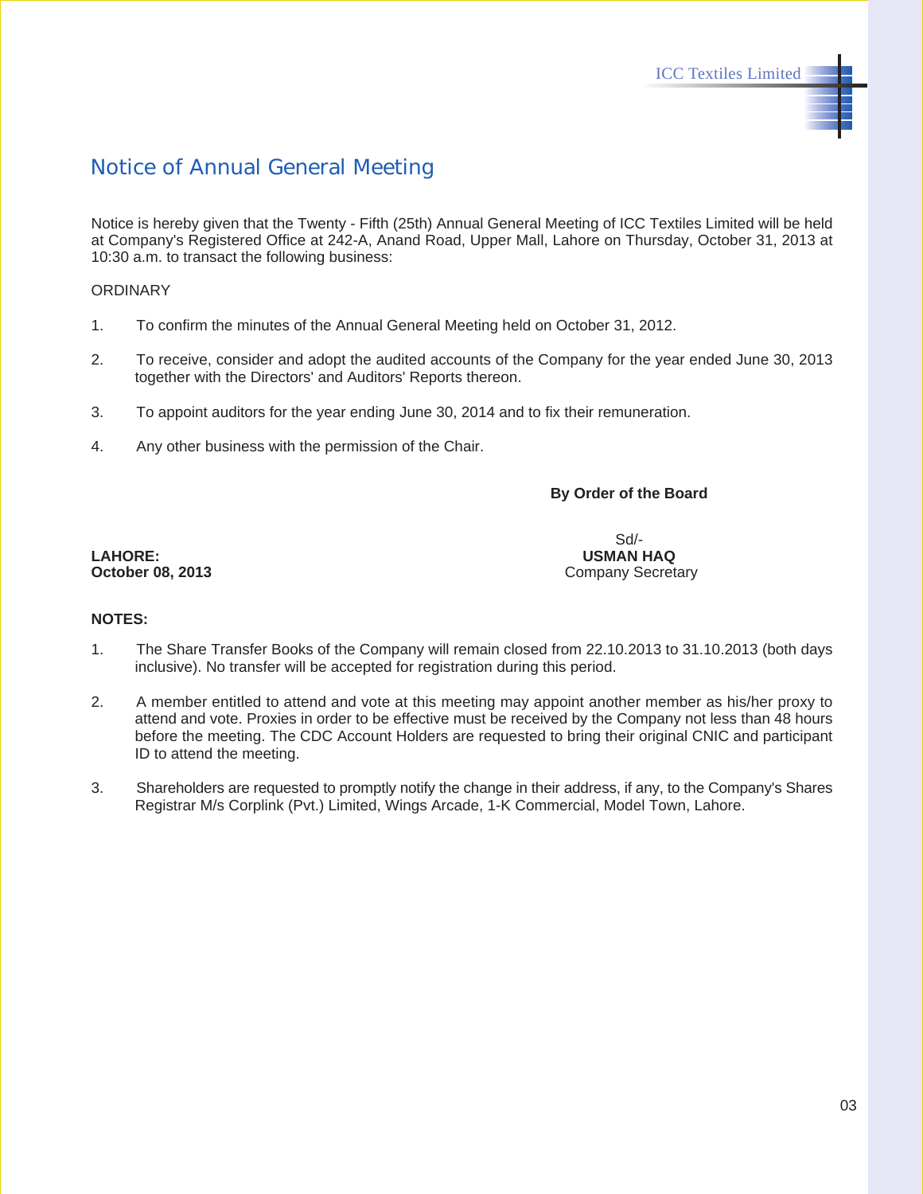# Notice of Annual General Meeting

Notice is hereby given that the Twenty - Fifth (25th) Annual General Meeting of ICC Textiles Limited will be held at Company's Registered Office at 242-A, Anand Road, Upper Mall, Lahore on Thursday, October 31, 2013 at 10:30 a.m. to transact the following business:

ORDINARY

1. To confirm the minutes of the Annual General Meeting held on October 31, 2012.

2. To receive, consider and adopt the audited accounts of the Company for the year ended June 30, 2013 together with the Directors' and Auditors' Reports thereon.

3. To appoint auditors for the year ending June 30, 2014 and to fix their remuneration.

4. Any other business with the permission of the Chair.

**By Order of the Board**

Sd/-
**USMAN HAQ**
Company Secretary

**LAHORE:**
**October 08, 2013**

**NOTES:**

1. The Share Transfer Books of the Company will remain closed from 22.10.2013 to 31.10.2013 (both days inclusive). No transfer will be accepted for registration during this period.

2. A member entitled to attend and vote at this meeting may appoint another member as his/her proxy to attend and vote. Proxies in order to be effective must be received by the Company not less than 48 hours before the meeting. The CDC Account Holders are requested to bring their original CNIC and participant ID to attend the meeting.

3. Shareholders are requested to promptly notify the change in their address, if any, to the Company's Shares Registrar M/s Corplink (Pvt.) Limited, Wings Arcade, 1-K Commercial, Model Town, Lahore.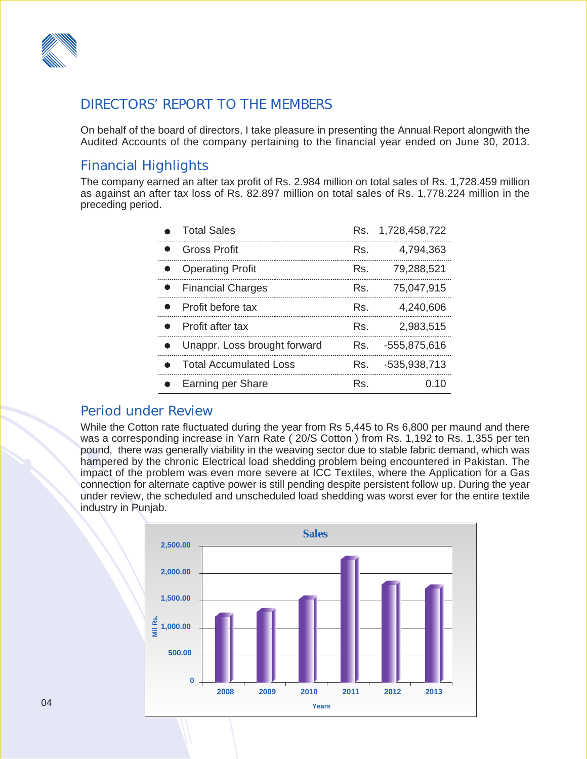# DIRECTORS' REPORT TO THE MEMBERS

On behalf of the board of directors, I take pleasure in presenting the Annual Report alongwith the Audited Accounts of the company pertaining to the financial year ended on June 30, 2013.

## Financial Highlights

The company earned an after tax profit of Rs. 2.984 million on total sales of Rs. 1,728.459 million as against an after tax loss of Rs. 82.897 million on total sales of Rs. 1,778.224 million in the preceding period.

| | | |
|---|---|---|
| Total Sales | Rs. | 1,728,458,722 |
| Gross Profit | Rs. | 4,794,363 |
| Operating Profit | Rs. | 79,288,521 |
| Financial Charges | Rs. | 75,047,915 |
| Profit before tax | Rs. | 4,240,606 |
| Profit after tax | Rs. | 2,983,515 |
| Unappr. Loss brought forward | Rs. | -555,875,616 |
| Total Accumulated Loss | Rs. | -535,938,713 |
| Earning per Share | Rs. | 0.10 |

## Period under Review

While the Cotton rate fluctuated during the year from Rs 5,445 to Rs 6,800 per maund and there was a corresponding increase in Yarn Rate ( 20/S Cotton ) from Rs. 1,192 to Rs. 1,355 per ten pound, there was generally viability in the weaving sector due to stable fabric demand, which was hampered by the chronic Electrical load shedding problem being encountered in Pakistan. The impact of the problem was even more severe at ICC Textiles, where the Application for a Gas connection for alternate captive power is still pending despite persistent follow up. During the year under review, the scheduled and unscheduled load shedding was worst ever for the entire textile industry in Punjab.

**Sales**

| Years | Mil Rs. (approx.) |
|---|---|
| 2008 | ~1,250 |
| 2009 | ~1,330 |
| 2010 | ~1,560 |
| 2011 | ~2,280 |
| 2012 | ~1,820 |
| 2013 | ~1,750 |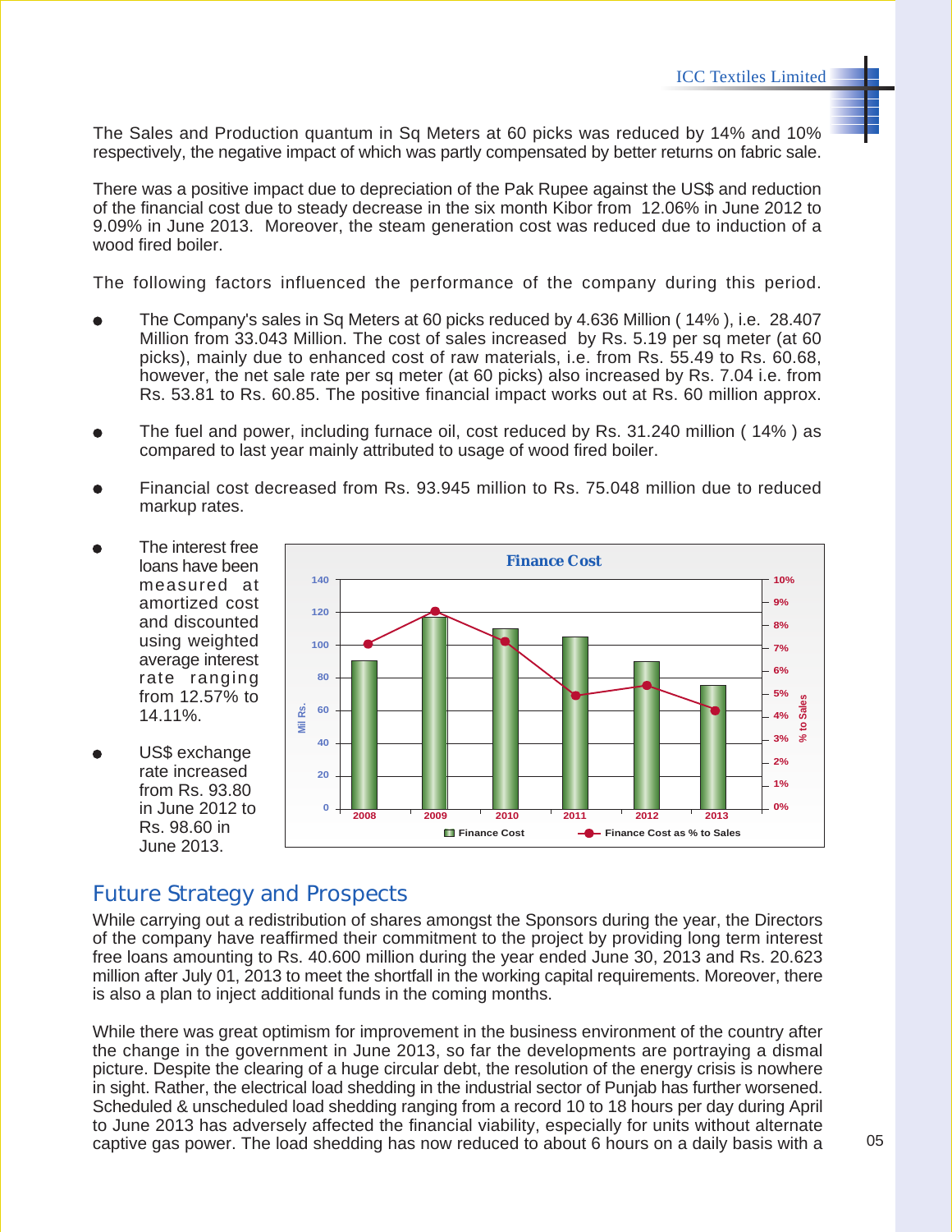The Sales and Production quantum in Sq Meters at 60 picks was reduced by 14% and 10% respectively, the negative impact of which was partly compensated by better returns on fabric sale.

There was a positive impact due to depreciation of the Pak Rupee against the US$ and reduction of the financial cost due to steady decrease in the six month Kibor from 12.06% in June 2012 to 9.09% in June 2013. Moreover, the steam generation cost was reduced due to induction of a wood fired boiler.

The following factors influenced the performance of the company during this period.

- The Company's sales in Sq Meters at 60 picks reduced by 4.636 Million ( 14% ), i.e. 28.407 Million from 33.043 Million. The cost of sales increased by Rs. 5.19 per sq meter (at 60 picks), mainly due to enhanced cost of raw materials, i.e. from Rs. 55.49 to Rs. 60.68, however, the net sale rate per sq meter (at 60 picks) also increased by Rs. 7.04 i.e. from Rs. 53.81 to Rs. 60.85. The positive financial impact works out at Rs. 60 million approx.

- The fuel and power, including furnace oil, cost reduced by Rs. 31.240 million ( 14% ) as compared to last year mainly attributed to usage of wood fired boiler.

- Financial cost decreased from Rs. 93.945 million to Rs. 75.048 million due to reduced markup rates.

- The interest free loans have been measured at amortized cost and discounted using weighted average interest rate ranging from 12.57% to 14.11%.

- US$ exchange rate increased from Rs. 93.80 in June 2012 to Rs. 98.60 in June 2013.

## Future Strategy and Prospects

While carrying out a redistribution of shares amongst the Sponsors during the year, the Directors of the company have reaffirmed their commitment to the project by providing long term interest free loans amounting to Rs. 40.600 million during the year ended June 30, 2013 and Rs. 20.623 million after July 01, 2013 to meet the shortfall in the working capital requirements. Moreover, there is also a plan to inject additional funds in the coming months.

While there was great optimism for improvement in the business environment of the country after the change in the government in June 2013, so far the developments are portraying a dismal picture. Despite the clearing of a huge circular debt, the resolution of the energy crisis is nowhere in sight. Rather, the electrical load shedding in the industrial sector of Punjab has further worsened. Scheduled & unscheduled load shedding ranging from a record 10 to 18 hours per day during April to June 2013 has adversely affected the financial viability, especially for units without alternate captive gas power. The load shedding has now reduced to about 6 hours on a daily basis with a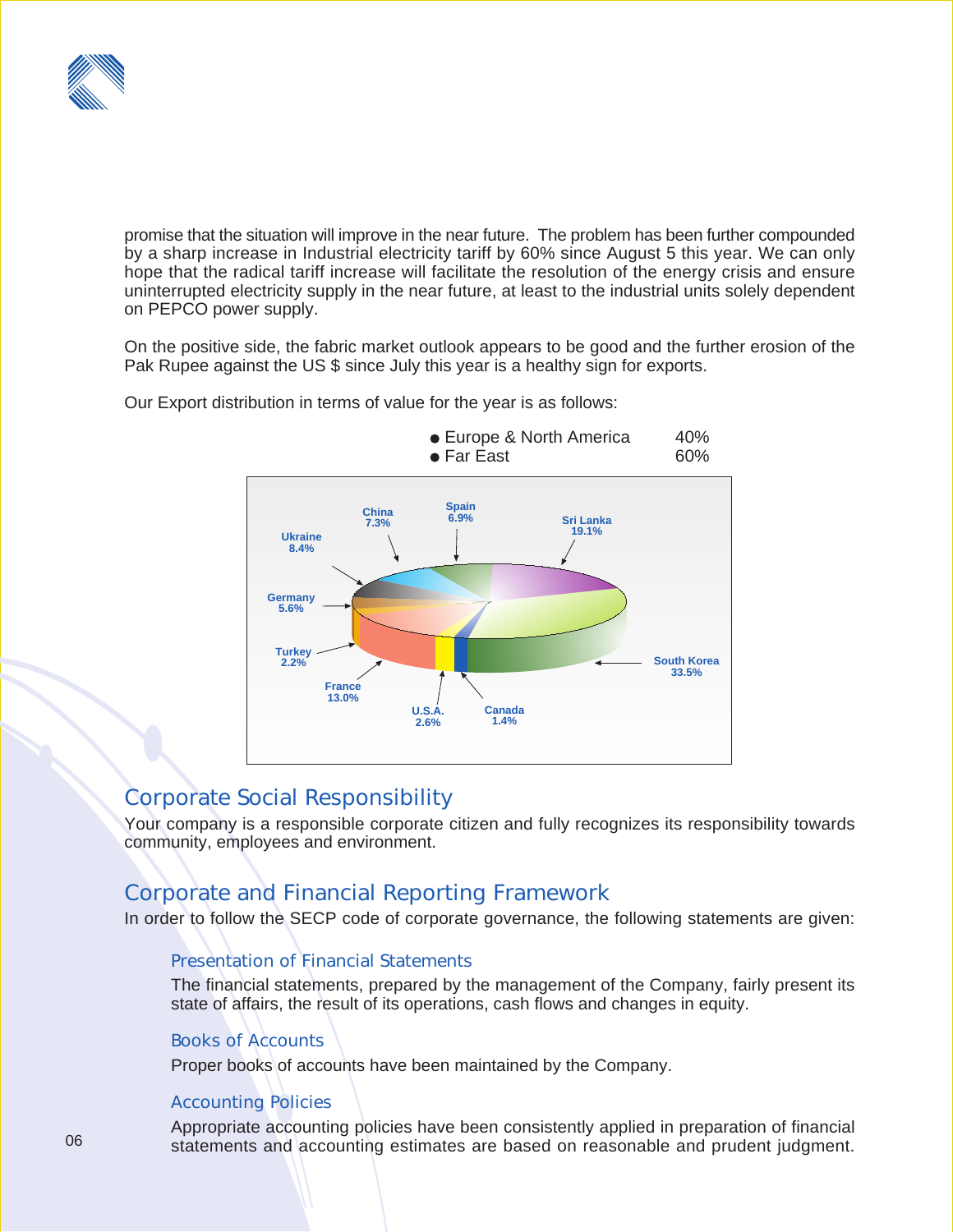promise that the situation will improve in the near future. The problem has been further compounded by a sharp increase in Industrial electricity tariff by 60% since August 5 this year. We can only hope that the radical tariff increase will facilitate the resolution of the energy crisis and ensure uninterrupted electricity supply in the near future, at least to the industrial units solely dependent on PEPCO power supply.

On the positive side, the fabric market outlook appears to be good and the further erosion of the Pak Rupee against the US $ since July this year is a healthy sign for exports.

Our Export distribution in terms of value for the year is as follows:

- Europe & North America 40%
- Far East 60%

| Country | Share |
|---|---|
| South Korea | 33.5% |
| Sri Lanka | 19.1% |
| France | 13.0% |
| Ukraine | 8.4% |
| China | 7.3% |
| Spain | 6.9% |
| Germany | 5.6% |
| U.S.A. | 2.6% |
| Turkey | 2.2% |
| Canada | 1.4% |

## Corporate Social Responsibility

Your company is a responsible corporate citizen and fully recognizes its responsibility towards community, employees and environment.

## Corporate and Financial Reporting Framework

In order to follow the SECP code of corporate governance, the following statements are given:

### Presentation of Financial Statements

The financial statements, prepared by the management of the Company, fairly present its state of affairs, the result of its operations, cash flows and changes in equity.

### Books of Accounts

Proper books of accounts have been maintained by the Company.

### Accounting Policies

Appropriate accounting policies have been consistently applied in preparation of financial statements and accounting estimates are based on reasonable and prudent judgment.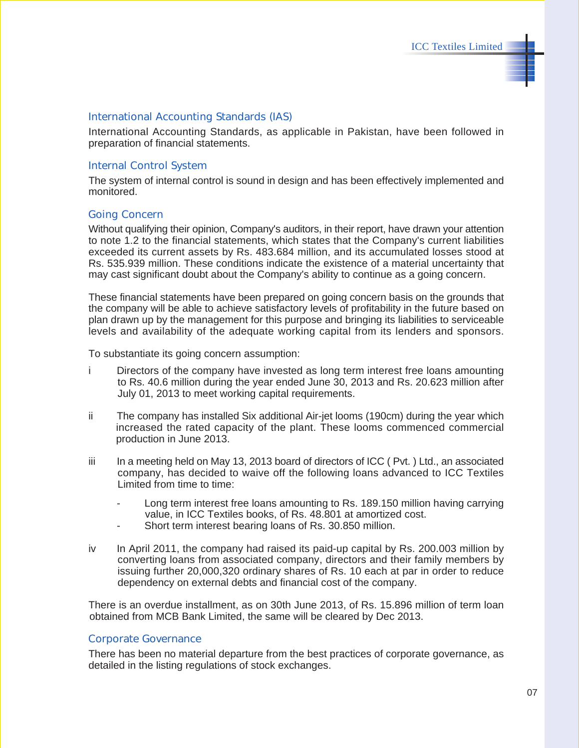## International Accounting Standards (IAS)

International Accounting Standards, as applicable in Pakistan, have been followed in preparation of financial statements.

## Internal Control System

The system of internal control is sound in design and has been effectively implemented and monitored.

## Going Concern

Without qualifying their opinion, Company's auditors, in their report, have drawn your attention to note 1.2 to the financial statements, which states that the Company's current liabilities exceeded its current assets by Rs. 483.684 million, and its accumulated losses stood at Rs. 535.939 million. These conditions indicate the existence of a material uncertainty that may cast significant doubt about the Company's ability to continue as a going concern.

These financial statements have been prepared on going concern basis on the grounds that the company will be able to achieve satisfactory levels of profitability in the future based on plan drawn up by the management for this purpose and bringing its liabilities to serviceable levels and availability of the adequate working capital from its lenders and sponsors.

To substantiate its going concern assumption:

i Directors of the company have invested as long term interest free loans amounting to Rs. 40.6 million during the year ended June 30, 2013 and Rs. 20.623 million after July 01, 2013 to meet working capital requirements.

ii The company has installed Six additional Air-jet looms (190cm) during the year which increased the rated capacity of the plant. These looms commenced commercial production in June 2013.

iii In a meeting held on May 13, 2013 board of directors of ICC ( Pvt. ) Ltd., an associated company, has decided to waive off the following loans advanced to ICC Textiles Limited from time to time:

- Long term interest free loans amounting to Rs. 189.150 million having carrying value, in ICC Textiles books, of Rs. 48.801 at amortized cost.
- Short term interest bearing loans of Rs. 30.850 million.

iv In April 2011, the company had raised its paid-up capital by Rs. 200.003 million by converting loans from associated company, directors and their family members by issuing further 20,000,320 ordinary shares of Rs. 10 each at par in order to reduce dependency on external debts and financial cost of the company.

There is an overdue installment, as on 30th June 2013, of Rs. 15.896 million of term loan obtained from MCB Bank Limited, the same will be cleared by Dec 2013.

## Corporate Governance

There has been no material departure from the best practices of corporate governance, as detailed in the listing regulations of stock exchanges.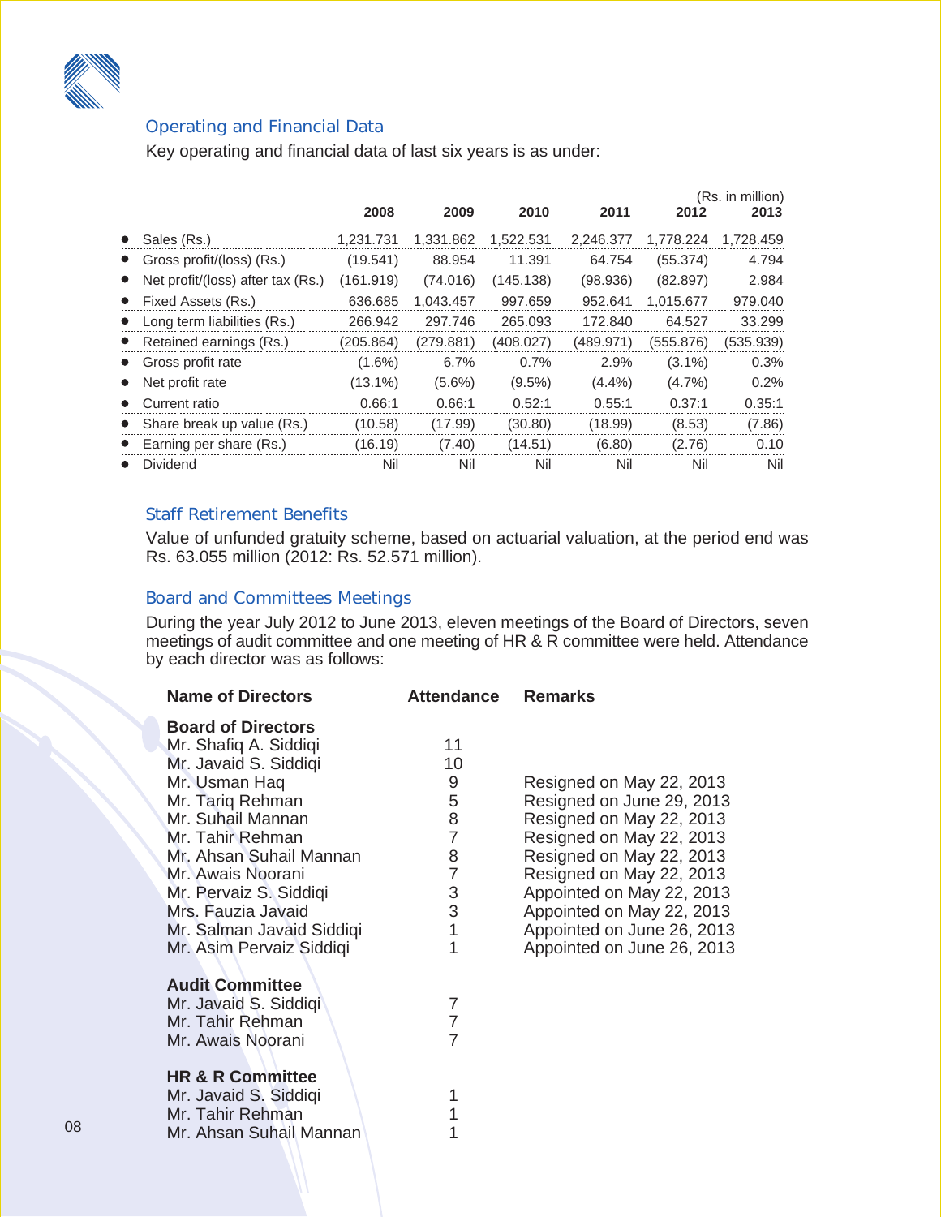## Operating and Financial Data

Key operating and financial data of last six years is as under:

(Rs. in million)

| | 2008 | 2009 | 2010 | 2011 | 2012 | 2013 |
|---|---|---|---|---|---|---|
| • Sales (Rs.) | 1,231.731 | 1,331.862 | 1,522.531 | 2,246.377 | 1,778.224 | 1,728.459 |
| • Gross profit/(loss) (Rs.) | (19.541) | 88.954 | 11.391 | 64.754 | (55.374) | 4.794 |
| • Net profit/(loss) after tax (Rs.) | (161.919) | (74.016) | (145.138) | (98.936) | (82.897) | 2.984 |
| • Fixed Assets (Rs.) | 636.685 | 1,043.457 | 997.659 | 952.641 | 1,015.677 | 979.040 |
| • Long term liabilities (Rs.) | 266.942 | 297.746 | 265.093 | 172.840 | 64.527 | 33.299 |
| • Retained earnings (Rs.) | (205.864) | (279.881) | (408.027) | (489.971) | (555.876) | (535.939) |
| • Gross profit rate | (1.6%) | 6.7% | 0.7% | 2.9% | (3.1%) | 0.3% |
| • Net profit rate | (13.1%) | (5.6%) | (9.5%) | (4.4%) | (4.7%) | 0.2% |
| • Current ratio | 0.66:1 | 0.66:1 | 0.52:1 | 0.55:1 | 0.37:1 | 0.35:1 |
| • Share break up value (Rs.) | (10.58) | (17.99) | (30.80) | (18.99) | (8.53) | (7.86) |
| • Earning per share (Rs.) | (16.19) | (7.40) | (14.51) | (6.80) | (2.76) | 0.10 |
| • Dividend | Nil | Nil | Nil | Nil | Nil | Nil |

## Staff Retirement Benefits

Value of unfunded gratuity scheme, based on actuarial valuation, at the period end was Rs. 63.055 million (2012: Rs. 52.571 million).

## Board and Committees Meetings

During the year July 2012 to June 2013, eleven meetings of the Board of Directors, seven meetings of audit committee and one meeting of HR & R committee were held. Attendance by each director was as follows:

| Name of Directors | Attendance | Remarks |
|---|---|---|
| **Board of Directors** | | |
| Mr. Shafiq A. Siddiqi | 11 | |
| Mr. Javaid S. Siddiqi | 10 | |
| Mr. Usman Haq | 9 | Resigned on May 22, 2013 |
| Mr. Tariq Rehman | 5 | Resigned on June 29, 2013 |
| Mr. Suhail Mannan | 8 | Resigned on May 22, 2013 |
| Mr. Tahir Rehman | 7 | Resigned on May 22, 2013 |
| Mr. Ahsan Suhail Mannan | 8 | Resigned on May 22, 2013 |
| Mr. Awais Noorani | 7 | Resigned on May 22, 2013 |
| Mr. Pervaiz S. Siddiqi | 3 | Appointed on May 22, 2013 |
| Mrs. Fauzia Javaid | 3 | Appointed on May 22, 2013 |
| Mr. Salman Javaid Siddiqi | 1 | Appointed on June 26, 2013 |
| Mr. Asim Pervaiz Siddiqi | 1 | Appointed on June 26, 2013 |
| **Audit Committee** | | |
| Mr. Javaid S. Siddiqi | 7 | |
| Mr. Tahir Rehman | 7 | |
| Mr. Awais Noorani | 7 | |
| **HR & R Committee** | | |
| Mr. Javaid S. Siddiqi | 1 | |
| Mr. Tahir Rehman | 1 | |
| Mr. Ahsan Suhail Mannan | 1 | |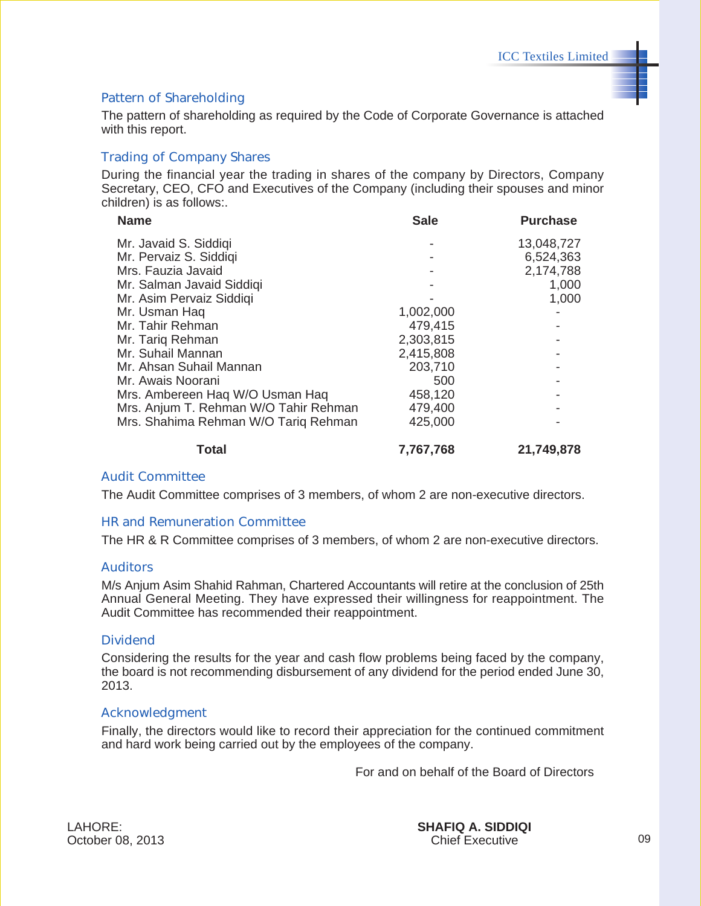## Pattern of Shareholding

The pattern of shareholding as required by the Code of Corporate Governance is attached with this report.

## Trading of Company Shares

During the financial year the trading in shares of the company by Directors, Company Secretary, CEO, CFO and Executives of the Company (including their spouses and minor children) is as follows:.

| Name | Sale | Purchase |
|---|---|---|
| Mr. Javaid S. Siddiqi | - | 13,048,727 |
| Mr. Pervaiz S. Siddiqi | - | 6,524,363 |
| Mrs. Fauzia Javaid | - | 2,174,788 |
| Mr. Salman Javaid Siddiqi | - | 1,000 |
| Mr. Asim Pervaiz Siddiqi | - | 1,000 |
| Mr. Usman Haq | 1,002,000 | - |
| Mr. Tahir Rehman | 479,415 | - |
| Mr. Tariq Rehman | 2,303,815 | - |
| Mr. Suhail Mannan | 2,415,808 | - |
| Mr. Ahsan Suhail Mannan | 203,710 | - |
| Mr. Awais Noorani | 500 | - |
| Mrs. Ambereen Haq W/O Usman Haq | 458,120 | - |
| Mrs. Anjum T. Rehman W/O Tahir Rehman | 479,400 | - |
| Mrs. Shahima Rehman W/O Tariq Rehman | 425,000 | - |
| **Total** | **7,767,768** | **21,749,878** |

## Audit Committee

The Audit Committee comprises of 3 members, of whom 2 are non-executive directors.

## HR and Remuneration Committee

The HR & R Committee comprises of 3 members, of whom 2 are non-executive directors.

## Auditors

M/s Anjum Asim Shahid Rahman, Chartered Accountants will retire at the conclusion of 25th Annual General Meeting. They have expressed their willingness for reappointment. The Audit Committee has recommended their reappointment.

## Dividend

Considering the results for the year and cash flow problems being faced by the company, the board is not recommending disbursement of any dividend for the period ended June 30, 2013.

## Acknowledgment

Finally, the directors would like to record their appreciation for the continued commitment and hard work being carried out by the employees of the company.

For and on behalf of the Board of Directors

LAHORE:
October 08, 2013

**SHAFIQ A. SIDDIQI**
Chief Executive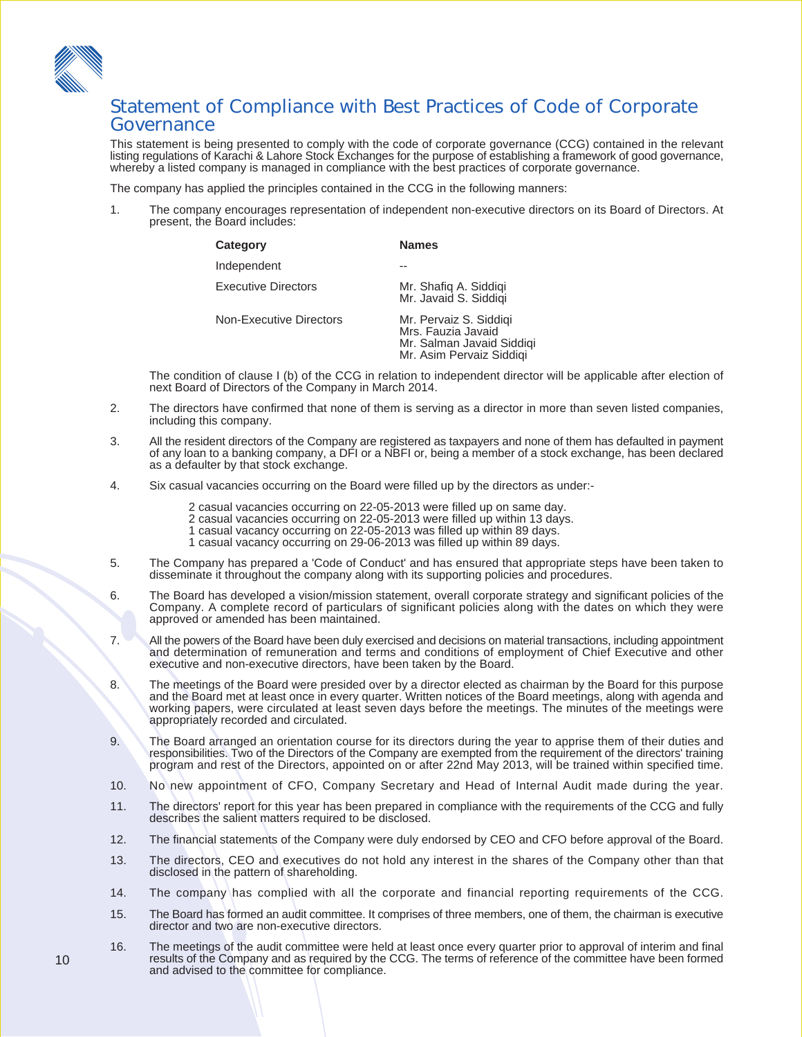# Statement of Compliance with Best Practices of Code of Corporate Governance

This statement is being presented to comply with the code of corporate governance (CCG) contained in the relevant listing regulations of Karachi & Lahore Stock Exchanges for the purpose of establishing a framework of good governance, whereby a listed company is managed in compliance with the best practices of corporate governance.

The company has applied the principles contained in the CCG in the following manners:

1. The company encourages representation of independent non-executive directors on its Board of Directors. At present, the Board includes:

| Category | Names |
|---|---|
| Independent | -- |
| Executive Directors | Mr. Shafiq A. Siddiqi<br>Mr. Javaid S. Siddiqi |
| Non-Executive Directors | Mr. Pervaiz S. Siddiqi<br>Mrs. Fauzia Javaid<br>Mr. Salman Javaid Siddiqi<br>Mr. Asim Pervaiz Siddiqi |

   The condition of clause I (b) of the CCG in relation to independent director will be applicable after election of next Board of Directors of the Company in March 2014.

2. The directors have confirmed that none of them is serving as a director in more than seven listed companies, including this company.

3. All the resident directors of the Company are registered as taxpayers and none of them has defaulted in payment of any loan to a banking company, a DFI or a NBFI or, being a member of a stock exchange, has been declared as a defaulter by that stock exchange.

4. Six casual vacancies occurring on the Board were filled up by the directors as under:-

   2 casual vacancies occurring on 22-05-2013 were filled up on same day.
   2 casual vacancies occurring on 22-05-2013 were filled up within 13 days.
   1 casual vacancy occurring on 22-05-2013 was filled up within 89 days.
   1 casual vacancy occurring on 29-06-2013 was filled up within 89 days.

5. The Company has prepared a 'Code of Conduct' and has ensured that appropriate steps have been taken to disseminate it throughout the company along with its supporting policies and procedures.

6. The Board has developed a vision/mission statement, overall corporate strategy and significant policies of the Company. A complete record of particulars of significant policies along with the dates on which they were approved or amended has been maintained.

7. All the powers of the Board have been duly exercised and decisions on material transactions, including appointment and determination of remuneration and terms and conditions of employment of Chief Executive and other executive and non-executive directors, have been taken by the Board.

8. The meetings of the Board were presided over by a director elected as chairman by the Board for this purpose and the Board met at least once in every quarter. Written notices of the Board meetings, along with agenda and working papers, were circulated at least seven days before the meetings. The minutes of the meetings were appropriately recorded and circulated.

9. The Board arranged an orientation course for its directors during the year to apprise them of their duties and responsibilities. Two of the Directors of the Company are exempted from the requirement of the directors' training program and rest of the Directors, appointed on or after 22nd May 2013, will be trained within specified time.

10. No new appointment of CFO, Company Secretary and Head of Internal Audit made during the year.

11. The directors' report for this year has been prepared in compliance with the requirements of the CCG and fully describes the salient matters required to be disclosed.

12. The financial statements of the Company were duly endorsed by CEO and CFO before approval of the Board.

13. The directors, CEO and executives do not hold any interest in the shares of the Company other than that disclosed in the pattern of shareholding.

14. The company has complied with all the corporate and financial reporting requirements of the CCG.

15. The Board has formed an audit committee. It comprises of three members, one of them, the chairman is executive director and two are non-executive directors.

16. The meetings of the audit committee were held at least once every quarter prior to approval of interim and final results of the Company and as required by the CCG. The terms of reference of the committee have been formed and advised to the committee for compliance.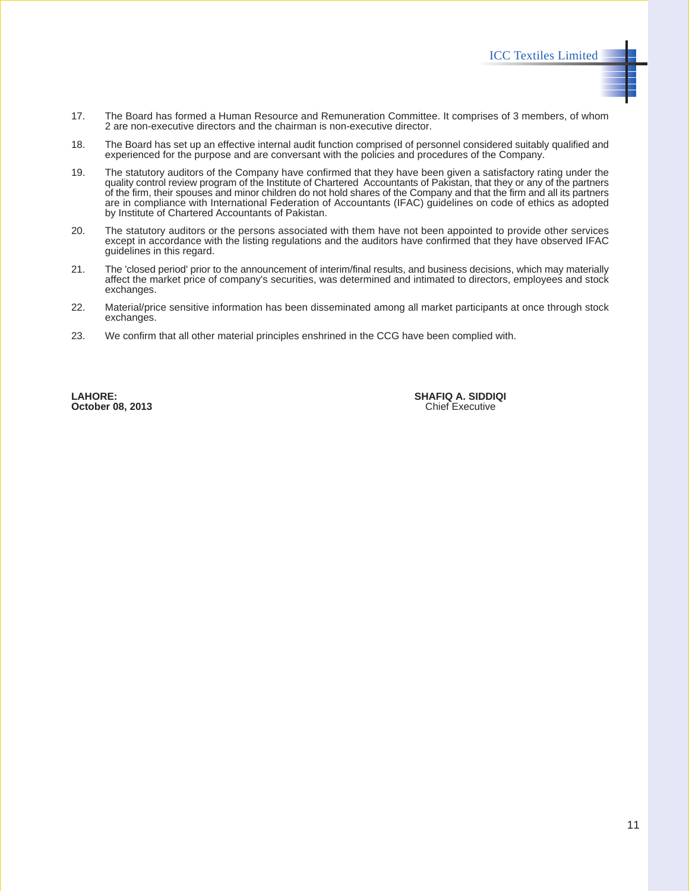17. The Board has formed a Human Resource and Remuneration Committee. It comprises of 3 members, of whom 2 are non-executive directors and the chairman is non-executive director.

18. The Board has set up an effective internal audit function comprised of personnel considered suitably qualified and experienced for the purpose and are conversant with the policies and procedures of the Company.

19. The statutory auditors of the Company have confirmed that they have been given a satisfactory rating under the quality control review program of the Institute of Chartered Accountants of Pakistan, that they or any of the partners of the firm, their spouses and minor children do not hold shares of the Company and that the firm and all its partners are in compliance with International Federation of Accountants (IFAC) guidelines on code of ethics as adopted by Institute of Chartered Accountants of Pakistan.

20. The statutory auditors or the persons associated with them have not been appointed to provide other services except in accordance with the listing regulations and the auditors have confirmed that they have observed IFAC guidelines in this regard.

21. The 'closed period' prior to the announcement of interim/final results, and business decisions, which may materially affect the market price of company's securities, was determined and intimated to directors, employees and stock exchanges.

22. Material/price sensitive information has been disseminated among all market participants at once through stock exchanges.

23. We confirm that all other material principles enshrined in the CCG have been complied with.

**LAHORE:**
**October 08, 2013**

**SHAFIQ A. SIDDIQI**
Chief Executive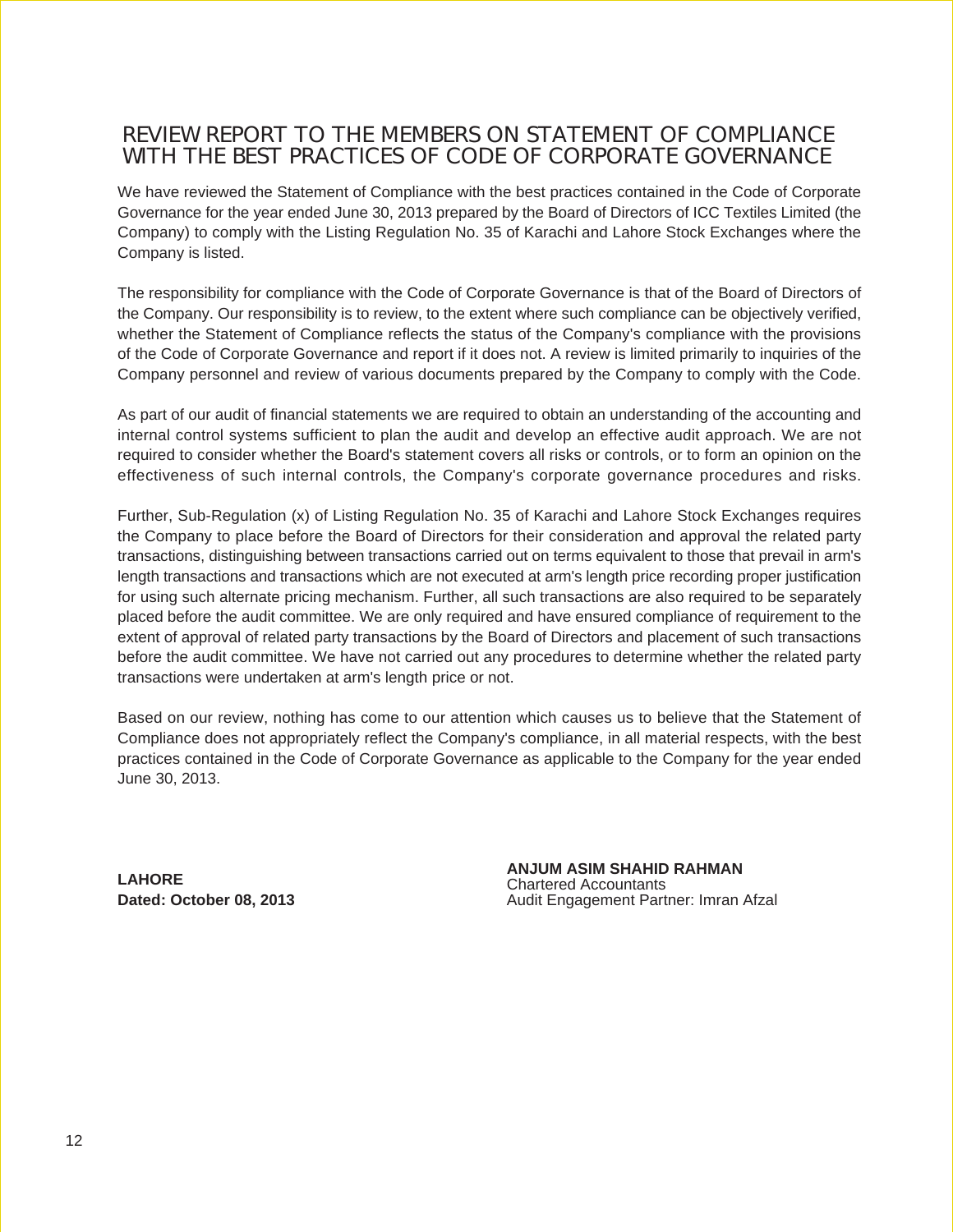# REVIEW REPORT TO THE MEMBERS ON STATEMENT OF COMPLIANCE WITH THE BEST PRACTICES OF CODE OF CORPORATE GOVERNANCE

We have reviewed the Statement of Compliance with the best practices contained in the Code of Corporate Governance for the year ended June 30, 2013 prepared by the Board of Directors of ICC Textiles Limited (the Company) to comply with the Listing Regulation No. 35 of Karachi and Lahore Stock Exchanges where the Company is listed.

The responsibility for compliance with the Code of Corporate Governance is that of the Board of Directors of the Company. Our responsibility is to review, to the extent where such compliance can be objectively verified, whether the Statement of Compliance reflects the status of the Company's compliance with the provisions of the Code of Corporate Governance and report if it does not. A review is limited primarily to inquiries of the Company personnel and review of various documents prepared by the Company to comply with the Code.

As part of our audit of financial statements we are required to obtain an understanding of the accounting and internal control systems sufficient to plan the audit and develop an effective audit approach. We are not required to consider whether the Board's statement covers all risks or controls, or to form an opinion on the effectiveness of such internal controls, the Company's corporate governance procedures and risks.

Further, Sub-Regulation (x) of Listing Regulation No. 35 of Karachi and Lahore Stock Exchanges requires the Company to place before the Board of Directors for their consideration and approval the related party transactions, distinguishing between transactions carried out on terms equivalent to those that prevail in arm's length transactions and transactions which are not executed at arm's length price recording proper justification for using such alternate pricing mechanism. Further, all such transactions are also required to be separately placed before the audit committee. We are only required and have ensured compliance of requirement to the extent of approval of related party transactions by the Board of Directors and placement of such transactions before the audit committee. We have not carried out any procedures to determine whether the related party transactions were undertaken at arm's length price or not.

Based on our review, nothing has come to our attention which causes us to believe that the Statement of Compliance does not appropriately reflect the Company's compliance, in all material respects, with the best practices contained in the Code of Corporate Governance as applicable to the Company for the year ended June 30, 2013.

**LAHORE**
**Dated: October 08, 2013**

**ANJUM ASIM SHAHID RAHMAN**
Chartered Accountants
Audit Engagement Partner: Imran Afzal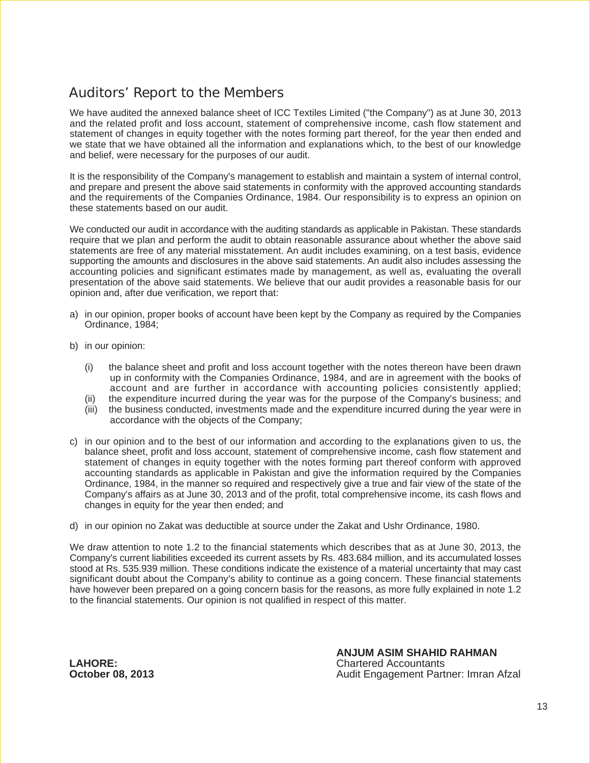# Auditors' Report to the Members

We have audited the annexed balance sheet of ICC Textiles Limited ("the Company") as at June 30, 2013 and the related profit and loss account, statement of comprehensive income, cash flow statement and statement of changes in equity together with the notes forming part thereof, for the year then ended and we state that we have obtained all the information and explanations which, to the best of our knowledge and belief, were necessary for the purposes of our audit.

It is the responsibility of the Company's management to establish and maintain a system of internal control, and prepare and present the above said statements in conformity with the approved accounting standards and the requirements of the Companies Ordinance, 1984. Our responsibility is to express an opinion on these statements based on our audit.

We conducted our audit in accordance with the auditing standards as applicable in Pakistan. These standards require that we plan and perform the audit to obtain reasonable assurance about whether the above said statements are free of any material misstatement. An audit includes examining, on a test basis, evidence supporting the amounts and disclosures in the above said statements. An audit also includes assessing the accounting policies and significant estimates made by management, as well as, evaluating the overall presentation of the above said statements. We believe that our audit provides a reasonable basis for our opinion and, after due verification, we report that:

a) in our opinion, proper books of account have been kept by the Company as required by the Companies Ordinance, 1984;

b) in our opinion:

   (i) the balance sheet and profit and loss account together with the notes thereon have been drawn up in conformity with the Companies Ordinance, 1984, and are in agreement with the books of account and are further in accordance with accounting policies consistently applied;
   
   (ii) the expenditure incurred during the year was for the purpose of the Company's business; and
   
   (iii) the business conducted, investments made and the expenditure incurred during the year were in accordance with the objects of the Company;

c) in our opinion and to the best of our information and according to the explanations given to us, the balance sheet, profit and loss account, statement of comprehensive income, cash flow statement and statement of changes in equity together with the notes forming part thereof conform with approved accounting standards as applicable in Pakistan and give the information required by the Companies Ordinance, 1984, in the manner so required and respectively give a true and fair view of the state of the Company's affairs as at June 30, 2013 and of the profit, total comprehensive income, its cash flows and changes in equity for the year then ended; and

d) in our opinion no Zakat was deductible at source under the Zakat and Ushr Ordinance, 1980.

We draw attention to note 1.2 to the financial statements which describes that as at June 30, 2013, the Company's current liabilities exceeded its current assets by Rs. 483.684 million, and its accumulated losses stood at Rs. 535.939 million. These conditions indicate the existence of a material uncertainty that may cast significant doubt about the Company's ability to continue as a going concern. These financial statements have however been prepared on a going concern basis for the reasons, as more fully explained in note 1.2 to the financial statements. Our opinion is not qualified in respect of this matter.

**LAHORE:**
**October 08, 2013**

**ANJUM ASIM SHAHID RAHMAN**
Chartered Accountants
Audit Engagement Partner: Imran Afzal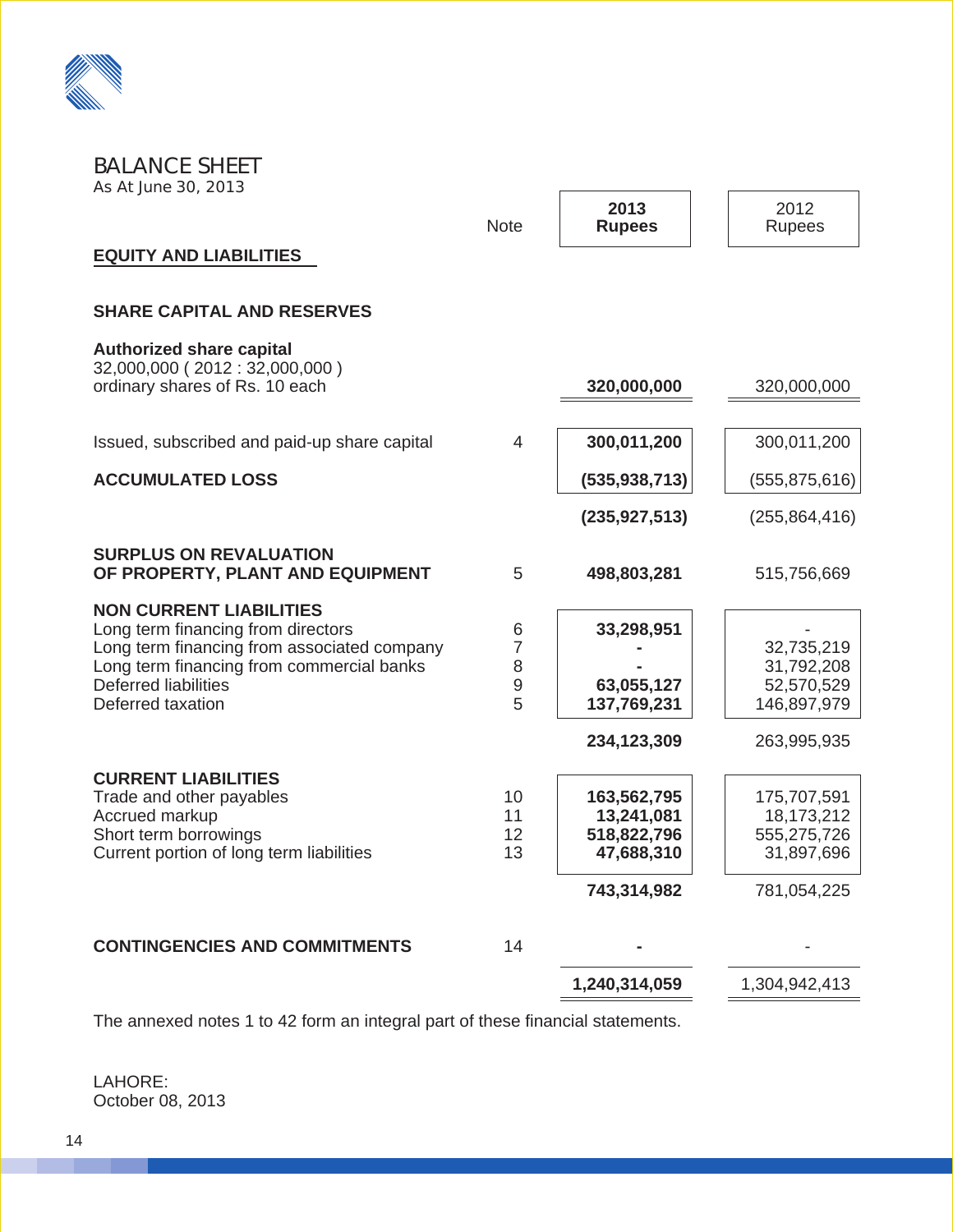# BALANCE SHEET

As At June 30, 2013

| | Note | 2013 Rupees | 2012 Rupees |
|---|---|---|---|
| **EQUITY AND LIABILITIES** | | | |
| **SHARE CAPITAL AND RESERVES** | | | |
| **Authorized share capital** | | | |
| 32,000,000 ( 2012 : 32,000,000 ) ordinary shares of Rs. 10 each | | **320,000,000** | 320,000,000 |
| Issued, subscribed and paid-up share capital | 4 | **300,011,200** | 300,011,200 |
| **ACCUMULATED LOSS** | | **(535,938,713)** | (555,875,616) |
| | | **(235,927,513)** | (255,864,416) |
| **SURPLUS ON REVALUATION OF PROPERTY, PLANT AND EQUIPMENT** | 5 | **498,803,281** | 515,756,669 |
| **NON CURRENT LIABILITIES** | | | |
| Long term financing from directors | 6 | **33,298,951** | - |
| Long term financing from associated company | 7 | **-** | 32,735,219 |
| Long term financing from commercial banks | 8 | **-** | 31,792,208 |
| Deferred liabilities | 9 | **63,055,127** | 52,570,529 |
| Deferred taxation | 5 | **137,769,231** | 146,897,979 |
| | | **234,123,309** | 263,995,935 |
| **CURRENT LIABILITIES** | | | |
| Trade and other payables | 10 | **163,562,795** | 175,707,591 |
| Accrued markup | 11 | **13,241,081** | 18,173,212 |
| Short term borrowings | 12 | **518,822,796** | 555,275,726 |
| Current portion of long term liabilities | 13 | **47,688,310** | 31,897,696 |
| | | **743,314,982** | 781,054,225 |
| **CONTINGENCIES AND COMMITMENTS** | 14 | **-** | - |
| | | **1,240,314,059** | 1,304,942,413 |

The annexed notes 1 to 42 form an integral part of these financial statements.

LAHORE:
October 08, 2013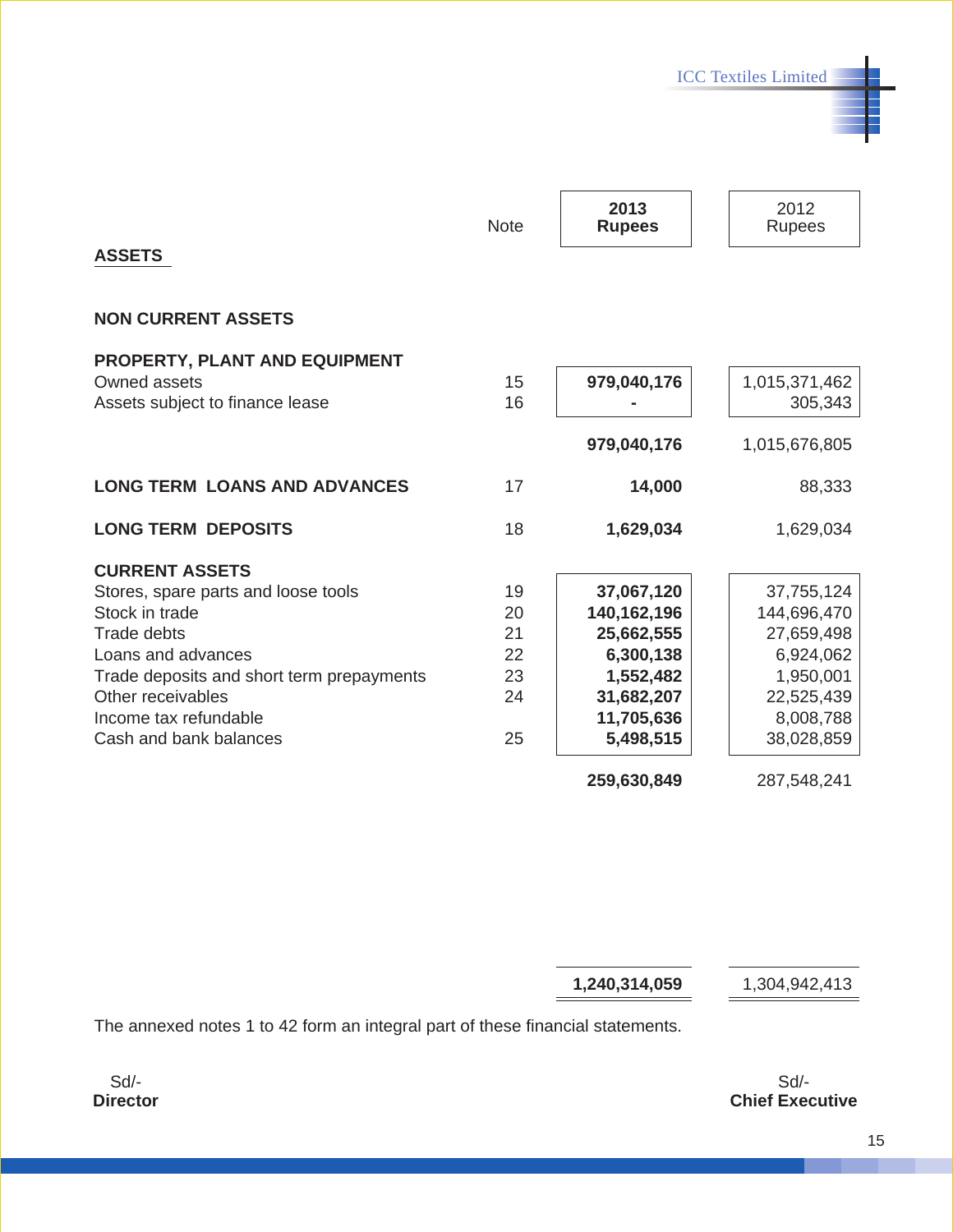| | Note | **2013 Rupees** | 2012 Rupees |
|---|---|---|---|
| **ASSETS** | | | |
| **NON CURRENT ASSETS** | | | |
| **PROPERTY, PLANT AND EQUIPMENT** | | | |
| Owned assets | 15 | **979,040,176** | 1,015,371,462 |
| Assets subject to finance lease | 16 | **-** | 305,343 |
| | | **979,040,176** | 1,015,676,805 |
| **LONG TERM LOANS AND ADVANCES** | 17 | **14,000** | 88,333 |
| **LONG TERM DEPOSITS** | 18 | **1,629,034** | 1,629,034 |
| **CURRENT ASSETS** | | | |
| Stores, spare parts and loose tools | 19 | **37,067,120** | 37,755,124 |
| Stock in trade | 20 | **140,162,196** | 144,696,470 |
| Trade debts | 21 | **25,662,555** | 27,659,498 |
| Loans and advances | 22 | **6,300,138** | 6,924,062 |
| Trade deposits and short term prepayments | 23 | **1,552,482** | 1,950,001 |
| Other receivables | 24 | **31,682,207** | 22,525,439 |
| Income tax refundable | | **11,705,636** | 8,008,788 |
| Cash and bank balances | 25 | **5,498,515** | 38,028,859 |
| | | **259,630,849** | 287,548,241 |
| | | **1,240,314,059** | 1,304,942,413 |

The annexed notes 1 to 42 form an integral part of these financial statements.

Sd/-
**Director**

Sd/-
**Chief Executive**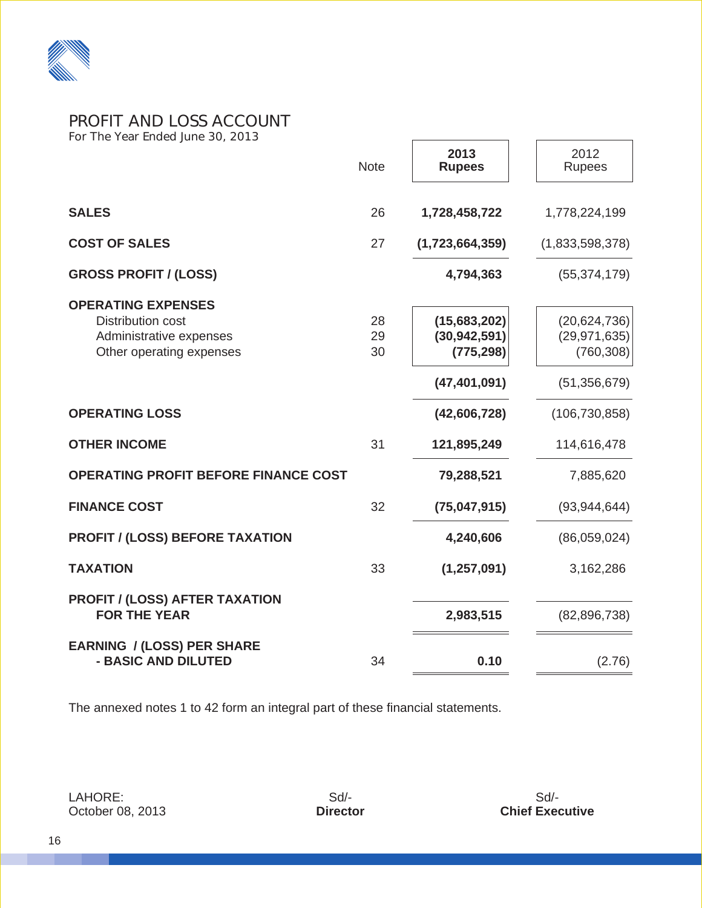# PROFIT AND LOSS ACCOUNT

For The Year Ended June 30, 2013

| | Note | 2013 Rupees | 2012 Rupees |
|---|---|---|---|
| **SALES** | 26 | **1,728,458,722** | 1,778,224,199 |
| **COST OF SALES** | 27 | **(1,723,664,359)** | (1,833,598,378) |
| **GROSS PROFIT / (LOSS)** | | **4,794,363** | (55,374,179) |
| **OPERATING EXPENSES** | | | |
| Distribution cost | 28 | **(15,683,202)** | (20,624,736) |
| Administrative expenses | 29 | **(30,942,591)** | (29,971,635) |
| Other operating expenses | 30 | **(775,298)** | (760,308) |
| | | **(47,401,091)** | (51,356,679) |
| **OPERATING LOSS** | | **(42,606,728)** | (106,730,858) |
| **OTHER INCOME** | 31 | **121,895,249** | 114,616,478 |
| **OPERATING PROFIT BEFORE FINANCE COST** | | **79,288,521** | 7,885,620 |
| **FINANCE COST** | 32 | **(75,047,915)** | (93,944,644) |
| **PROFIT / (LOSS) BEFORE TAXATION** | | **4,240,606** | (86,059,024) |
| **TAXATION** | 33 | **(1,257,091)** | 3,162,286 |
| **PROFIT / (LOSS) AFTER TAXATION FOR THE YEAR** | | **2,983,515** | (82,896,738) |
| **EARNING / (LOSS) PER SHARE - BASIC AND DILUTED** | 34 | **0.10** | (2.76) |

The annexed notes 1 to 42 form an integral part of these financial statements.

LAHORE:
October 08, 2013

Sd/-
**Director**

Sd/-
**Chief Executive**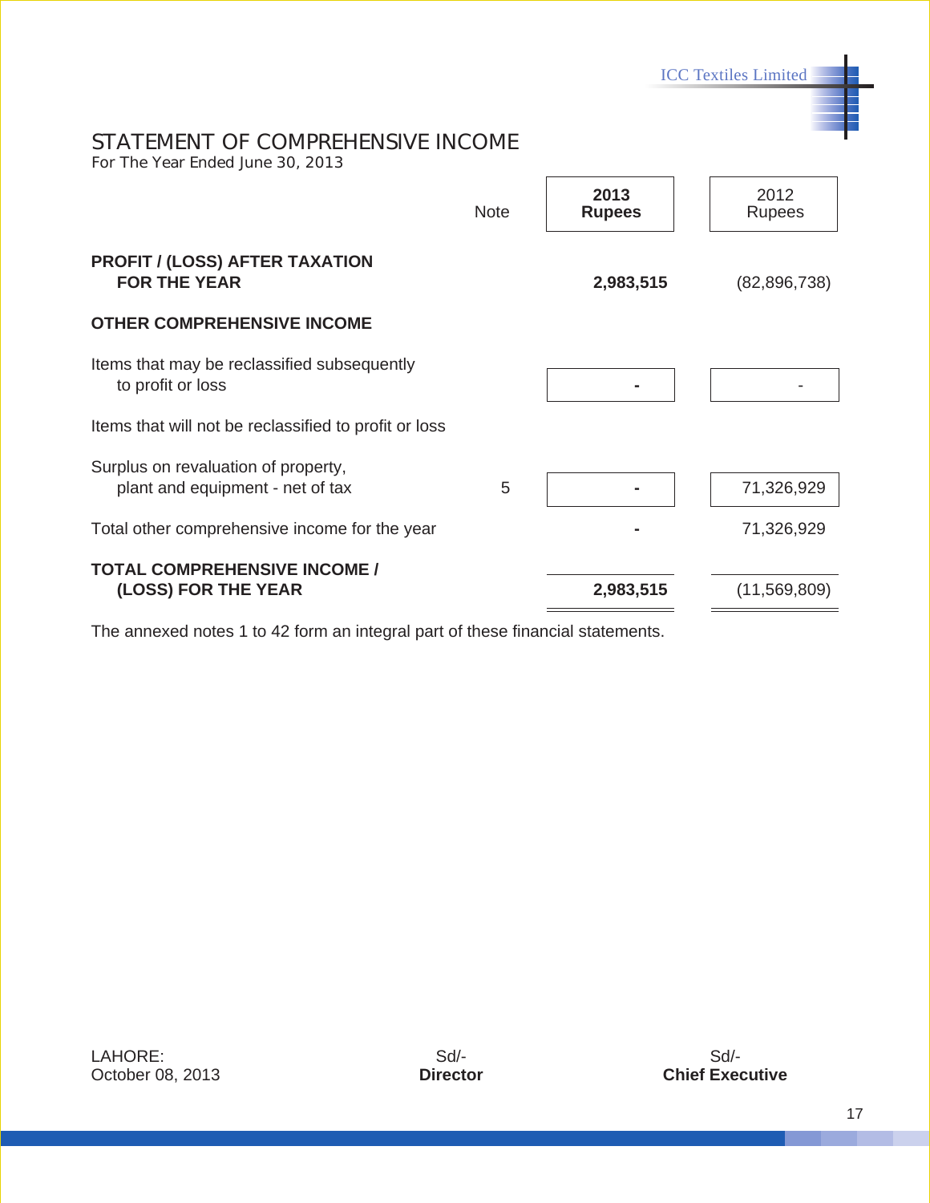## STATEMENT OF COMPREHENSIVE INCOME

For The Year Ended June 30, 2013

| | Note | **2013 Rupees** | 2012 Rupees |
|---|---|---|---|
| **PROFIT / (LOSS) AFTER TAXATION FOR THE YEAR** | | **2,983,515** | (82,896,738) |
| **OTHER COMPREHENSIVE INCOME** | | | |
| Items that may be reclassified subsequently to profit or loss | | **-** | - |
| Items that will not be reclassified to profit or loss | | | |
| Surplus on revaluation of property, plant and equipment - net of tax | 5 | **-** | 71,326,929 |
| Total other comprehensive income for the year | | **-** | 71,326,929 |
| **TOTAL COMPREHENSIVE INCOME / (LOSS) FOR THE YEAR** | | **2,983,515** | (11,569,809) |

The annexed notes 1 to 42 form an integral part of these financial statements.

LAHORE:
October 08, 2013

Sd/-
**Director**

Sd/-
**Chief Executive**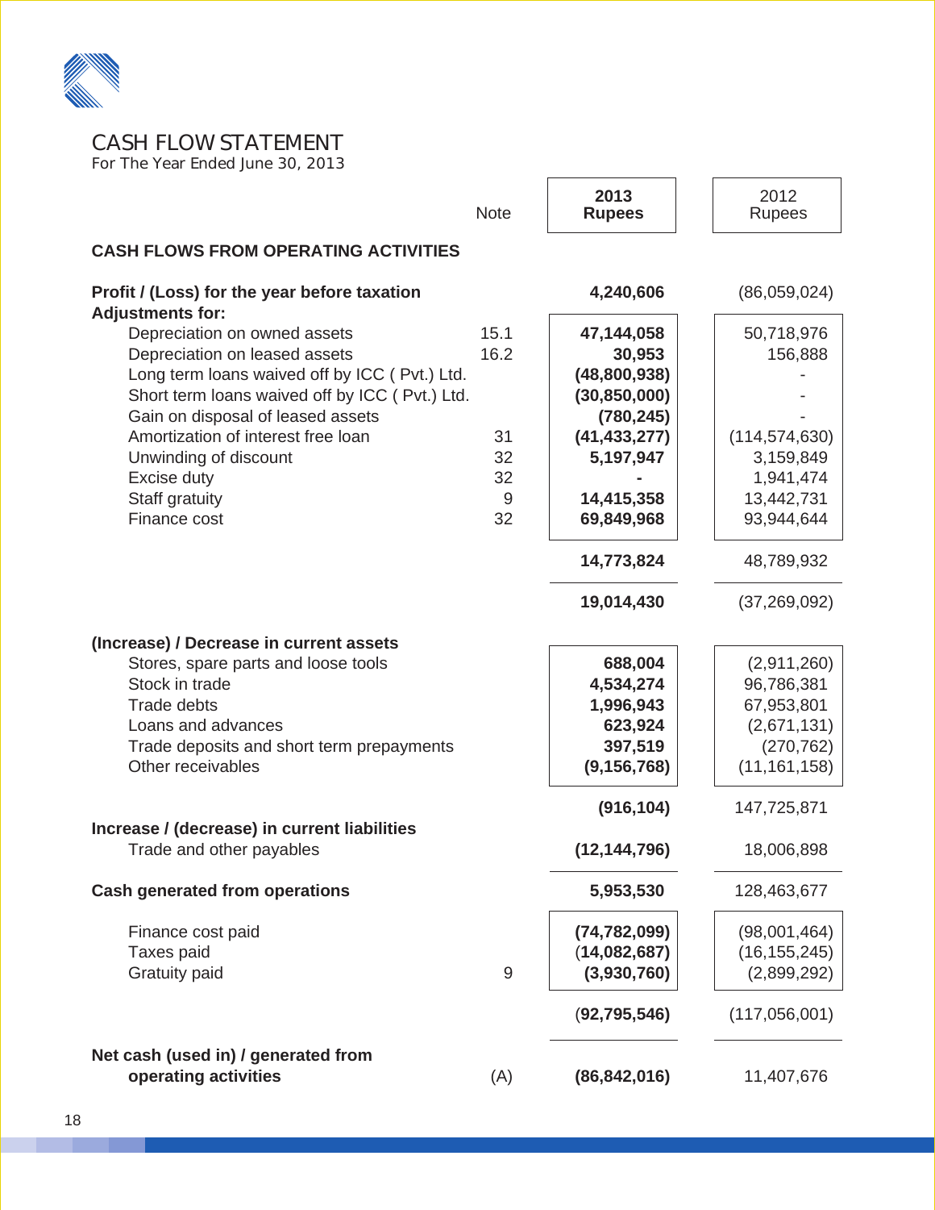# CASH FLOW STATEMENT

For The Year Ended June 30, 2013

| | Note | 2013 Rupees | 2012 Rupees |
|---|---|---|---|
| **CASH FLOWS FROM OPERATING ACTIVITIES** | | | |
| **Profit / (Loss) for the year before taxation** | | **4,240,606** | (86,059,024) |
| **Adjustments for:** | | | |
| Depreciation on owned assets | 15.1 | **47,144,058** | 50,718,976 |
| Depreciation on leased assets | 16.2 | **30,953** | 156,888 |
| Long term loans waived off by ICC ( Pvt.) Ltd. | | **(48,800,938)** | - |
| Short term loans waived off by ICC ( Pvt.) Ltd. | | **(30,850,000)** | - |
| Gain on disposal of leased assets | | **(780,245)** | - |
| Amortization of interest free loan | 31 | **(41,433,277)** | (114,574,630) |
| Unwinding of discount | 32 | **5,197,947** | 3,159,849 |
| Excise duty | 32 | **-** | 1,941,474 |
| Staff gratuity | 9 | **14,415,358** | 13,442,731 |
| Finance cost | 32 | **69,849,968** | 93,944,644 |
| | | **14,773,824** | 48,789,932 |
| | | **19,014,430** | (37,269,092) |
| **(Increase) / Decrease in current assets** | | | |
| Stores, spare parts and loose tools | | **688,004** | (2,911,260) |
| Stock in trade | | **4,534,274** | 96,786,381 |
| Trade debts | | **1,996,943** | 67,953,801 |
| Loans and advances | | **623,924** | (2,671,131) |
| Trade deposits and short term prepayments | | **397,519** | (270,762) |
| Other receivables | | **(9,156,768)** | (11,161,158) |
| | | **(916,104)** | 147,725,871 |
| **Increase / (decrease) in current liabilities** | | | |
| Trade and other payables | | **(12,144,796)** | 18,006,898 |
| **Cash generated from operations** | | **5,953,530** | 128,463,677 |
| Finance cost paid | | **(74,782,099)** | (98,001,464) |
| Taxes paid | | **(14,082,687)** | (16,155,245) |
| Gratuity paid | 9 | **(3,930,760)** | (2,899,292) |
| | | **(92,795,546)** | (117,056,001) |
| **Net cash (used in) / generated from operating activities** | (A) | **(86,842,016)** | 11,407,676 |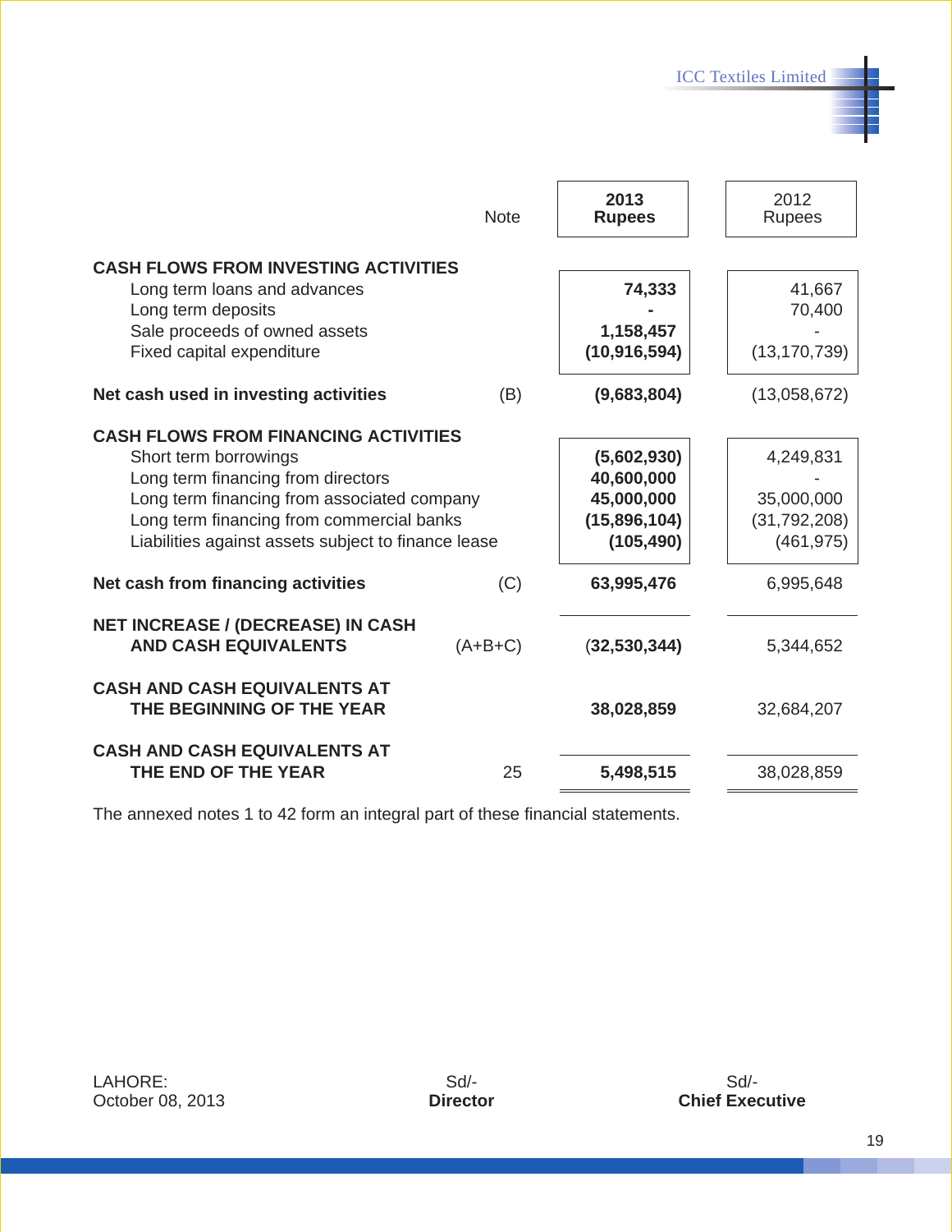| | Note | 2013 Rupees | 2012 Rupees |
|---|---|---|---|
| **CASH FLOWS FROM INVESTING ACTIVITIES** | | | |
| Long term loans and advances | | 74,333 | 41,667 |
| Long term deposits | | - | 70,400 |
| Sale proceeds of owned assets | | 1,158,457 | - |
| Fixed capital expenditure | | (10,916,594) | (13,170,739) |
| **Net cash used in investing activities** | (B) | (9,683,804) | (13,058,672) |
| **CASH FLOWS FROM FINANCING ACTIVITIES** | | | |
| Short term borrowings | | (5,602,930) | 4,249,831 |
| Long term financing from directors | | 40,600,000 | - |
| Long term financing from associated company | | 45,000,000 | 35,000,000 |
| Long term financing from commercial banks | | (15,896,104) | (31,792,208) |
| Liabilities against assets subject to finance lease | | (105,490) | (461,975) |
| **Net cash from financing activities** | (C) | 63,995,476 | 6,995,648 |
| **NET INCREASE / (DECREASE) IN CASH AND CASH EQUIVALENTS** | (A+B+C) | (32,530,344) | 5,344,652 |
| **CASH AND CASH EQUIVALENTS AT THE BEGINNING OF THE YEAR** | | 38,028,859 | 32,684,207 |
| **CASH AND CASH EQUIVALENTS AT THE END OF THE YEAR** | 25 | 5,498,515 | 38,028,859 |

The annexed notes 1 to 42 form an integral part of these financial statements.

LAHORE:
October 08, 2013

Sd/-
**Director**

Sd/-
**Chief Executive**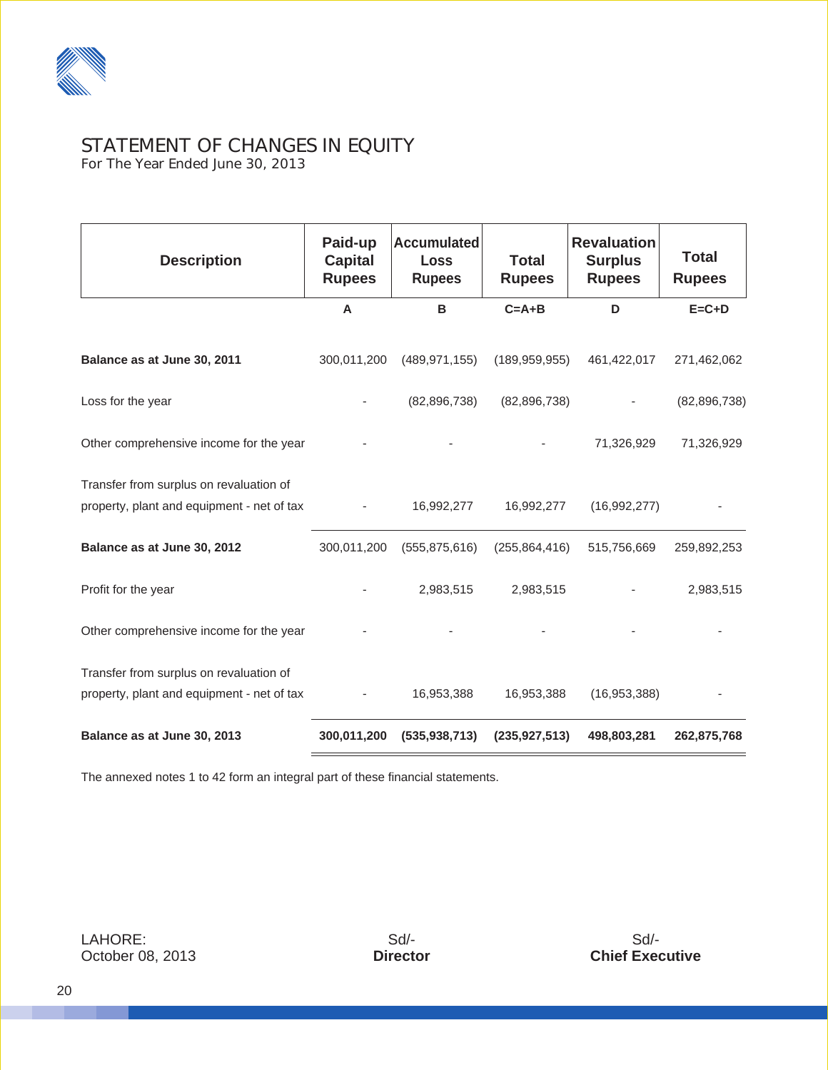# STATEMENT OF CHANGES IN EQUITY

For The Year Ended June 30, 2013

| Description | Paid-up Capital Rupees | Accumulated Loss Rupees | Total Rupees | Revaluation Surplus Rupees | Total Rupees |
|---|---|---|---|---|---|
| | A | B | C=A+B | D | E=C+D |
| **Balance as at June 30, 2011** | 300,011,200 | (489,971,155) | (189,959,955) | 461,422,017 | 271,462,062 |
| Loss for the year | - | (82,896,738) | (82,896,738) | - | (82,896,738) |
| Other comprehensive income for the year | - | - | - | 71,326,929 | 71,326,929 |
| Transfer from surplus on revaluation of property, plant and equipment - net of tax | - | 16,992,277 | 16,992,277 | (16,992,277) | - |
| **Balance as at June 30, 2012** | 300,011,200 | (555,875,616) | (255,864,416) | 515,756,669 | 259,892,253 |
| Profit for the year | - | 2,983,515 | 2,983,515 | - | 2,983,515 |
| Other comprehensive income for the year | - | - | - | - | - |
| Transfer from surplus on revaluation of property, plant and equipment - net of tax | - | 16,953,388 | 16,953,388 | (16,953,388) | - |
| **Balance as at June 30, 2013** | **300,011,200** | **(535,938,713)** | **(235,927,513)** | **498,803,281** | **262,875,768** |

The annexed notes 1 to 42 form an integral part of these financial statements.

LAHORE:
October 08, 2013

Sd/-
**Director**

Sd/-
**Chief Executive**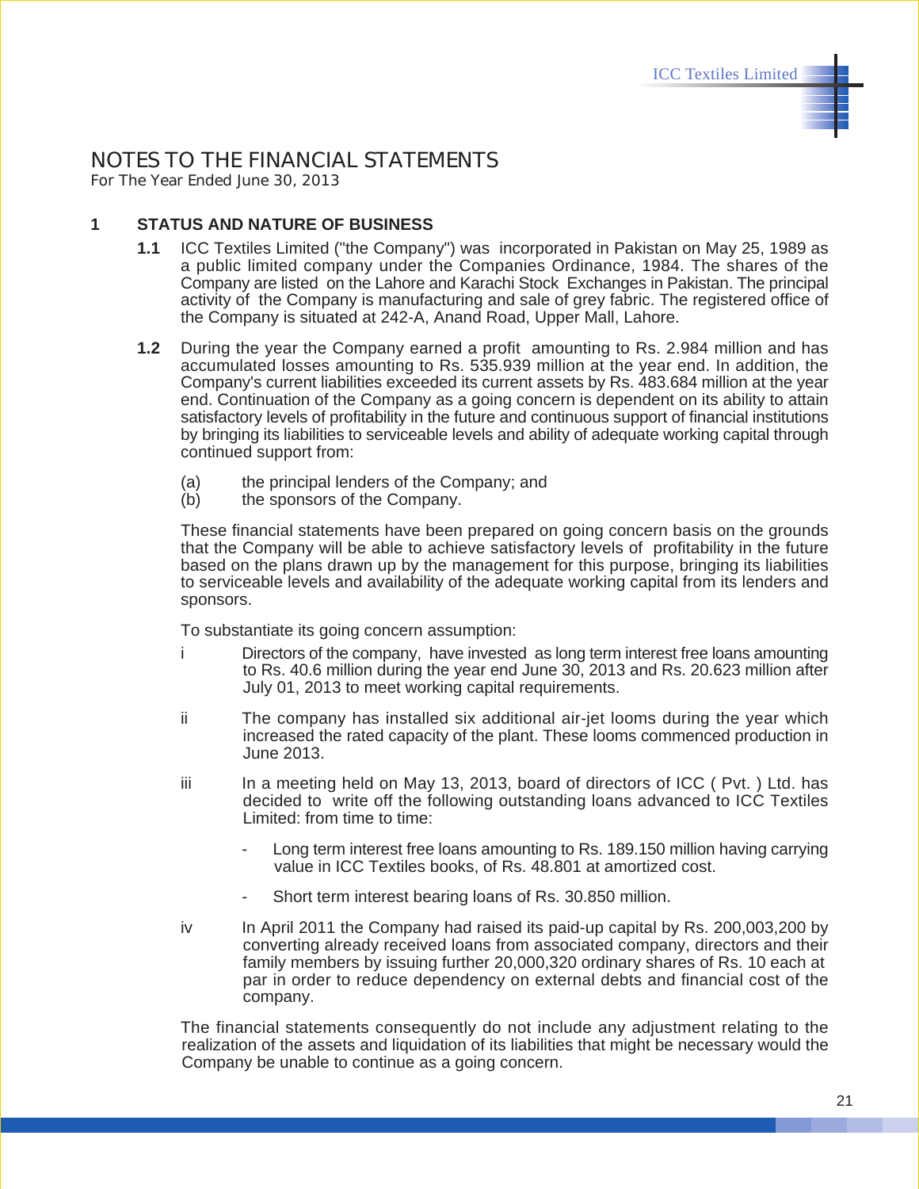# NOTES TO THE FINANCIAL STATEMENTS

For The Year Ended June 30, 2013

## 1 STATUS AND NATURE OF BUSINESS

**1.1** ICC Textiles Limited ("the Company") was incorporated in Pakistan on May 25, 1989 as a public limited company under the Companies Ordinance, 1984. The shares of the Company are listed on the Lahore and Karachi Stock Exchanges in Pakistan. The principal activity of the Company is manufacturing and sale of grey fabric. The registered office of the Company is situated at 242-A, Anand Road, Upper Mall, Lahore.

**1.2** During the year the Company earned a profit amounting to Rs. 2.984 million and has accumulated losses amounting to Rs. 535.939 million at the year end. In addition, the Company's current liabilities exceeded its current assets by Rs. 483.684 million at the year end. Continuation of the Company as a going concern is dependent on its ability to attain satisfactory levels of profitability in the future and continuous support of financial institutions by bringing its liabilities to serviceable levels and ability of adequate working capital through continued support from:

(a) the principal lenders of the Company; and
(b) the sponsors of the Company.

These financial statements have been prepared on going concern basis on the grounds that the Company will be able to achieve satisfactory levels of profitability in the future based on the plans drawn up by the management for this purpose, bringing its liabilities to serviceable levels and availability of the adequate working capital from its lenders and sponsors.

To substantiate its going concern assumption:

i Directors of the company, have invested as long term interest free loans amounting to Rs. 40.6 million during the year end June 30, 2013 and Rs. 20.623 million after July 01, 2013 to meet working capital requirements.

ii The company has installed six additional air-jet looms during the year which increased the rated capacity of the plant. These looms commenced production in June 2013.

iii In a meeting held on May 13, 2013, board of directors of ICC ( Pvt. ) Ltd. has decided to write off the following outstanding loans advanced to ICC Textiles Limited: from time to time:

- Long term interest free loans amounting to Rs. 189.150 million having carrying value in ICC Textiles books, of Rs. 48.801 at amortized cost.

- Short term interest bearing loans of Rs. 30.850 million.

iv In April 2011 the Company had raised its paid-up capital by Rs. 200,003,200 by converting already received loans from associated company, directors and their family members by issuing further 20,000,320 ordinary shares of Rs. 10 each at par in order to reduce dependency on external debts and financial cost of the company.

The financial statements consequently do not include any adjustment relating to the realization of the assets and liquidation of its liabilities that might be necessary would the Company be unable to continue as a going concern.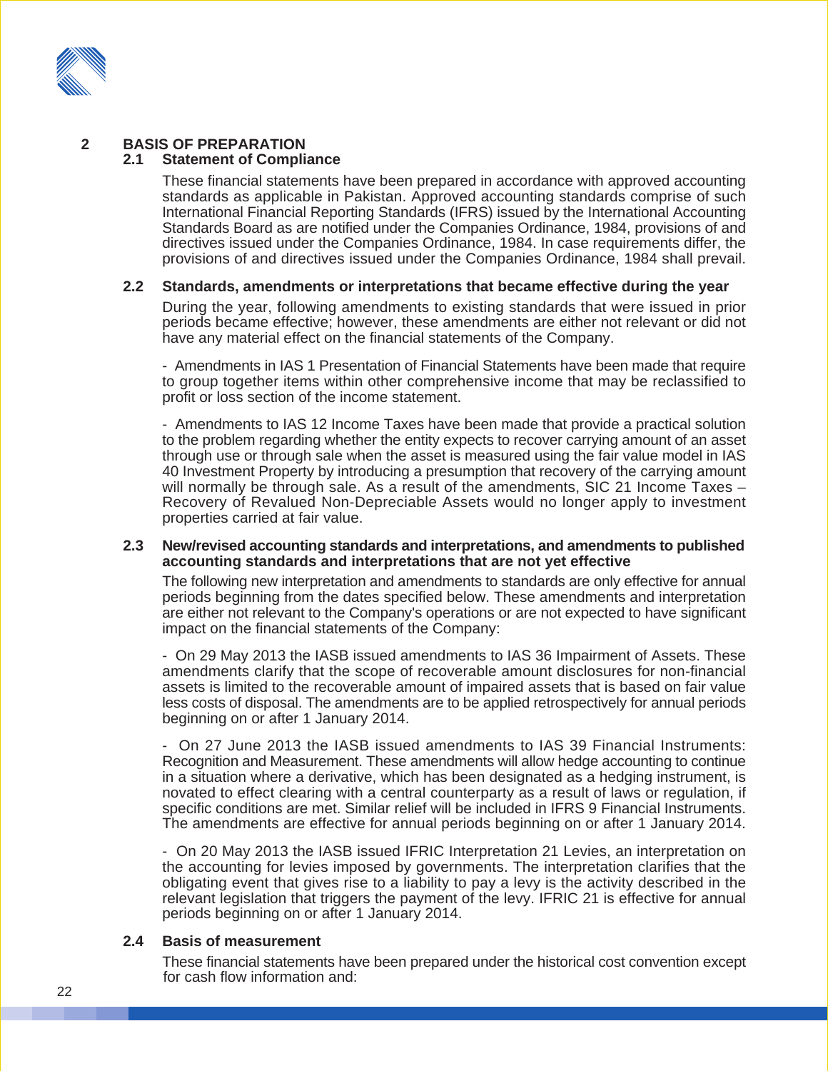## 2 BASIS OF PREPARATION

### 2.1 Statement of Compliance

These financial statements have been prepared in accordance with approved accounting standards as applicable in Pakistan. Approved accounting standards comprise of such International Financial Reporting Standards (IFRS) issued by the International Accounting Standards Board as are notified under the Companies Ordinance, 1984, provisions of and directives issued under the Companies Ordinance, 1984. In case requirements differ, the provisions of and directives issued under the Companies Ordinance, 1984 shall prevail.

### 2.2 Standards, amendments or interpretations that became effective during the year

During the year, following amendments to existing standards that were issued in prior periods became effective; however, these amendments are either not relevant or did not have any material effect on the financial statements of the Company.

- Amendments in IAS 1 Presentation of Financial Statements have been made that require to group together items within other comprehensive income that may be reclassified to profit or loss section of the income statement.

- Amendments to IAS 12 Income Taxes have been made that provide a practical solution to the problem regarding whether the entity expects to recover carrying amount of an asset through use or through sale when the asset is measured using the fair value model in IAS 40 Investment Property by introducing a presumption that recovery of the carrying amount will normally be through sale. As a result of the amendments, SIC 21 Income Taxes – Recovery of Revalued Non-Depreciable Assets would no longer apply to investment properties carried at fair value.

### 2.3 New/revised accounting standards and interpretations, and amendments to published accounting standards and interpretations that are not yet effective

The following new interpretation and amendments to standards are only effective for annual periods beginning from the dates specified below. These amendments and interpretation are either not relevant to the Company's operations or are not expected to have significant impact on the financial statements of the Company:

- On 29 May 2013 the IASB issued amendments to IAS 36 Impairment of Assets. These amendments clarify that the scope of recoverable amount disclosures for non-financial assets is limited to the recoverable amount of impaired assets that is based on fair value less costs of disposal. The amendments are to be applied retrospectively for annual periods beginning on or after 1 January 2014.

- On 27 June 2013 the IASB issued amendments to IAS 39 Financial Instruments: Recognition and Measurement. These amendments will allow hedge accounting to continue in a situation where a derivative, which has been designated as a hedging instrument, is novated to effect clearing with a central counterparty as a result of laws or regulation, if specific conditions are met. Similar relief will be included in IFRS 9 Financial Instruments. The amendments are effective for annual periods beginning on or after 1 January 2014.

- On 20 May 2013 the IASB issued IFRIC Interpretation 21 Levies, an interpretation on the accounting for levies imposed by governments. The interpretation clarifies that the obligating event that gives rise to a liability to pay a levy is the activity described in the relevant legislation that triggers the payment of the levy. IFRIC 21 is effective for annual periods beginning on or after 1 January 2014.

### 2.4 Basis of measurement

These financial statements have been prepared under the historical cost convention except for cash flow information and: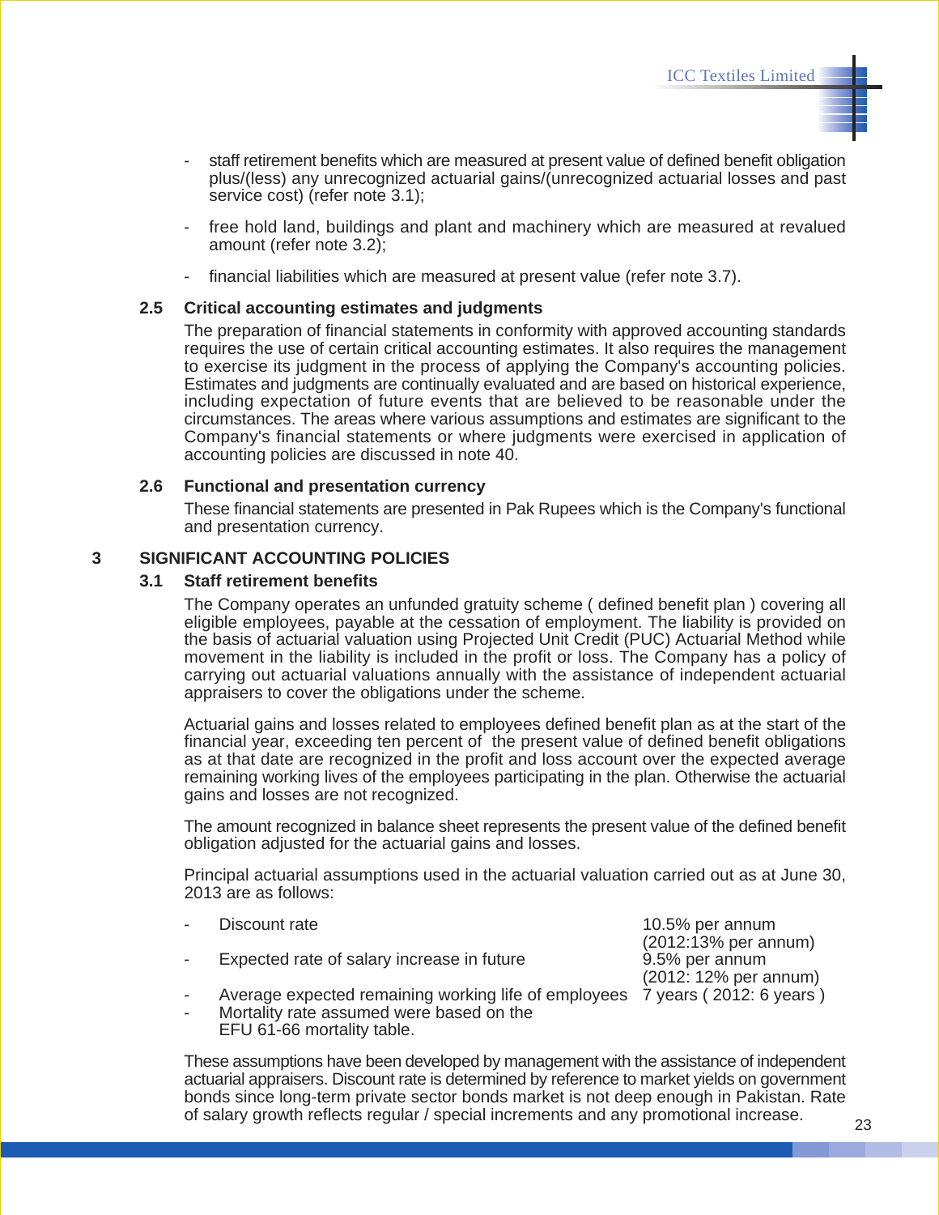- staff retirement benefits which are measured at present value of defined benefit obligation plus/(less) any unrecognized actuarial gains/(unrecognized actuarial losses and past service cost) (refer note 3.1);

- free hold land, buildings and plant and machinery which are measured at revalued amount (refer note 3.2);

- financial liabilities which are measured at present value (refer note 3.7).

### 2.5 Critical accounting estimates and judgments

The preparation of financial statements in conformity with approved accounting standards requires the use of certain critical accounting estimates. It also requires the management to exercise its judgment in the process of applying the Company's accounting policies. Estimates and judgments are continually evaluated and are based on historical experience, including expectation of future events that are believed to be reasonable under the circumstances. The areas where various assumptions and estimates are significant to the Company's financial statements or where judgments were exercised in application of accounting policies are discussed in note 40.

### 2.6 Functional and presentation currency

These financial statements are presented in Pak Rupees which is the Company's functional and presentation currency.

## 3 SIGNIFICANT ACCOUNTING POLICIES

### 3.1 Staff retirement benefits

The Company operates an unfunded gratuity scheme ( defined benefit plan ) covering all eligible employees, payable at the cessation of employment. The liability is provided on the basis of actuarial valuation using Projected Unit Credit (PUC) Actuarial Method while movement in the liability is included in the profit or loss. The Company has a policy of carrying out actuarial valuations annually with the assistance of independent actuarial appraisers to cover the obligations under the scheme.

Actuarial gains and losses related to employees defined benefit plan as at the start of the financial year, exceeding ten percent of the present value of defined benefit obligations as at that date are recognized in the profit and loss account over the expected average remaining working lives of the employees participating in the plan. Otherwise the actuarial gains and losses are not recognized.

The amount recognized in balance sheet represents the present value of the defined benefit obligation adjusted for the actuarial gains and losses.

Principal actuarial assumptions used in the actuarial valuation carried out as at June 30, 2013 are as follows:

- Discount rate — 10.5% per annum (2012:13% per annum)
- Expected rate of salary increase in future — 9.5% per annum (2012: 12% per annum)
- Average expected remaining working life of employees — 7 years ( 2012: 6 years )
- Mortality rate assumed were based on the EFU 61-66 mortality table.

These assumptions have been developed by management with the assistance of independent actuarial appraisers. Discount rate is determined by reference to market yields on government bonds since long-term private sector bonds market is not deep enough in Pakistan. Rate of salary growth reflects regular / special increments and any promotional increase.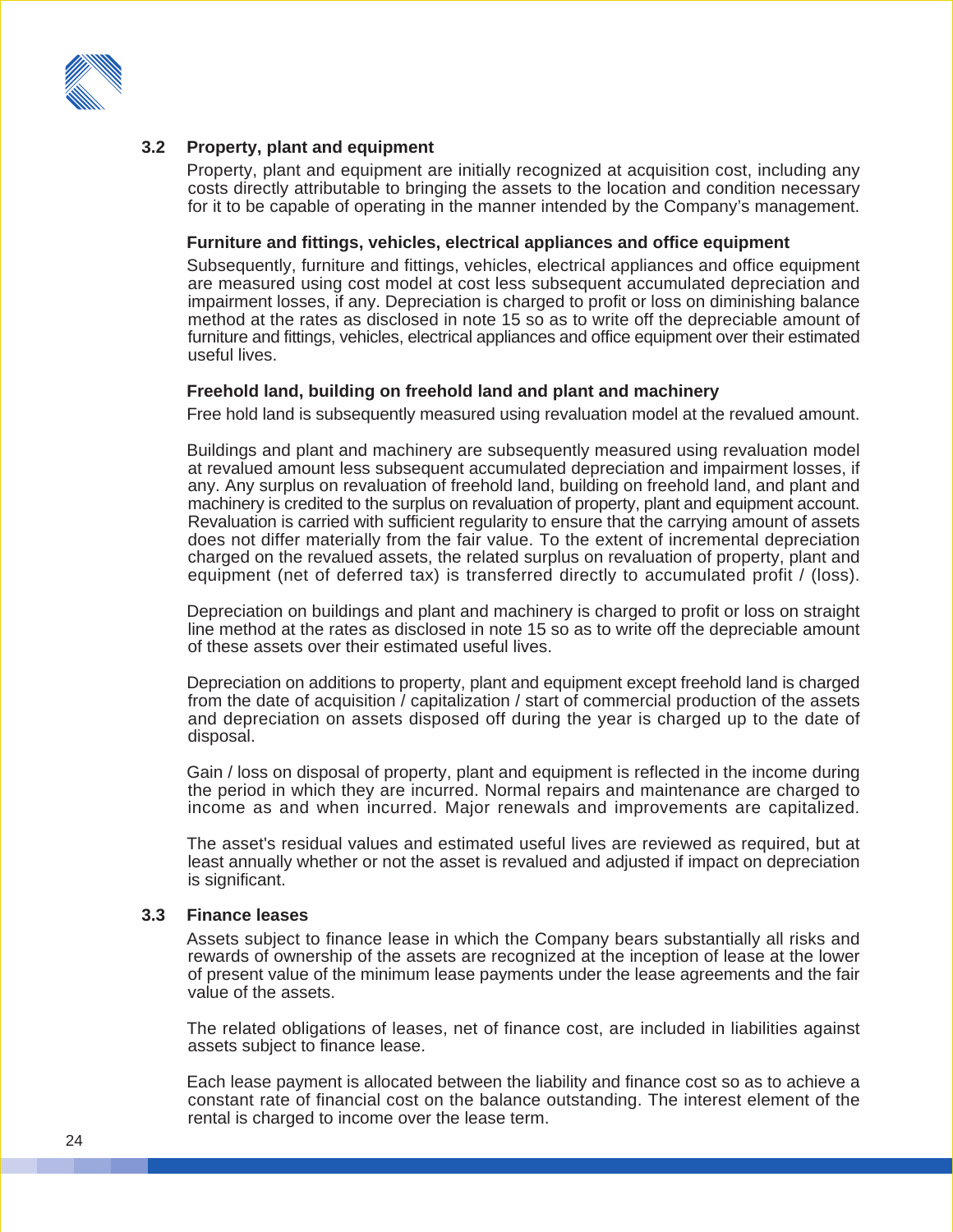### 3.2 Property, plant and equipment

Property, plant and equipment are initially recognized at acquisition cost, including any costs directly attributable to bringing the assets to the location and condition necessary for it to be capable of operating in the manner intended by the Company's management.

**Furniture and fittings, vehicles, electrical appliances and office equipment**

Subsequently, furniture and fittings, vehicles, electrical appliances and office equipment are measured using cost model at cost less subsequent accumulated depreciation and impairment losses, if any. Depreciation is charged to profit or loss on diminishing balance method at the rates as disclosed in note 15 so as to write off the depreciable amount of furniture and fittings, vehicles, electrical appliances and office equipment over their estimated useful lives.

**Freehold land, building on freehold land and plant and machinery**

Free hold land is subsequently measured using revaluation model at the revalued amount.

Buildings and plant and machinery are subsequently measured using revaluation model at revalued amount less subsequent accumulated depreciation and impairment losses, if any. Any surplus on revaluation of freehold land, building on freehold land, and plant and machinery is credited to the surplus on revaluation of property, plant and equipment account. Revaluation is carried with sufficient regularity to ensure that the carrying amount of assets does not differ materially from the fair value. To the extent of incremental depreciation charged on the revalued assets, the related surplus on revaluation of property, plant and equipment (net of deferred tax) is transferred directly to accumulated profit / (loss).

Depreciation on buildings and plant and machinery is charged to profit or loss on straight line method at the rates as disclosed in note 15 so as to write off the depreciable amount of these assets over their estimated useful lives.

Depreciation on additions to property, plant and equipment except freehold land is charged from the date of acquisition / capitalization / start of commercial production of the assets and depreciation on assets disposed off during the year is charged up to the date of disposal.

Gain / loss on disposal of property, plant and equipment is reflected in the income during the period in which they are incurred. Normal repairs and maintenance are charged to income as and when incurred. Major renewals and improvements are capitalized.

The asset's residual values and estimated useful lives are reviewed as required, but at least annually whether or not the asset is revalued and adjusted if impact on depreciation is significant.

### 3.3 Finance leases

Assets subject to finance lease in which the Company bears substantially all risks and rewards of ownership of the assets are recognized at the inception of lease at the lower of present value of the minimum lease payments under the lease agreements and the fair value of the assets.

The related obligations of leases, net of finance cost, are included in liabilities against assets subject to finance lease.

Each lease payment is allocated between the liability and finance cost so as to achieve a constant rate of financial cost on the balance outstanding. The interest element of the rental is charged to income over the lease term.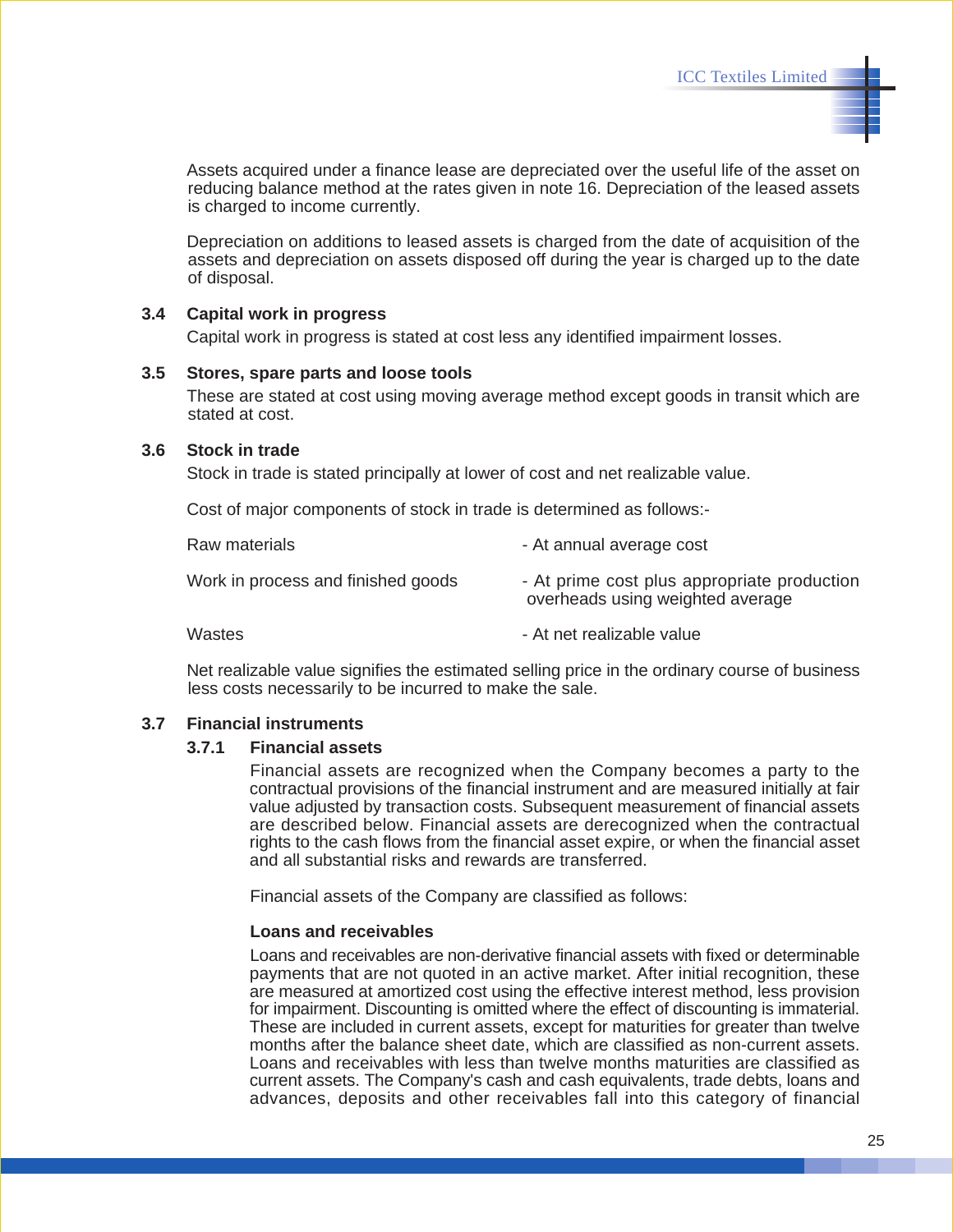Assets acquired under a finance lease are depreciated over the useful life of the asset on reducing balance method at the rates given in note 16. Depreciation of the leased assets is charged to income currently.

Depreciation on additions to leased assets is charged from the date of acquisition of the assets and depreciation on assets disposed off during the year is charged up to the date of disposal.

### 3.4 Capital work in progress

Capital work in progress is stated at cost less any identified impairment losses.

### 3.5 Stores, spare parts and loose tools

These are stated at cost using moving average method except goods in transit which are stated at cost.

### 3.6 Stock in trade

Stock in trade is stated principally at lower of cost and net realizable value.

Cost of major components of stock in trade is determined as follows:-

| | |
|---|---|
| Raw materials | - At annual average cost |
| Work in process and finished goods | - At prime cost plus appropriate production overheads using weighted average |
| Wastes | - At net realizable value |

Net realizable value signifies the estimated selling price in the ordinary course of business less costs necessarily to be incurred to make the sale.

### 3.7 Financial instruments

#### 3.7.1 Financial assets

Financial assets are recognized when the Company becomes a party to the contractual provisions of the financial instrument and are measured initially at fair value adjusted by transaction costs. Subsequent measurement of financial assets are described below. Financial assets are derecognized when the contractual rights to the cash flows from the financial asset expire, or when the financial asset and all substantial risks and rewards are transferred.

Financial assets of the Company are classified as follows:

**Loans and receivables**

Loans and receivables are non-derivative financial assets with fixed or determinable payments that are not quoted in an active market. After initial recognition, these are measured at amortized cost using the effective interest method, less provision for impairment. Discounting is omitted where the effect of discounting is immaterial. These are included in current assets, except for maturities for greater than twelve months after the balance sheet date, which are classified as non-current assets. Loans and receivables with less than twelve months maturities are classified as current assets. The Company's cash and cash equivalents, trade debts, loans and advances, deposits and other receivables fall into this category of financial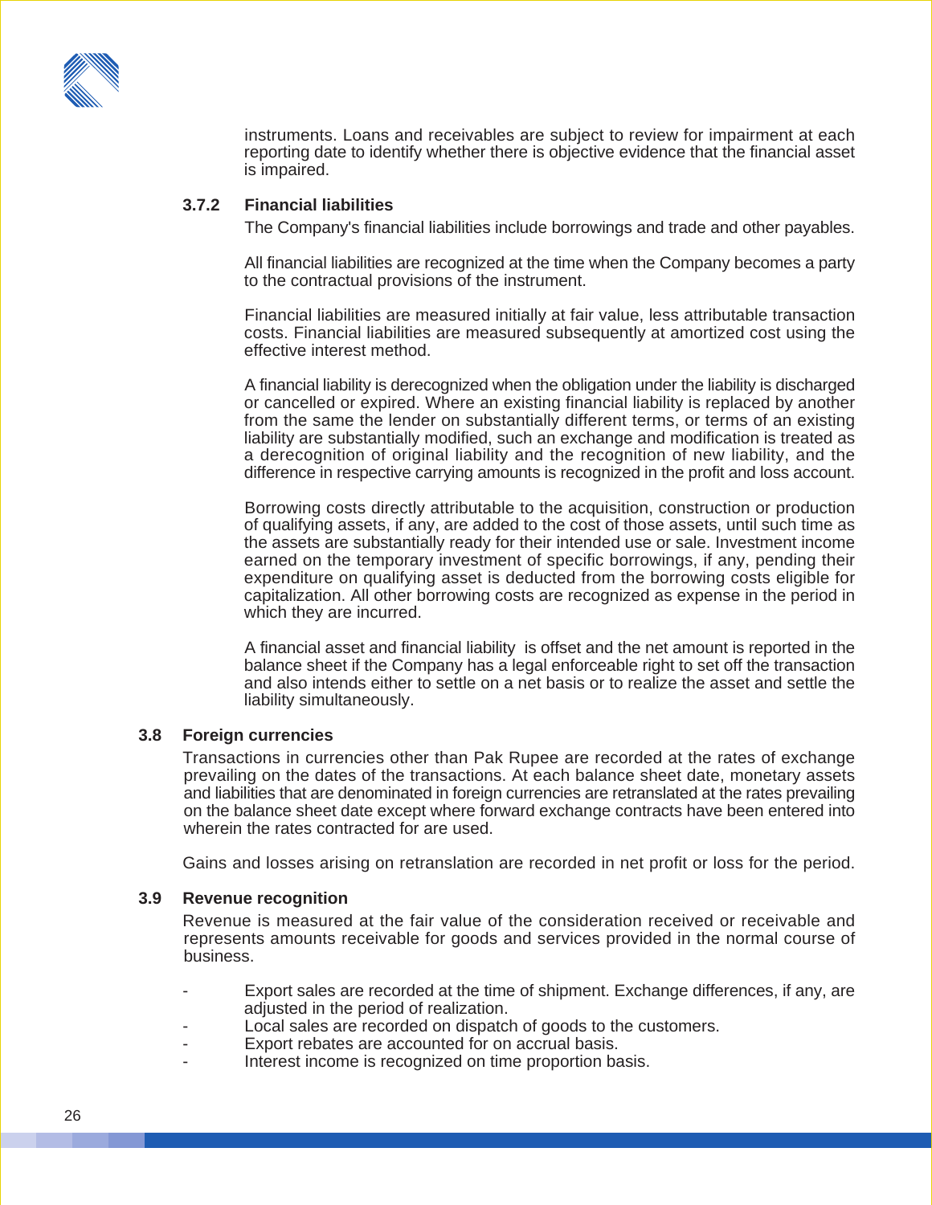instruments. Loans and receivables are subject to review for impairment at each reporting date to identify whether there is objective evidence that the financial asset is impaired.

### 3.7.2 Financial liabilities

The Company's financial liabilities include borrowings and trade and other payables.

All financial liabilities are recognized at the time when the Company becomes a party to the contractual provisions of the instrument.

Financial liabilities are measured initially at fair value, less attributable transaction costs. Financial liabilities are measured subsequently at amortized cost using the effective interest method.

A financial liability is derecognized when the obligation under the liability is discharged or cancelled or expired. Where an existing financial liability is replaced by another from the same the lender on substantially different terms, or terms of an existing liability are substantially modified, such an exchange and modification is treated as a derecognition of original liability and the recognition of new liability, and the difference in respective carrying amounts is recognized in the profit and loss account.

Borrowing costs directly attributable to the acquisition, construction or production of qualifying assets, if any, are added to the cost of those assets, until such time as the assets are substantially ready for their intended use or sale. Investment income earned on the temporary investment of specific borrowings, if any, pending their expenditure on qualifying asset is deducted from the borrowing costs eligible for capitalization. All other borrowing costs are recognized as expense in the period in which they are incurred.

A financial asset and financial liability is offset and the net amount is reported in the balance sheet if the Company has a legal enforceable right to set off the transaction and also intends either to settle on a net basis or to realize the asset and settle the liability simultaneously.

## 3.8 Foreign currencies

Transactions in currencies other than Pak Rupee are recorded at the rates of exchange prevailing on the dates of the transactions. At each balance sheet date, monetary assets and liabilities that are denominated in foreign currencies are retranslated at the rates prevailing on the balance sheet date except where forward exchange contracts have been entered into wherein the rates contracted for are used.

Gains and losses arising on retranslation are recorded in net profit or loss for the period.

## 3.9 Revenue recognition

Revenue is measured at the fair value of the consideration received or receivable and represents amounts receivable for goods and services provided in the normal course of business.

- Export sales are recorded at the time of shipment. Exchange differences, if any, are adjusted in the period of realization.
- Local sales are recorded on dispatch of goods to the customers.
- Export rebates are accounted for on accrual basis.
- Interest income is recognized on time proportion basis.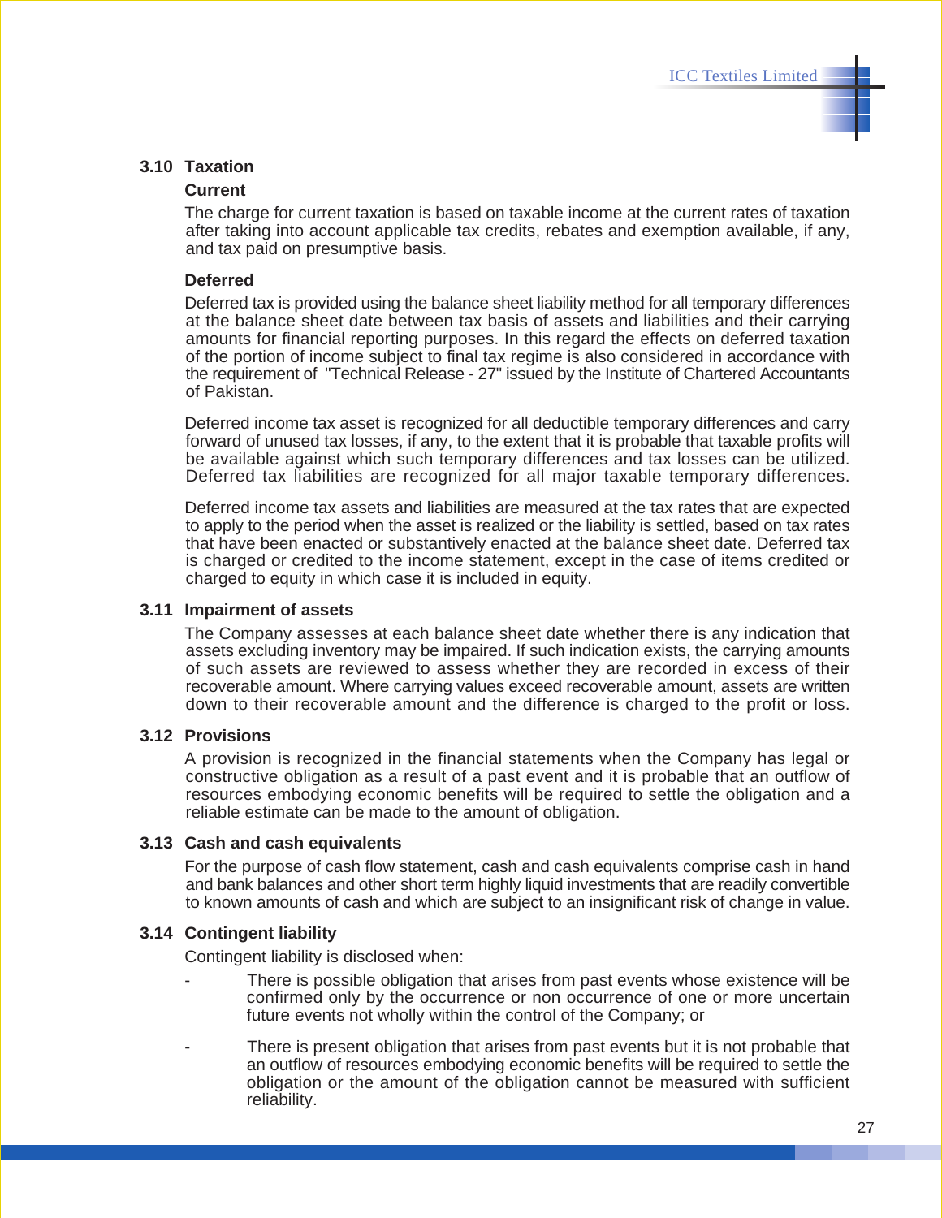### 3.10 Taxation

**Current**

The charge for current taxation is based on taxable income at the current rates of taxation after taking into account applicable tax credits, rebates and exemption available, if any, and tax paid on presumptive basis.

**Deferred**

Deferred tax is provided using the balance sheet liability method for all temporary differences at the balance sheet date between tax basis of assets and liabilities and their carrying amounts for financial reporting purposes. In this regard the effects on deferred taxation of the portion of income subject to final tax regime is also considered in accordance with the requirement of "Technical Release - 27" issued by the Institute of Chartered Accountants of Pakistan.

Deferred income tax asset is recognized for all deductible temporary differences and carry forward of unused tax losses, if any, to the extent that it is probable that taxable profits will be available against which such temporary differences and tax losses can be utilized. Deferred tax liabilities are recognized for all major taxable temporary differences.

Deferred income tax assets and liabilities are measured at the tax rates that are expected to apply to the period when the asset is realized or the liability is settled, based on tax rates that have been enacted or substantively enacted at the balance sheet date. Deferred tax is charged or credited to the income statement, except in the case of items credited or charged to equity in which case it is included in equity.

### 3.11 Impairment of assets

The Company assesses at each balance sheet date whether there is any indication that assets excluding inventory may be impaired. If such indication exists, the carrying amounts of such assets are reviewed to assess whether they are recorded in excess of their recoverable amount. Where carrying values exceed recoverable amount, assets are written down to their recoverable amount and the difference is charged to the profit or loss.

### 3.12 Provisions

A provision is recognized in the financial statements when the Company has legal or constructive obligation as a result of a past event and it is probable that an outflow of resources embodying economic benefits will be required to settle the obligation and a reliable estimate can be made to the amount of obligation.

### 3.13 Cash and cash equivalents

For the purpose of cash flow statement, cash and cash equivalents comprise cash in hand and bank balances and other short term highly liquid investments that are readily convertible to known amounts of cash and which are subject to an insignificant risk of change in value.

### 3.14 Contingent liability

Contingent liability is disclosed when:

- There is possible obligation that arises from past events whose existence will be confirmed only by the occurrence or non occurrence of one or more uncertain future events not wholly within the control of the Company; or

- There is present obligation that arises from past events but it is not probable that an outflow of resources embodying economic benefits will be required to settle the obligation or the amount of the obligation cannot be measured with sufficient reliability.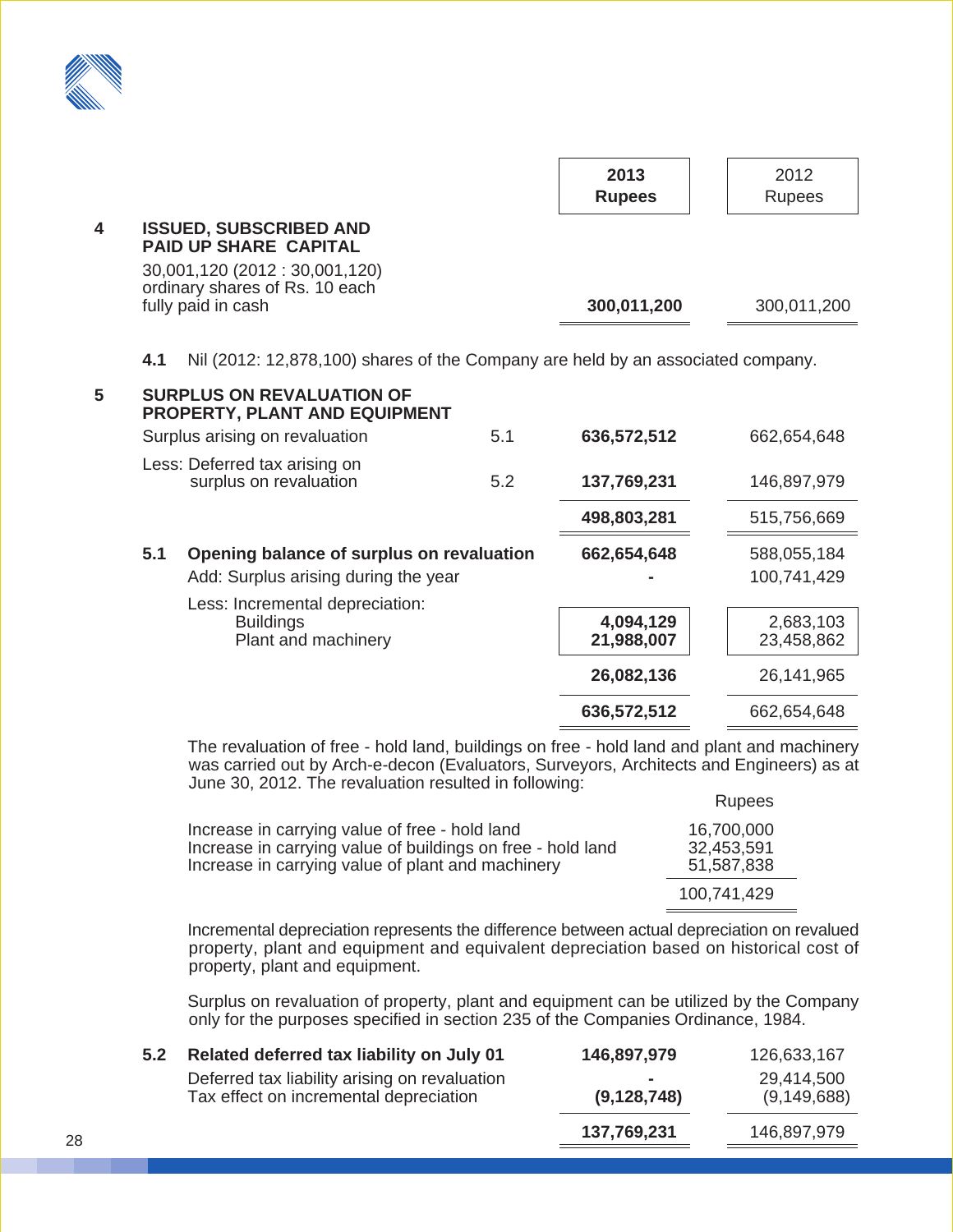| | | | 2013 Rupees | 2012 Rupees |
|---|---|---|---|---|
| **4** | **ISSUED, SUBSCRIBED AND PAID UP SHARE CAPITAL** | | | |
| | 30,001,120 (2012 : 30,001,120) ordinary shares of Rs. 10 each fully paid in cash | | **300,011,200** | 300,011,200 |

**4.1** Nil (2012: 12,878,100) shares of the Company are held by an associated company.

| | | Note | 2013 Rupees | 2012 Rupees |
|---|---|---|---|---|
| **5** | **SURPLUS ON REVALUATION OF PROPERTY, PLANT AND EQUIPMENT** | | | |
| | Surplus arising on revaluation | 5.1 | **636,572,512** | 662,654,648 |
| | Less: Deferred tax arising on surplus on revaluation | 5.2 | **137,769,231** | 146,897,979 |
| | | | **498,803,281** | 515,756,669 |
| **5.1** | **Opening balance of surplus on revaluation** | | **662,654,648** | 588,055,184 |
| | Add: Surplus arising during the year | | **-** | 100,741,429 |
| | Less: Incremental depreciation: | | | |
| | Buildings | | **4,094,129** | 2,683,103 |
| | Plant and machinery | | **21,988,007** | 23,458,862 |
| | | | **26,082,136** | 26,141,965 |
| | | | **636,572,512** | 662,654,648 |

The revaluation of free - hold land, buildings on free - hold land and plant and machinery was carried out by Arch-e-decon (Evaluators, Surveyors, Architects and Engineers) as at June 30, 2012. The revaluation resulted in following:

| | Rupees |
|---|---|
| Increase in carrying value of free - hold land | 16,700,000 |
| Increase in carrying value of buildings on free - hold land | 32,453,591 |
| Increase in carrying value of plant and machinery | 51,587,838 |
| | 100,741,429 |

Incremental depreciation represents the difference between actual depreciation on revalued property, plant and equipment and equivalent depreciation based on historical cost of property, plant and equipment.

Surplus on revaluation of property, plant and equipment can be utilized by the Company only for the purposes specified in section 235 of the Companies Ordinance, 1984.

| | | 2013 Rupees | 2012 Rupees |
|---|---|---|---|
| **5.2** | **Related deferred tax liability on July 01** | **146,897,979** | 126,633,167 |
| | Deferred tax liability arising on revaluation | **-** | 29,414,500 |
| | Tax effect on incremental depreciation | **(9,128,748)** | (9,149,688) |
| | | **137,769,231** | 146,897,979 |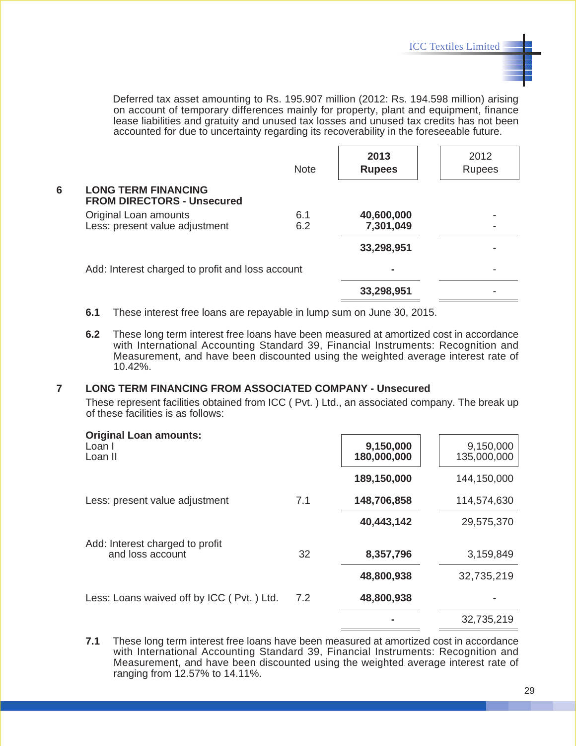Deferred tax asset amounting to Rs. 195.907 million (2012: Rs. 194.598 million) arising on account of temporary differences mainly for property, plant and equipment, finance lease liabilities and gratuity and unused tax losses and unused tax credits has not been accounted for due to uncertainty regarding its recoverability in the foreseeable future.

| | Note | **2013 Rupees** | 2012 Rupees |
|---|---|---|---|
| **6 LONG TERM FINANCING FROM DIRECTORS - Unsecured** | | | |
| Original Loan amounts | 6.1 | **40,600,000** | - |
| Less: present value adjustment | 6.2 | **7,301,049** | - |
| | | **33,298,951** | - |
| Add: Interest charged to profit and loss account | | **-** | - |
| | | **33,298,951** | - |

**6.1** These interest free loans are repayable in lump sum on June 30, 2015.

**6.2** These long term interest free loans have been measured at amortized cost in accordance with International Accounting Standard 39, Financial Instruments: Recognition and Measurement, and have been discounted using the weighted average interest rate of 10.42%.

## 7 LONG TERM FINANCING FROM ASSOCIATED COMPANY - Unsecured

These represent facilities obtained from ICC ( Pvt. ) Ltd., an associated company. The break up of these facilities is as follows:

| | Note | **2013 Rupees** | 2012 Rupees |
|---|---|---|---|
| **Original Loan amounts:** | | | |
| Loan I | | **9,150,000** | 9,150,000 |
| Loan II | | **180,000,000** | 135,000,000 |
| | | **189,150,000** | 144,150,000 |
| Less: present value adjustment | 7.1 | **148,706,858** | 114,574,630 |
| | | **40,443,142** | 29,575,370 |
| Add: Interest charged to profit and loss account | 32 | **8,357,796** | 3,159,849 |
| | | **48,800,938** | 32,735,219 |
| Less: Loans waived off by ICC ( Pvt. ) Ltd. | 7.2 | **48,800,938** | - |
| | | **-** | 32,735,219 |

**7.1** These long term interest free loans have been measured at amortized cost in accordance with International Accounting Standard 39, Financial Instruments: Recognition and Measurement, and have been discounted using the weighted average interest rate of ranging from 12.57% to 14.11%.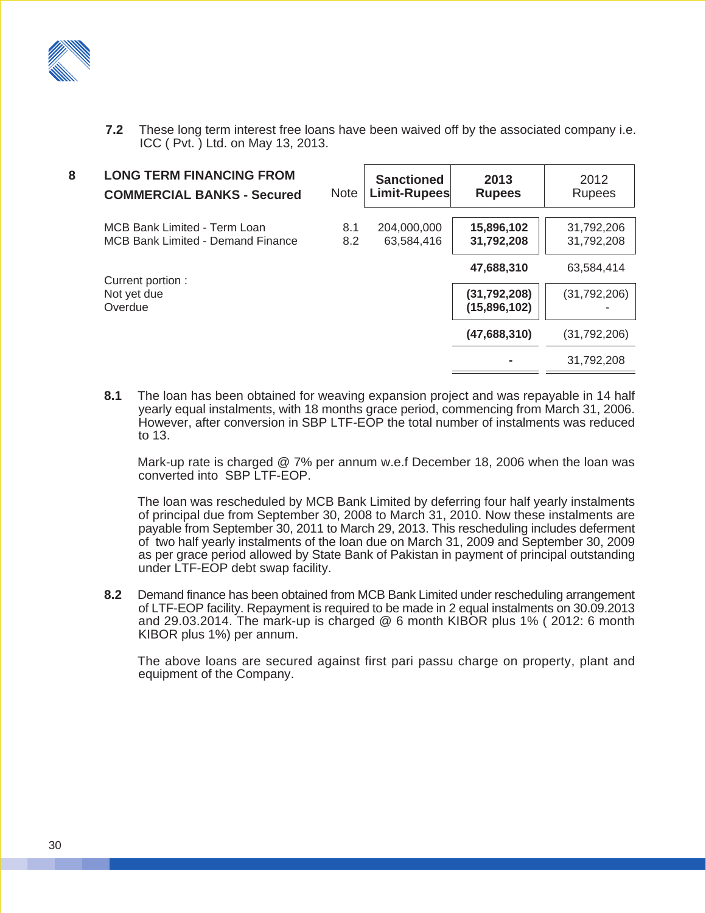**7.2** These long term interest free loans have been waived off by the associated company i.e. ICC ( Pvt. ) Ltd. on May 13, 2013.

## 8 LONG TERM FINANCING FROM COMMERCIAL BANKS - Secured

| | Note | Sanctioned Limit-Rupees | 2013 Rupees | 2012 Rupees |
|---|---|---|---|---|
| MCB Bank Limited - Term Loan | 8.1 | 204,000,000 | **15,896,102** | 31,792,206 |
| MCB Bank Limited - Demand Finance | 8.2 | 63,584,416 | **31,792,208** | 31,792,208 |
| | | | **47,688,310** | 63,584,414 |
| Current portion : | | | | |
| Not yet due | | | **(31,792,208)** | (31,792,206) |
| Overdue | | | **(15,896,102)** | - |
| | | | **(47,688,310)** | (31,792,206) |
| | | | **-** | 31,792,208 |

**8.1** The loan has been obtained for weaving expansion project and was repayable in 14 half yearly equal instalments, with 18 months grace period, commencing from March 31, 2006. However, after conversion in SBP LTF-EOP the total number of instalments was reduced to 13.

Mark-up rate is charged @ 7% per annum w.e.f December 18, 2006 when the loan was converted into SBP LTF-EOP.

The loan was rescheduled by MCB Bank Limited by deferring four half yearly instalments of principal due from September 30, 2008 to March 31, 2010. Now these instalments are payable from September 30, 2011 to March 29, 2013. This rescheduling includes deferment of two half yearly instalments of the loan due on March 31, 2009 and September 30, 2009 as per grace period allowed by State Bank of Pakistan in payment of principal outstanding under LTF-EOP debt swap facility.

**8.2** Demand finance has been obtained from MCB Bank Limited under rescheduling arrangement of LTF-EOP facility. Repayment is required to be made in 2 equal instalments on 30.09.2013 and 29.03.2014. The mark-up is charged @ 6 month KIBOR plus 1% ( 2012: 6 month KIBOR plus 1%) per annum.

The above loans are secured against first pari passu charge on property, plant and equipment of the Company.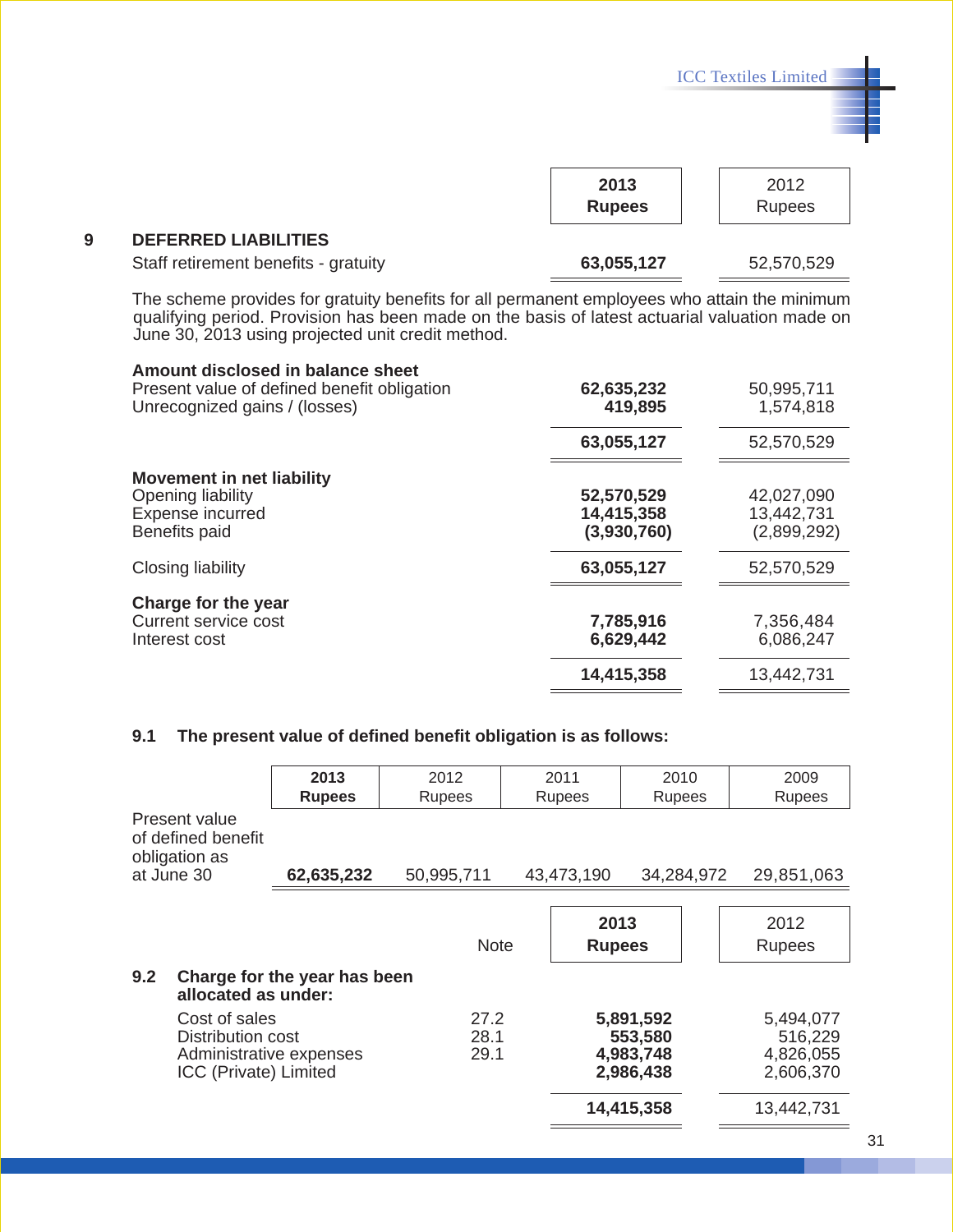| | 2013 Rupees | 2012 Rupees |
|---|---|---|
| **9 DEFERRED LIABILITIES** | | |
| Staff retirement benefits - gratuity | **63,055,127** | 52,570,529 |

The scheme provides for gratuity benefits for all permanent employees who attain the minimum qualifying period. Provision has been made on the basis of latest actuarial valuation made on June 30, 2013 using projected unit credit method.

| | 2013 Rupees | 2012 Rupees |
|---|---|---|
| **Amount disclosed in balance sheet** | | |
| Present value of defined benefit obligation | **62,635,232** | 50,995,711 |
| Unrecognized gains / (losses) | **419,895** | 1,574,818 |
| | **63,055,127** | 52,570,529 |
| **Movement in net liability** | | |
| Opening liability | **52,570,529** | 42,027,090 |
| Expense incurred | **14,415,358** | 13,442,731 |
| Benefits paid | **(3,930,760)** | (2,899,292) |
| Closing liability | **63,055,127** | 52,570,529 |
| **Charge for the year** | | |
| Current service cost | **7,785,916** | 7,356,484 |
| Interest cost | **6,629,442** | 6,086,247 |
| | **14,415,358** | 13,442,731 |

**9.1 The present value of defined benefit obligation is as follows:**

| | 2013 Rupees | 2012 Rupees | 2011 Rupees | 2010 Rupees | 2009 Rupees |
|---|---|---|---|---|---|
| Present value of defined benefit obligation as at June 30 | **62,635,232** | 50,995,711 | 43,473,190 | 34,284,972 | 29,851,063 |

| | Note | 2013 Rupees | 2012 Rupees |
|---|---|---|---|
| **9.2 Charge for the year has been allocated as under:** | | | |
| Cost of sales | 27.2 | **5,891,592** | 5,494,077 |
| Distribution cost | 28.1 | **553,580** | 516,229 |
| Administrative expenses | 29.1 | **4,983,748** | 4,826,055 |
| ICC (Private) Limited | | **2,986,438** | 2,606,370 |
| | | **14,415,358** | 13,442,731 |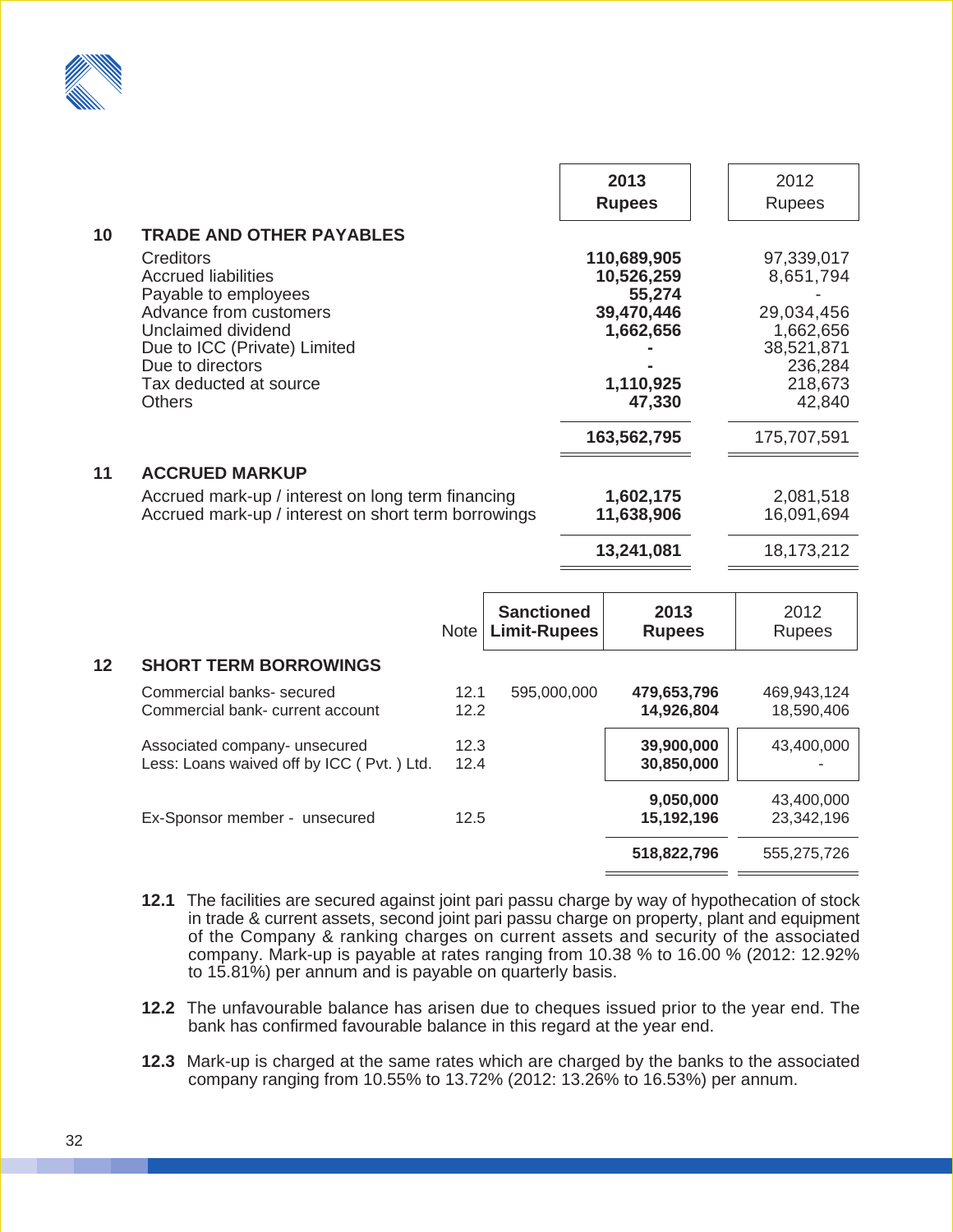| | 2013 Rupees | 2012 Rupees |
|---|---|---|
| **10 TRADE AND OTHER PAYABLES** | | |
| Creditors | **110,689,905** | 97,339,017 |
| Accrued liabilities | **10,526,259** | 8,651,794 |
| Payable to employees | **55,274** | - |
| Advance from customers | **39,470,446** | 29,034,456 |
| Unclaimed dividend | **1,662,656** | 1,662,656 |
| Due to ICC (Private) Limited | **-** | 38,521,871 |
| Due to directors | **-** | 236,284 |
| Tax deducted at source | **1,110,925** | 218,673 |
| Others | **47,330** | 42,840 |
| | **163,562,795** | 175,707,591 |
| **11 ACCRUED MARKUP** | | |
| Accrued mark-up / interest on long term financing | **1,602,175** | 2,081,518 |
| Accrued mark-up / interest on short term borrowings | **11,638,906** | 16,091,694 |
| | **13,241,081** | 18,173,212 |

| | Note | Sanctioned Limit-Rupees | 2013 Rupees | 2012 Rupees |
|---|---|---|---|---|
| **12 SHORT TERM BORROWINGS** | | | | |
| Commercial banks- secured | 12.1 | 595,000,000 | **479,653,796** | 469,943,124 |
| Commercial bank- current account | 12.2 | | **14,926,804** | 18,590,406 |
| Associated company- unsecured | 12.3 | | **39,900,000** | 43,400,000 |
| Less: Loans waived off by ICC ( Pvt. ) Ltd. | 12.4 | | **30,850,000** | - |
| | | | **9,050,000** | 43,400,000 |
| Ex-Sponsor member - unsecured | 12.5 | | **15,192,196** | 23,342,196 |
| | | | **518,822,796** | 555,275,726 |

**12.1** The facilities are secured against joint pari passu charge by way of hypothecation of stock in trade & current assets, second joint pari passu charge on property, plant and equipment of the Company & ranking charges on current assets and security of the associated company. Mark-up is payable at rates ranging from 10.38 % to 16.00 % (2012: 12.92% to 15.81%) per annum and is payable on quarterly basis.

**12.2** The unfavourable balance has arisen due to cheques issued prior to the year end. The bank has confirmed favourable balance in this regard at the year end.

**12.3** Mark-up is charged at the same rates which are charged by the banks to the associated company ranging from 10.55% to 13.72% (2012: 13.26% to 16.53%) per annum.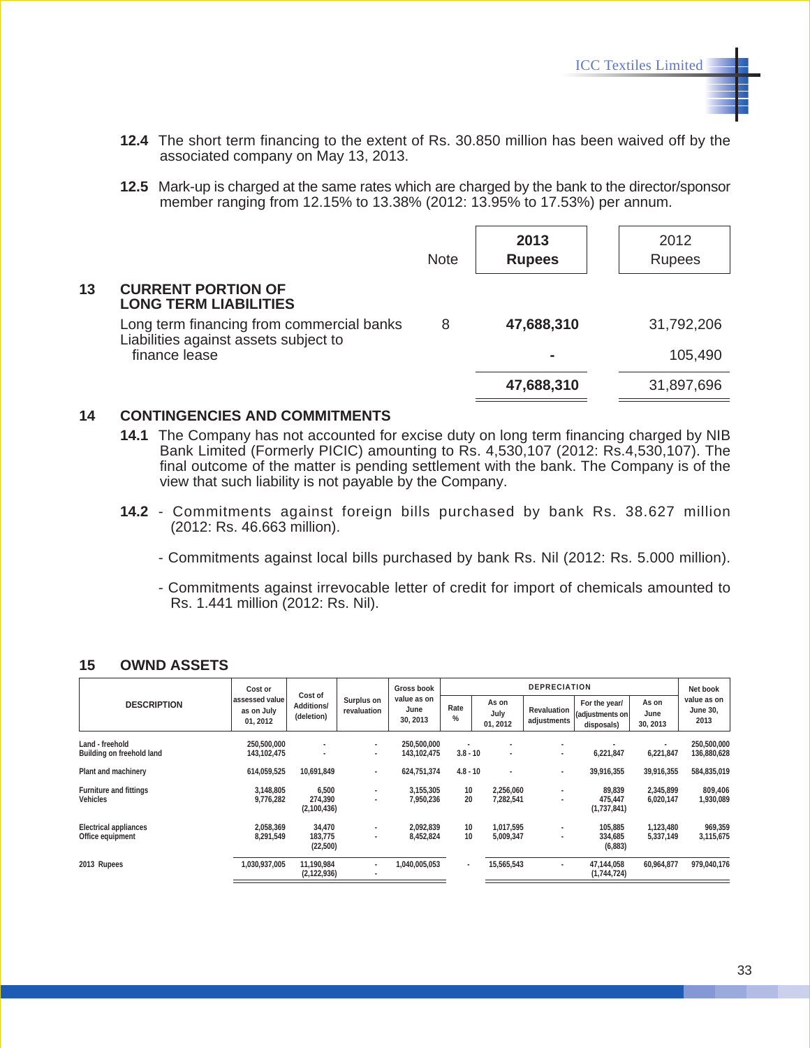**12.4** The short term financing to the extent of Rs. 30.850 million has been waived off by the associated company on May 13, 2013.

**12.5** Mark-up is charged at the same rates which are charged by the bank to the director/sponsor member ranging from 12.15% to 13.38% (2012: 13.95% to 17.53%) per annum.

| | Note | **2013 Rupees** | 2012 Rupees |
|---|---|---|---|
| **13 CURRENT PORTION OF LONG TERM LIABILITIES** | | | |
| Long term financing from commercial banks | 8 | **47,688,310** | 31,792,206 |
| Liabilities against assets subject to finance lease | | **-** | 105,490 |
| | | **47,688,310** | 31,897,696 |

## 14 CONTINGENCIES AND COMMITMENTS

**14.1** The Company has not accounted for excise duty on long term financing charged by NIB Bank Limited (Formerly PICIC) amounting to Rs. 4,530,107 (2012: Rs.4,530,107). The final outcome of the matter is pending settlement with the bank. The Company is of the view that such liability is not payable by the Company.

**14.2** - Commitments against foreign bills purchased by bank Rs. 38.627 million (2012: Rs. 46.663 million).

- Commitments against local bills purchased by bank Rs. Nil (2012: Rs. 5.000 million).

- Commitments against irrevocable letter of credit for import of chemicals amounted to Rs. 1.441 million (2012: Rs. Nil).

## 15 OWND ASSETS

| DESCRIPTION | Cost or assessed value as on July 01, 2012 | Cost of Additions/ (deletion) | Surplus on revaluation | Gross book value as on June 30, 2013 | DEPRECIATION | | | | | Net book value as on June 30, 2013 |
|---|---|---|---|---|---|---|---|---|---|---|
| | | | | | Rate % | As on July 01, 2012 | Revaluation adjustments | For the year/ (adjustments on disposals) | As on June 30, 2013 | |
| Land - freehold | 250,500,000 | - | - | 250,500,000 | - | - | - | - | - | 250,500,000 |
| Building on freehold land | 143,102,475 | - | - | 143,102,475 | 3.8 - 10 | - | - | 6,221,847 | 6,221,847 | 136,880,628 |
| Plant and machinery | 614,059,525 | 10,691,849 | - | 624,751,374 | 4.8 - 10 | - | - | 39,916,355 | 39,916,355 | 584,835,019 |
| Furniture and fittings | 3,148,805 | 6,500 | - | 3,155,305 | 10 | 2,256,060 | - | 89,839 | 2,345,899 | 809,406 |
| Vehicles | 9,776,282 | 274,390<br>(2,100,436) | - | 7,950,236 | 20 | 7,282,541 | - | 475,447<br>(1,737,841) | 6,020,147 | 1,930,089 |
| Electrical appliances | 2,058,369 | 34,470 | - | 2,092,839 | 10 | 1,017,595 | - | 105,885 | 1,123,480 | 969,359 |
| Office equipment | 8,291,549 | 183,775<br>(22,500) | - | 8,452,824 | 10 | 5,009,347 | - | 334,685<br>(6,883) | 5,337,149 | 3,115,675 |
| 2013 Rupees | 1,030,937,005 | 11,190,984<br>(2,122,936) | -<br>- | 1,040,005,053 | - | 15,565,543 | - | 47,144,058<br>(1,744,724) | 60,964,877 | 979,040,176 |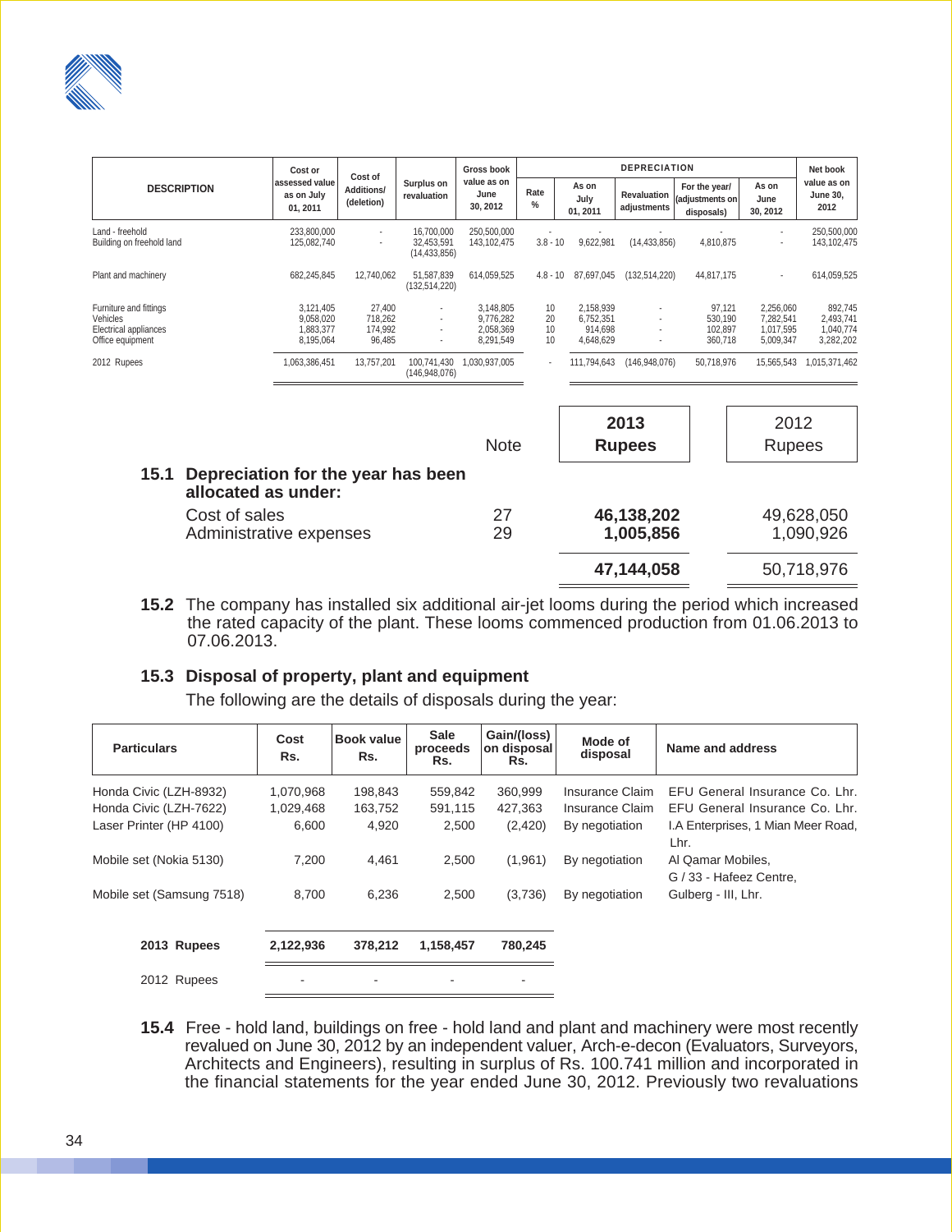| DESCRIPTION | Cost or assessed value as on July 01, 2011 | Cost of Additions/ (deletion) | Surplus on revaluation | Gross book value as on June 30, 2012 | DEPRECIATION | | | | | Net book value as on June 30, 2012 |
|---|---|---|---|---|---|---|---|---|---|---|
| | | | | | Rate % | As on July 01, 2011 | Revaluation adjustments | For the year/ (adjustments on disposals) | As on June 30, 2012 | |
| Land - freehold | 233,800,000 | - | 16,700,000 | 250,500,000 | - | - | - | - | - | 250,500,000 |
| Building on freehold land | 125,082,740 | - | 32,453,591<br>(14,433,856) | 143,102,475 | 3.8 - 10 | 9,622,981 | (14,433,856) | 4,810,875 | - | 143,102,475 |
| Plant and machinery | 682,245,845 | 12,740,062 | 51,587,839<br>(132,514,220) | 614,059,525 | 4.8 - 10 | 87,697,045 | (132,514,220) | 44,817,175 | - | 614,059,525 |
| Furniture and fittings | 3,121,405 | 27,400 | - | 3,148,805 | 10 | 2,158,939 | - | 97,121 | 2,256,060 | 892,745 |
| Vehicles | 9,058,020 | 718,262 | - | 9,776,282 | 20 | 6,752,351 | - | 530,190 | 7,282,541 | 2,493,741 |
| Electrical appliances | 1,883,377 | 174,992 | - | 2,058,369 | 10 | 914,698 | - | 102,897 | 1,017,595 | 1,040,774 |
| Office equipment | 8,195,064 | 96,485 | - | 8,291,549 | 10 | 4,648,629 | - | 360,718 | 5,009,347 | 3,282,202 |
| 2012 Rupees | 1,063,386,451 | 13,757,201 | 100,741,430<br>(146,948,076) | 1,030,937,005 | - | 111,794,643 | (146,948,076) | 50,718,976 | 15,565,543 | 1,015,371,462 |

### 15.1 Depreciation for the year has been allocated as under:

| | Note | 2013 Rupees | 2012 Rupees |
|---|---|---|---|
| Cost of sales | 27 | **46,138,202** | 49,628,050 |
| Administrative expenses | 29 | **1,005,856** | 1,090,926 |
| | | **47,144,058** | 50,718,976 |

**15.2** The company has installed six additional air-jet looms during the period which increased the rated capacity of the plant. These looms commenced production from 01.06.2013 to 07.06.2013.

### 15.3 Disposal of property, plant and equipment

The following are the details of disposals during the year:

| Particulars | Cost Rs. | Book value Rs. | Sale proceeds Rs. | Gain/(loss) on disposal Rs. | Mode of disposal | Name and address |
|---|---|---|---|---|---|---|
| Honda Civic (LZH-8932) | 1,070,968 | 198,843 | 559,842 | 360,999 | Insurance Claim | EFU General Insurance Co. Lhr. |
| Honda Civic (LZH-7622) | 1,029,468 | 163,752 | 591,115 | 427,363 | Insurance Claim | EFU General Insurance Co. Lhr. |
| Laser Printer (HP 4100) | 6,600 | 4,920 | 2,500 | (2,420) | By negotiation | I.A Enterprises, 1 Mian Meer Road, Lhr. |
| Mobile set (Nokia 5130) | 7,200 | 4,461 | 2,500 | (1,961) | By negotiation | Al Qamar Mobiles, G / 33 - Hafeez Centre, |
| Mobile set (Samsung 7518) | 8,700 | 6,236 | 2,500 | (3,736) | By negotiation | Gulberg - III, Lhr. |
| **2013 Rupees** | **2,122,936** | **378,212** | **1,158,457** | **780,245** | | |
| 2012 Rupees | - | - | - | - | | |

**15.4** Free - hold land, buildings on free - hold land and plant and machinery were most recently revalued on June 30, 2012 by an independent valuer, Arch-e-decon (Evaluators, Surveyors, Architects and Engineers), resulting in surplus of Rs. 100.741 million and incorporated in the financial statements for the year ended June 30, 2012. Previously two revaluations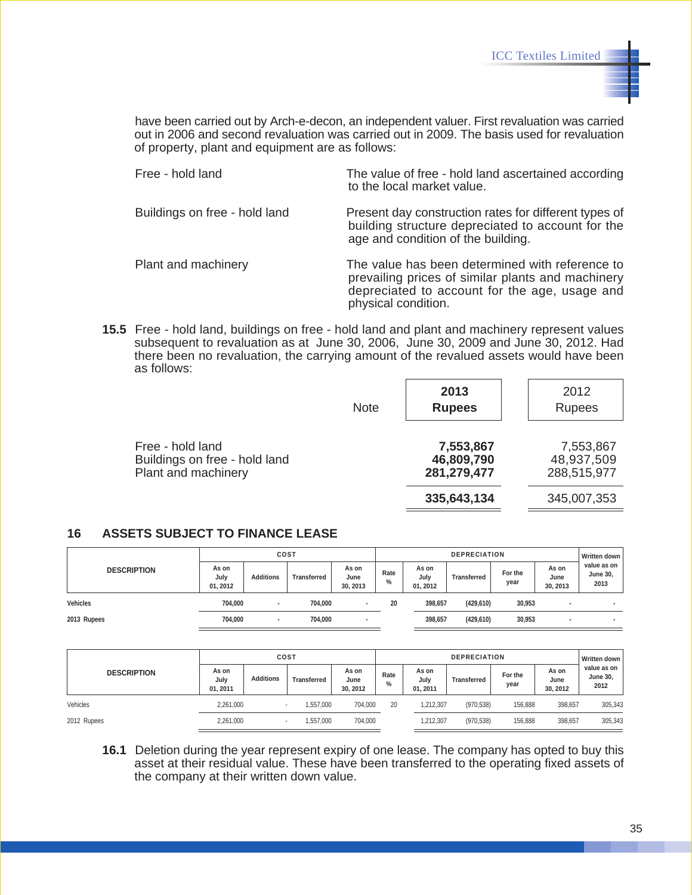have been carried out by Arch-e-decon, an independent valuer. First revaluation was carried out in 2006 and second revaluation was carried out in 2009. The basis used for revaluation of property, plant and equipment are as follows:

| | |
|---|---|
| Free - hold land | The value of free - hold land ascertained according to the local market value. |
| Buildings on free - hold land | Present day construction rates for different types of building structure depreciated to account for the age and condition of the building. |
| Plant and machinery | The value has been determined with reference to prevailing prices of similar plants and machinery depreciated to account for the age, usage and physical condition. |

**15.5** Free - hold land, buildings on free - hold land and plant and machinery represent values subsequent to revaluation as at June 30, 2006, June 30, 2009 and June 30, 2012. Had there been no revaluation, the carrying amount of the revalued assets would have been as follows:

| | Note | **2013 Rupees** | 2012 Rupees |
|---|---|---|---|
| Free - hold land | | **7,553,867** | 7,553,867 |
| Buildings on free - hold land | | **46,809,790** | 48,937,509 |
| Plant and machinery | | **281,279,477** | 288,515,977 |
| | | **335,643,134** | 345,007,353 |

## 16 ASSETS SUBJECT TO FINANCE LEASE

| DESCRIPTION | COST | | | | DEPRECIATION | | | | | Written down value as on June 30, 2013 |
|---|---|---|---|---|---|---|---|---|---|---|
| | As on July 01, 2012 | Additions | Transferred | As on June 30, 2013 | Rate % | As on July 01, 2012 | Transferred | For the year | As on June 30, 2013 | |
| Vehicles | 704,000 | - | 704,000 | - | 20 | 398,657 | (429,610) | 30,953 | - | - |
| 2013 Rupees | 704,000 | - | 704,000 | - | | 398,657 | (429,610) | 30,953 | - | - |

| DESCRIPTION | COST | | | | DEPRECIATION | | | | | Written down value as on June 30, 2012 |
|---|---|---|---|---|---|---|---|---|---|---|
| | As on July 01, 2011 | Additions | Transferred | As on June 30, 2012 | Rate % | As on July 01, 2011 | Transferred | For the year | As on June 30, 2012 | |
| Vehicles | 2,261,000 | - | 1,557,000 | 704,000 | 20 | 1,212,307 | (970,538) | 156,888 | 398,657 | 305,343 |
| 2012 Rupees | 2,261,000 | - | 1,557,000 | 704,000 | | 1,212,307 | (970,538) | 156,888 | 398,657 | 305,343 |

**16.1** Deletion during the year represent expiry of one lease. The company has opted to buy this asset at their residual value. These have been transferred to the operating fixed assets of the company at their written down value.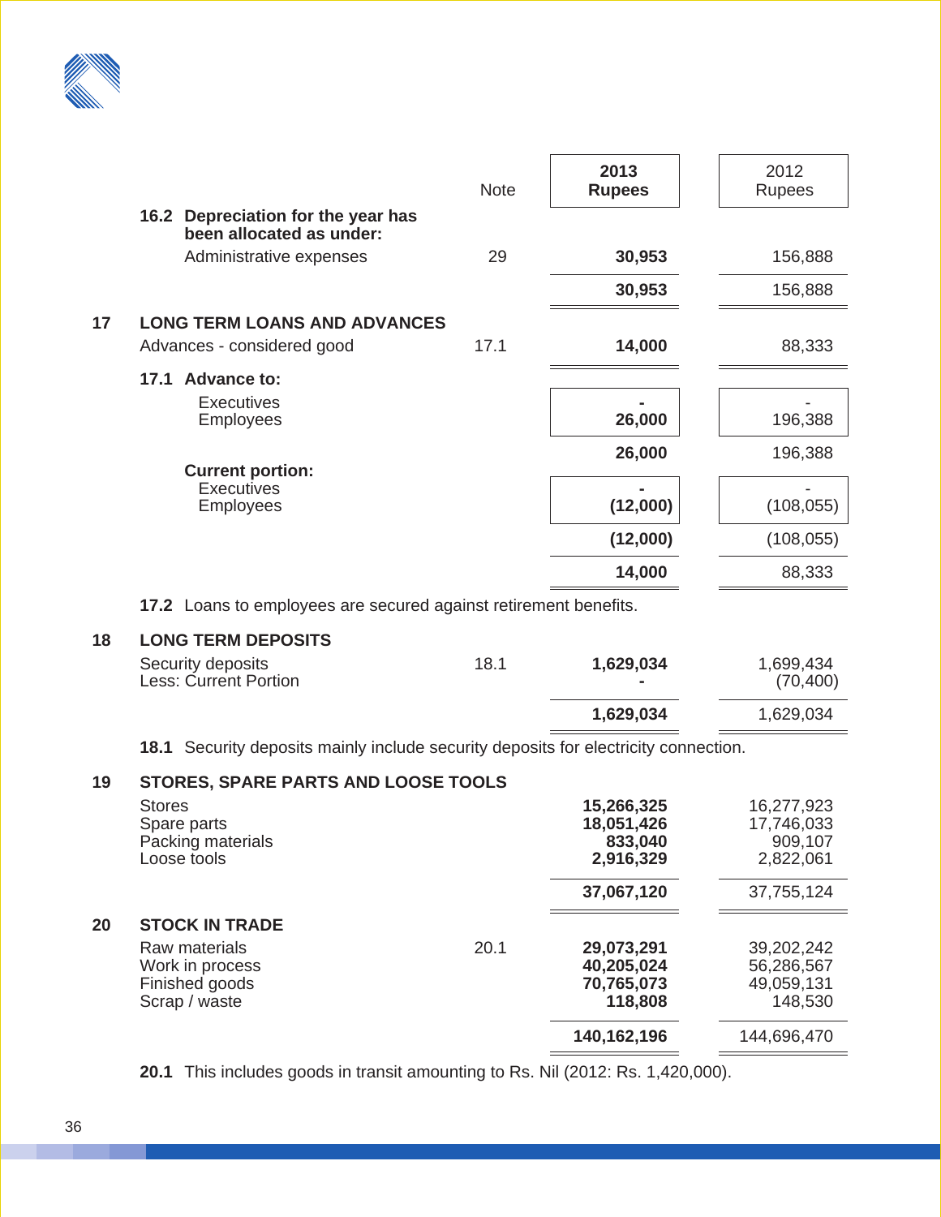| | | Note | 2013 Rupees | 2012 Rupees |
|---|---|---|---|---|
| **16.2** | **Depreciation for the year has been allocated as under:** | | | |
| | Administrative expenses | 29 | **30,953** | 156,888 |
| | | | **30,953** | 156,888 |
| **17** | **LONG TERM LOANS AND ADVANCES** | | | |
| | Advances - considered good | 17.1 | **14,000** | 88,333 |
| **17.1** | **Advance to:** | | | |
| | Executives | | **-** | - |
| | Employees | | **26,000** | 196,388 |
| | | | **26,000** | 196,388 |
| | **Current portion:** | | | |
| | Executives | | **-** | - |
| | Employees | | **(12,000)** | (108,055) |
| | | | **(12,000)** | (108,055) |
| | | | **14,000** | 88,333 |

**17.2** Loans to employees are secured against retirement benefits.

| | | Note | 2013 Rupees | 2012 Rupees |
|---|---|---|---|---|
| **18** | **LONG TERM DEPOSITS** | | | |
| | Security deposits | 18.1 | **1,629,034** | 1,699,434 |
| | Less: Current Portion | | **-** | (70,400) |
| | | | **1,629,034** | 1,629,034 |

**18.1** Security deposits mainly include security deposits for electricity connection.

| | | Note | 2013 Rupees | 2012 Rupees |
|---|---|---|---|---|
| **19** | **STORES, SPARE PARTS AND LOOSE TOOLS** | | | |
| | Stores | | **15,266,325** | 16,277,923 |
| | Spare parts | | **18,051,426** | 17,746,033 |
| | Packing materials | | **833,040** | 909,107 |
| | Loose tools | | **2,916,329** | 2,822,061 |
| | | | **37,067,120** | 37,755,124 |
| **20** | **STOCK IN TRADE** | | | |
| | Raw materials | 20.1 | **29,073,291** | 39,202,242 |
| | Work in process | | **40,205,024** | 56,286,567 |
| | Finished goods | | **70,765,073** | 49,059,131 |
| | Scrap / waste | | **118,808** | 148,530 |
| | | | **140,162,196** | 144,696,470 |

**20.1** This includes goods in transit amounting to Rs. Nil (2012: Rs. 1,420,000).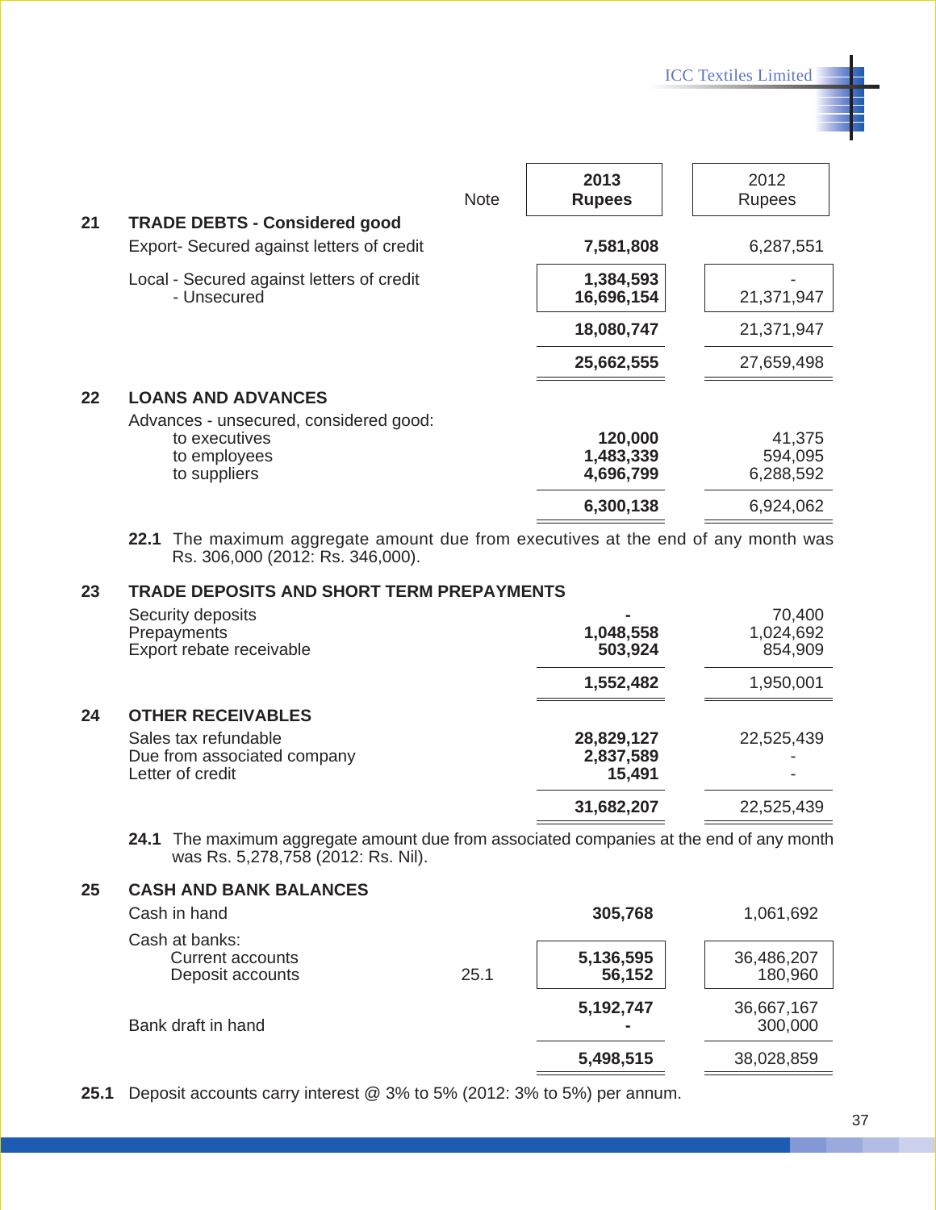| | | Note | 2013 Rupees | 2012 Rupees |
|---|---|---|---|---|
| **21** | **TRADE DEBTS - Considered good** | | | |
| | Export- Secured against letters of credit | | **7,581,808** | 6,287,551 |
| | Local - Secured against letters of credit | | **1,384,593** | - |
| | - Unsecured | | **16,696,154** | 21,371,947 |
| | | | **18,080,747** | 21,371,947 |
| | | | **25,662,555** | 27,659,498 |
| **22** | **LOANS AND ADVANCES** | | | |
| | Advances - unsecured, considered good: | | | |
| | to executives | | **120,000** | 41,375 |
| | to employees | | **1,483,339** | 594,095 |
| | to suppliers | | **4,696,799** | 6,288,592 |
| | | | **6,300,138** | 6,924,062 |

**22.1** The maximum aggregate amount due from executives at the end of any month was Rs. 306,000 (2012: Rs. 346,000).

| | | Note | 2013 Rupees | 2012 Rupees |
|---|---|---|---|---|
| **23** | **TRADE DEPOSITS AND SHORT TERM PREPAYMENTS** | | | |
| | Security deposits | | **-** | 70,400 |
| | Prepayments | | **1,048,558** | 1,024,692 |
| | Export rebate receivable | | **503,924** | 854,909 |
| | | | **1,552,482** | 1,950,001 |
| **24** | **OTHER RECEIVABLES** | | | |
| | Sales tax refundable | | **28,829,127** | 22,525,439 |
| | Due from associated company | | **2,837,589** | - |
| | Letter of credit | | **15,491** | - |
| | | | **31,682,207** | 22,525,439 |

**24.1** The maximum aggregate amount due from associated companies at the end of any month was Rs. 5,278,758 (2012: Rs. Nil).

| | | Note | 2013 Rupees | 2012 Rupees |
|---|---|---|---|---|
| **25** | **CASH AND BANK BALANCES** | | | |
| | Cash in hand | | **305,768** | 1,061,692 |
| | Cash at banks: | | | |
| | Current accounts | | **5,136,595** | 36,486,207 |
| | Deposit accounts | 25.1 | **56,152** | 180,960 |
| | | | **5,192,747** | 36,667,167 |
| | Bank draft in hand | | **-** | 300,000 |
| | | | **5,498,515** | 38,028,859 |

**25.1** Deposit accounts carry interest @ 3% to 5% (2012: 3% to 5%) per annum.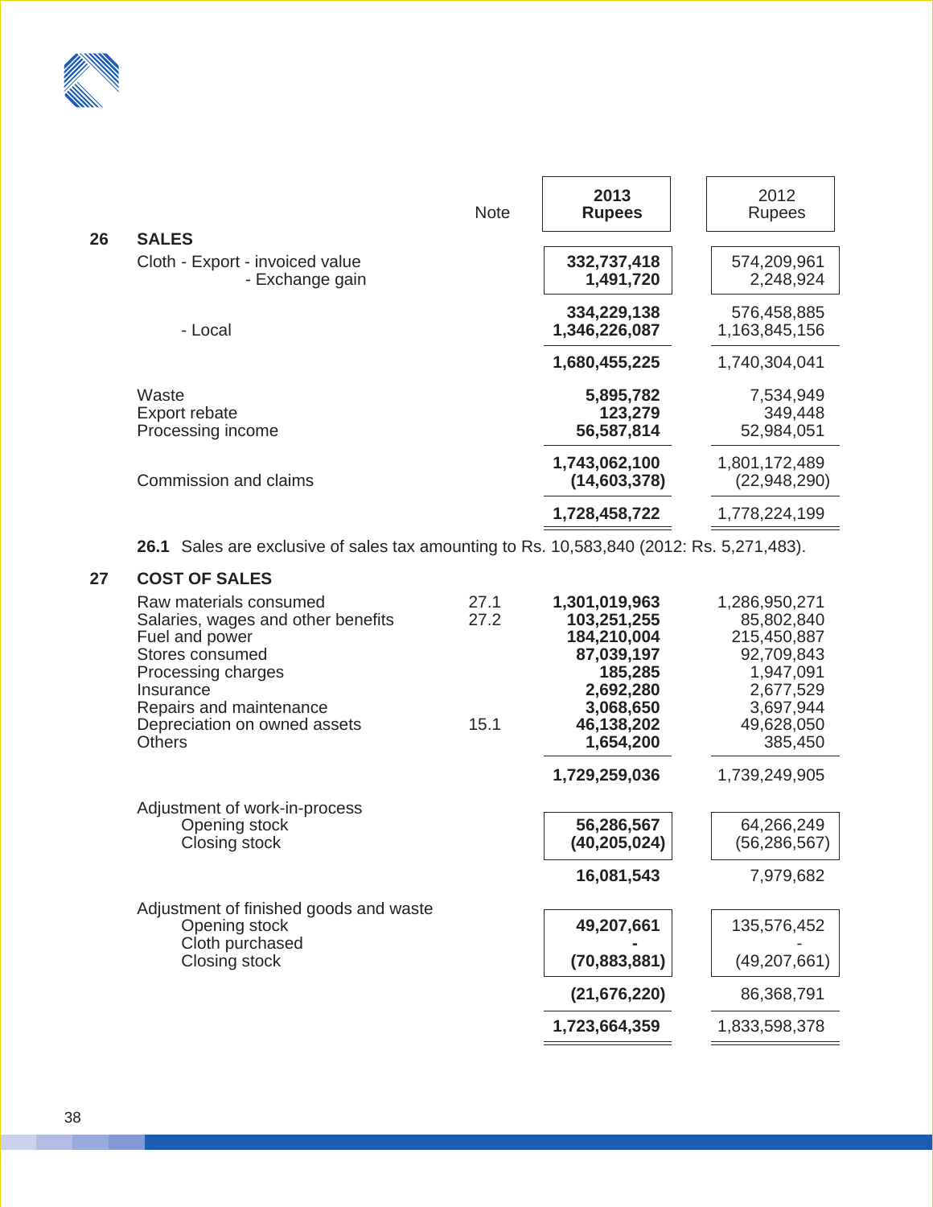| | Note | 2013 Rupees | 2012 Rupees |
|---|---|---|---|
| **26 SALES** | | | |
| Cloth - Export - invoiced value | | **332,737,418** | 574,209,961 |
| - Exchange gain | | **1,491,720** | 2,248,924 |
| | | **334,229,138** | 576,458,885 |
| - Local | | **1,346,226,087** | 1,163,845,156 |
| | | **1,680,455,225** | 1,740,304,041 |
| Waste | | **5,895,782** | 7,534,949 |
| Export rebate | | **123,279** | 349,448 |
| Processing income | | **56,587,814** | 52,984,051 |
| | | **1,743,062,100** | 1,801,172,489 |
| Commission and claims | | **(14,603,378)** | (22,948,290) |
| | | **1,728,458,722** | 1,778,224,199 |

**26.1** Sales are exclusive of sales tax amounting to Rs. 10,583,840 (2012: Rs. 5,271,483).

| | Note | 2013 Rupees | 2012 Rupees |
|---|---|---|---|
| **27 COST OF SALES** | | | |
| Raw materials consumed | 27.1 | **1,301,019,963** | 1,286,950,271 |
| Salaries, wages and other benefits | 27.2 | **103,251,255** | 85,802,840 |
| Fuel and power | | **184,210,004** | 215,450,887 |
| Stores consumed | | **87,039,197** | 92,709,843 |
| Processing charges | | **185,285** | 1,947,091 |
| Insurance | | **2,692,280** | 2,677,529 |
| Repairs and maintenance | | **3,068,650** | 3,697,944 |
| Depreciation on owned assets | 15.1 | **46,138,202** | 49,628,050 |
| Others | | **1,654,200** | 385,450 |
| | | **1,729,259,036** | 1,739,249,905 |
| Adjustment of work-in-process | | | |
| Opening stock | | **56,286,567** | 64,266,249 |
| Closing stock | | **(40,205,024)** | (56,286,567) |
| | | **16,081,543** | 7,979,682 |
| Adjustment of finished goods and waste | | | |
| Opening stock | | **49,207,661** | 135,576,452 |
| Cloth purchased | | **-** | - |
| Closing stock | | **(70,883,881)** | (49,207,661) |
| | | **(21,676,220)** | 86,368,791 |
| | | **1,723,664,359** | 1,833,598,378 |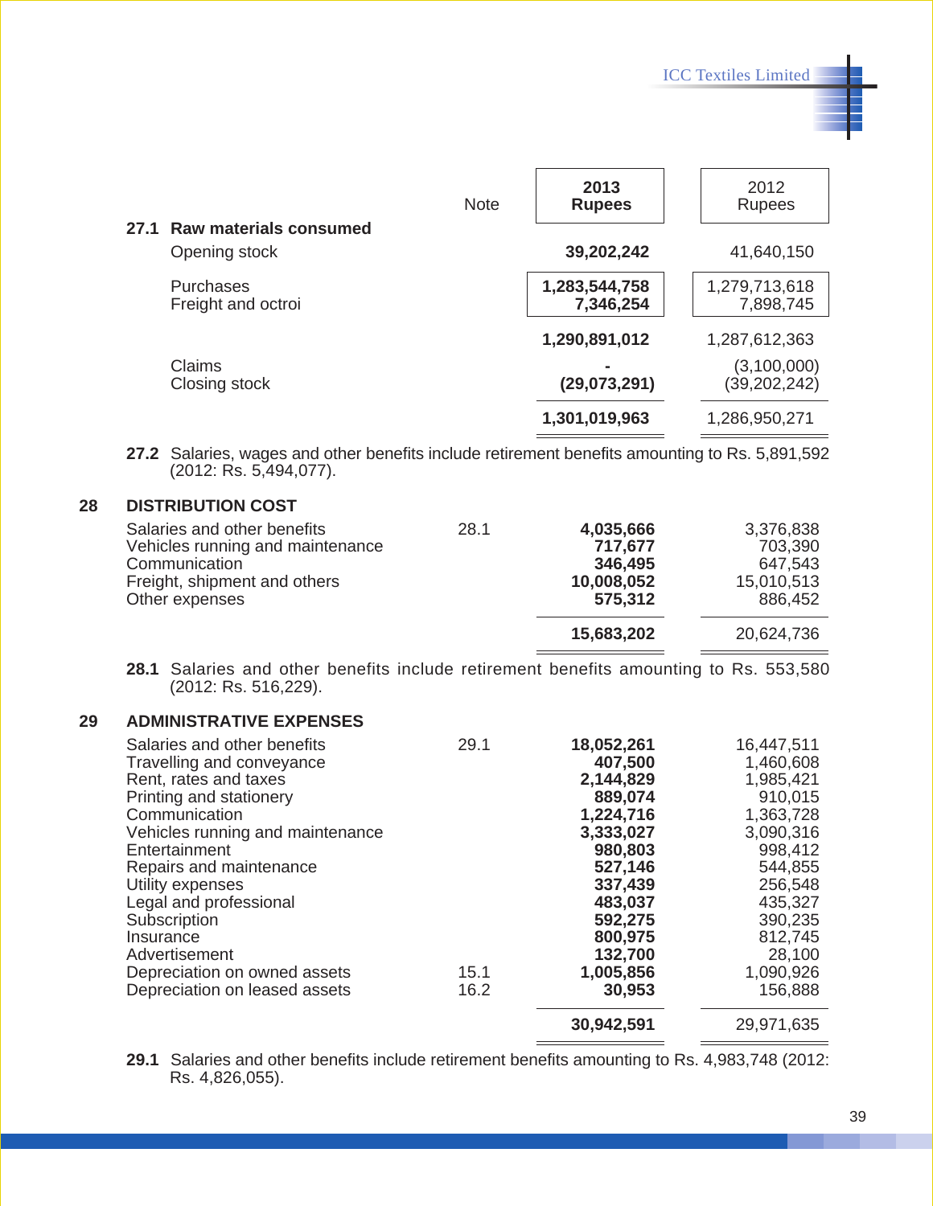| | Note | 2013 Rupees | 2012 Rupees |
|---|---|---|---|
| **27.1 Raw materials consumed** | | | |
| Opening stock | | **39,202,242** | 41,640,150 |
| Purchases | | **1,283,544,758** | 1,279,713,618 |
| Freight and octroi | | **7,346,254** | 7,898,745 |
| | | **1,290,891,012** | 1,287,612,363 |
| Claims | | **-** | (3,100,000) |
| Closing stock | | **(29,073,291)** | (39,202,242) |
| | | **1,301,019,963** | 1,286,950,271 |

**27.2** Salaries, wages and other benefits include retirement benefits amounting to Rs. 5,891,592 (2012: Rs. 5,494,077).

## 28 DISTRIBUTION COST

| | Note | 2013 Rupees | 2012 Rupees |
|---|---|---|---|
| Salaries and other benefits | 28.1 | **4,035,666** | 3,376,838 |
| Vehicles running and maintenance | | **717,677** | 703,390 |
| Communication | | **346,495** | 647,543 |
| Freight, shipment and others | | **10,008,052** | 15,010,513 |
| Other expenses | | **575,312** | 886,452 |
| | | **15,683,202** | 20,624,736 |

**28.1** Salaries and other benefits include retirement benefits amounting to Rs. 553,580 (2012: Rs. 516,229).

## 29 ADMINISTRATIVE EXPENSES

| | Note | 2013 Rupees | 2012 Rupees |
|---|---|---|---|
| Salaries and other benefits | 29.1 | **18,052,261** | 16,447,511 |
| Travelling and conveyance | | **407,500** | 1,460,608 |
| Rent, rates and taxes | | **2,144,829** | 1,985,421 |
| Printing and stationery | | **889,074** | 910,015 |
| Communication | | **1,224,716** | 1,363,728 |
| Vehicles running and maintenance | | **3,333,027** | 3,090,316 |
| Entertainment | | **980,803** | 998,412 |
| Repairs and maintenance | | **527,146** | 544,855 |
| Utility expenses | | **337,439** | 256,548 |
| Legal and professional | | **483,037** | 435,327 |
| Subscription | | **592,275** | 390,235 |
| Insurance | | **800,975** | 812,745 |
| Advertisement | | **132,700** | 28,100 |
| Depreciation on owned assets | 15.1 | **1,005,856** | 1,090,926 |
| Depreciation on leased assets | 16.2 | **30,953** | 156,888 |
| | | **30,942,591** | 29,971,635 |

**29.1** Salaries and other benefits include retirement benefits amounting to Rs. 4,983,748 (2012: Rs. 4,826,055).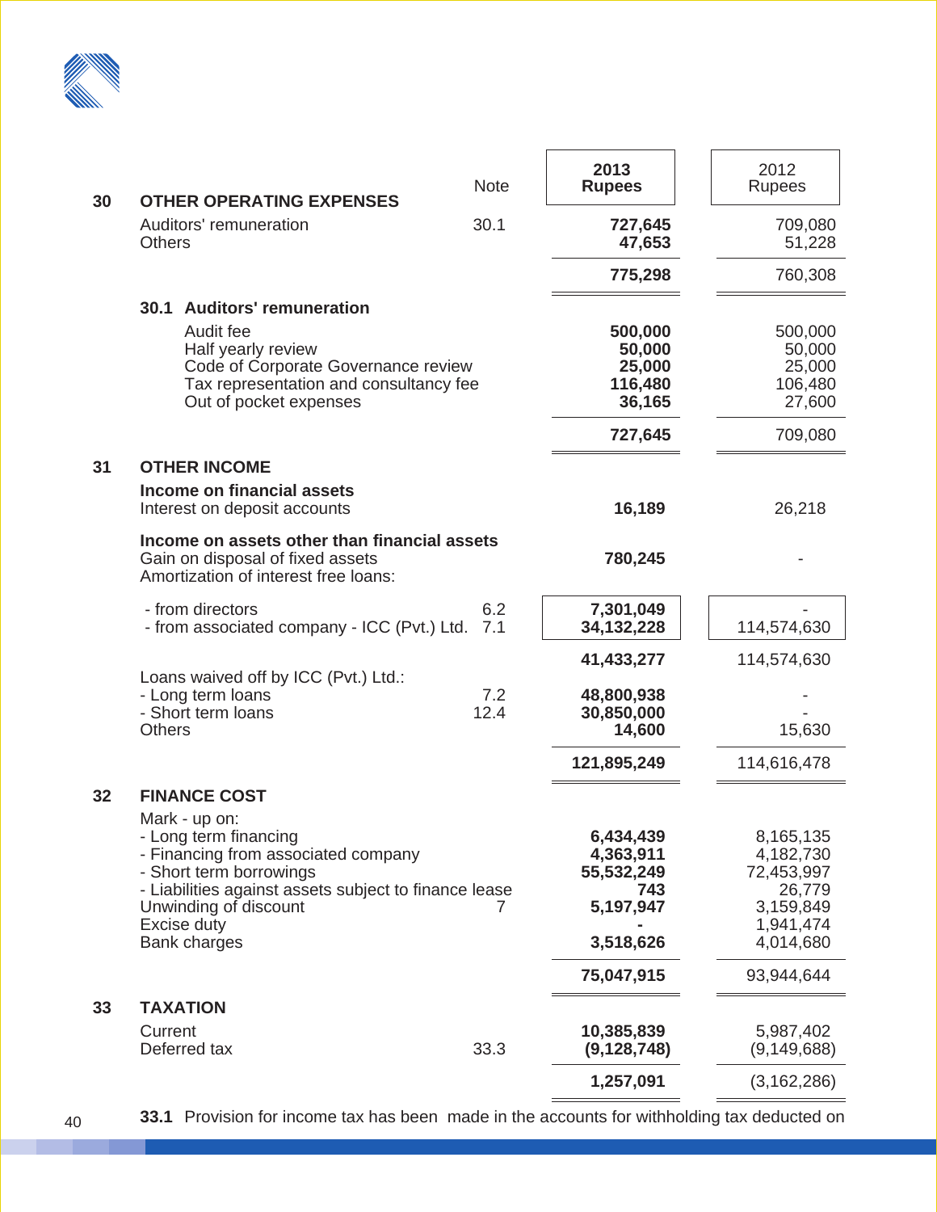| | | Note | 2013 Rupees | 2012 Rupees |
|---|---|---|---|---|
| **30** | **OTHER OPERATING EXPENSES** | | | |
| | Auditors' remuneration | 30.1 | **727,645** | 709,080 |
| | Others | | **47,653** | 51,228 |
| | | | **775,298** | 760,308 |
| | **30.1 Auditors' remuneration** | | | |
| | Audit fee | | **500,000** | 500,000 |
| | Half yearly review | | **50,000** | 50,000 |
| | Code of Corporate Governance review | | **25,000** | 25,000 |
| | Tax representation and consultancy fee | | **116,480** | 106,480 |
| | Out of pocket expenses | | **36,165** | 27,600 |
| | | | **727,645** | 709,080 |
| **31** | **OTHER INCOME** | | | |
| | **Income on financial assets** | | | |
| | Interest on deposit accounts | | **16,189** | 26,218 |
| | **Income on assets other than financial assets** | | | |
| | Gain on disposal of fixed assets | | **780,245** | - |
| | Amortization of interest free loans: | | | |
| | - from directors | 6.2 | **7,301,049** | - |
| | - from associated company - ICC (Pvt.) Ltd. | 7.1 | **34,132,228** | 114,574,630 |
| | | | **41,433,277** | 114,574,630 |
| | Loans waived off by ICC (Pvt.) Ltd.: | | | |
| | - Long term loans | 7.2 | **48,800,938** | - |
| | - Short term loans | 12.4 | **30,850,000** | - |
| | Others | | **14,600** | 15,630 |
| | | | **121,895,249** | 114,616,478 |
| **32** | **FINANCE COST** | | | |
| | Mark - up on: | | | |
| | - Long term financing | | **6,434,439** | 8,165,135 |
| | - Financing from associated company | | **4,363,911** | 4,182,730 |
| | - Short term borrowings | | **55,532,249** | 72,453,997 |
| | - Liabilities against assets subject to finance lease | | **743** | 26,779 |
| | Unwinding of discount | 7 | **5,197,947** | 3,159,849 |
| | Excise duty | | **-** | 1,941,474 |
| | Bank charges | | **3,518,626** | 4,014,680 |
| | | | **75,047,915** | 93,944,644 |
| **33** | **TAXATION** | | | |
| | Current | | **10,385,839** | 5,987,402 |
| | Deferred tax | 33.3 | **(9,128,748)** | (9,149,688) |
| | | | **1,257,091** | (3,162,286) |

**33.1** Provision for income tax has been made in the accounts for withholding tax deducted on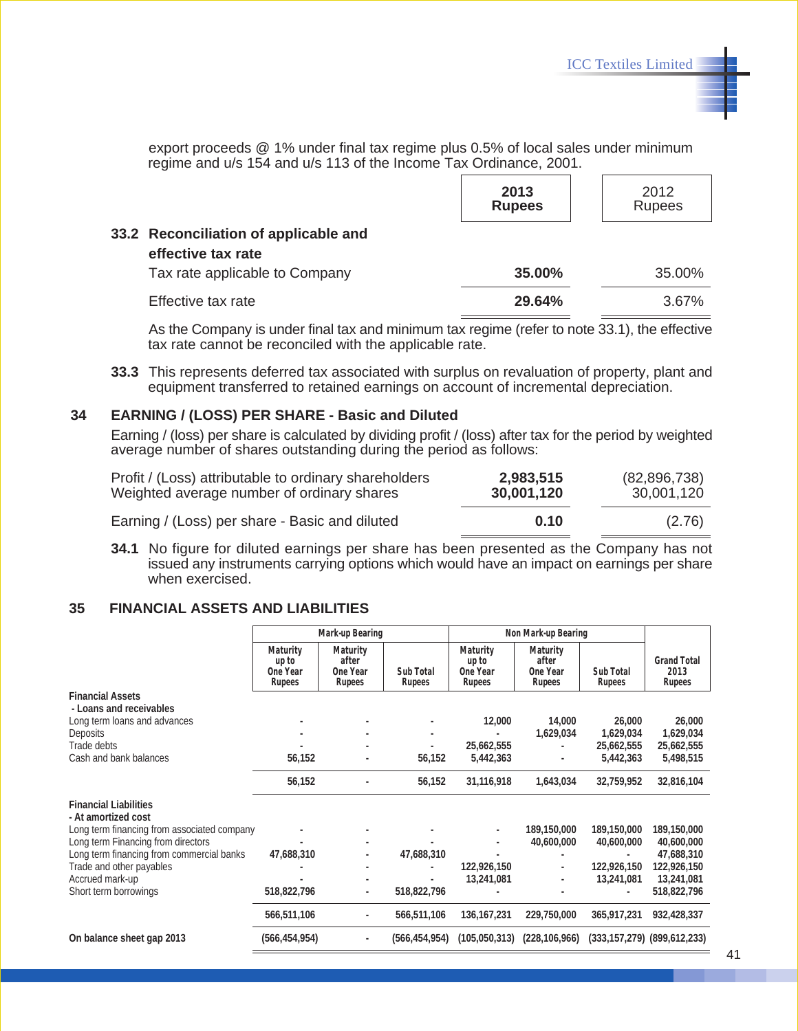export proceeds @ 1% under final tax regime plus 0.5% of local sales under minimum regime and u/s 154 and u/s 113 of the Income Tax Ordinance, 2001.

| | **2013 Rupees** | 2012 Rupees |
|---|---|---|
| **33.2 Reconciliation of applicable and effective tax rate** | | |
| Tax rate applicable to Company | **35.00%** | 35.00% |
| Effective tax rate | **29.64%** | 3.67% |

As the Company is under final tax and minimum tax regime (refer to note 33.1), the effective tax rate cannot be reconciled with the applicable rate.

**33.3** This represents deferred tax associated with surplus on revaluation of property, plant and equipment transferred to retained earnings on account of incremental depreciation.

## 34 EARNING / (LOSS) PER SHARE - Basic and Diluted

Earning / (loss) per share is calculated by dividing profit / (loss) after tax for the period by weighted average number of shares outstanding during the period as follows:

| | **2013** | 2012 |
|---|---|---|
| Profit / (Loss) attributable to ordinary shareholders | **2,983,515** | (82,896,738) |
| Weighted average number of ordinary shares | **30,001,120** | 30,001,120 |
| Earning / (Loss) per share - Basic and diluted | **0.10** | (2.76) |

**34.1** No figure for diluted earnings per share has been presented as the Company has not issued any instruments carrying options which would have an impact on earnings per share when exercised.

## 35 FINANCIAL ASSETS AND LIABILITIES

| | Mark-up Bearing | | | Non Mark-up Bearing | | | |
|---|---|---|---|---|---|---|---|
| | Maturity up to One Year Rupees | Maturity after One Year Rupees | Sub Total Rupees | Maturity up to One Year Rupees | Maturity after One Year Rupees | Sub Total Rupees | Grand Total 2013 Rupees |
| **Financial Assets** | | | | | | | |
| **- Loans and receivables** | | | | | | | |
| Long term loans and advances | - | - | - | 12,000 | 14,000 | 26,000 | 26,000 |
| Deposits | - | - | - | - | 1,629,034 | 1,629,034 | 1,629,034 |
| Trade debts | - | - | - | 25,662,555 | - | 25,662,555 | 25,662,555 |
| Cash and bank balances | 56,152 | - | 56,152 | 5,442,363 | - | 5,442,363 | 5,498,515 |
| | 56,152 | - | 56,152 | 31,116,918 | 1,643,034 | 32,759,952 | 32,816,104 |
| **Financial Liabilities** | | | | | | | |
| **- At amortized cost** | | | | | | | |
| Long term financing from associated company | - | - | - | - | 189,150,000 | 189,150,000 | 189,150,000 |
| Long term Financing from directors | - | - | - | - | 40,600,000 | 40,600,000 | 40,600,000 |
| Long term financing from commercial banks | 47,688,310 | - | 47,688,310 | - | - | - | 47,688,310 |
| Trade and other payables | - | - | - | 122,926,150 | - | 122,926,150 | 122,926,150 |
| Accrued mark-up | - | - | - | 13,241,081 | - | 13,241,081 | 13,241,081 |
| Short term borrowings | 518,822,796 | - | 518,822,796 | - | - | - | 518,822,796 |
| | 566,511,106 | - | 566,511,106 | 136,167,231 | 229,750,000 | 365,917,231 | 932,428,337 |
| **On balance sheet gap 2013** | (566,454,954) | - | (566,454,954) | (105,050,313) | (228,106,966) | (333,157,279) | (899,612,233) |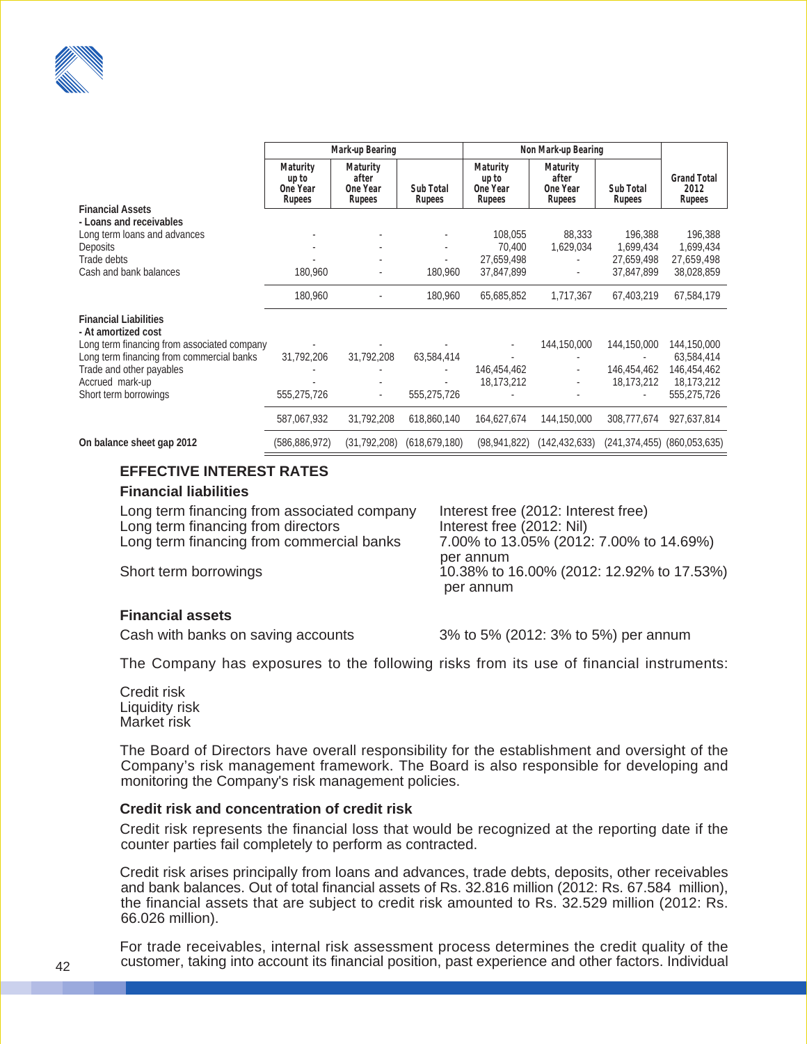| | Mark-up Bearing | | | Non Mark-up Bearing | | | |
|---|---|---|---|---|---|---|---|
| | Maturity up to One Year Rupees | Maturity after One Year Rupees | Sub Total Rupees | Maturity up to One Year Rupees | Maturity after One Year Rupees | Sub Total Rupees | Grand Total 2012 Rupees |
| **Financial Assets** | | | | | | | |
| **- Loans and receivables** | | | | | | | |
| Long term loans and advances | - | - | - | 108,055 | 88,333 | 196,388 | 196,388 |
| Deposits | - | - | - | 70,400 | 1,629,034 | 1,699,434 | 1,699,434 |
| Trade debts | - | - | - | 27,659,498 | - | 27,659,498 | 27,659,498 |
| Cash and bank balances | 180,960 | - | 180,960 | 37,847,899 | - | 37,847,899 | 38,028,859 |
| | 180,960 | - | 180,960 | 65,685,852 | 1,717,367 | 67,403,219 | 67,584,179 |
| **Financial Liabilities** | | | | | | | |
| **- At amortized cost** | | | | | | | |
| Long term financing from associated company | - | - | - | - | 144,150,000 | 144,150,000 | 144,150,000 |
| Long term financing from commercial banks | 31,792,206 | 31,792,208 | 63,584,414 | - | - | - | 63,584,414 |
| Trade and other payables | - | - | - | 146,454,462 | - | 146,454,462 | 146,454,462 |
| Accrued mark-up | - | - | - | 18,173,212 | - | 18,173,212 | 18,173,212 |
| Short term borrowings | 555,275,726 | - | 555,275,726 | - | - | - | 555,275,726 |
| | 587,067,932 | 31,792,208 | 618,860,140 | 164,627,674 | 144,150,000 | 308,777,674 | 927,637,814 |
| **On balance sheet gap 2012** | (586,886,972) | (31,792,208) | (618,679,180) | (98,941,822) | (142,432,633) | (241,374,455) | (860,053,635) |

## EFFECTIVE INTEREST RATES

### Financial liabilities

| | |
|---|---|
| Long term financing from associated company | Interest free (2012: Interest free) |
| Long term financing from directors | Interest free (2012: Nil) |
| Long term financing from commercial banks | 7.00% to 13.05% (2012: 7.00% to 14.69%) per annum |
| Short term borrowings | 10.38% to 16.00% (2012: 12.92% to 17.53%) per annum |

### Financial assets

| | |
|---|---|
| Cash with banks on saving accounts | 3% to 5% (2012: 3% to 5%) per annum |

The Company has exposures to the following risks from its use of financial instruments:

Credit risk
Liquidity risk
Market risk

The Board of Directors have overall responsibility for the establishment and oversight of the Company's risk management framework. The Board is also responsible for developing and monitoring the Company's risk management policies.

### Credit risk and concentration of credit risk

Credit risk represents the financial loss that would be recognized at the reporting date if the counter parties fail completely to perform as contracted.

Credit risk arises principally from loans and advances, trade debts, deposits, other receivables and bank balances. Out of total financial assets of Rs. 32.816 million (2012: Rs. 67.584 million), the financial assets that are subject to credit risk amounted to Rs. 32.529 million (2012: Rs. 66.026 million).

For trade receivables, internal risk assessment process determines the credit quality of the customer, taking into account its financial position, past experience and other factors. Individual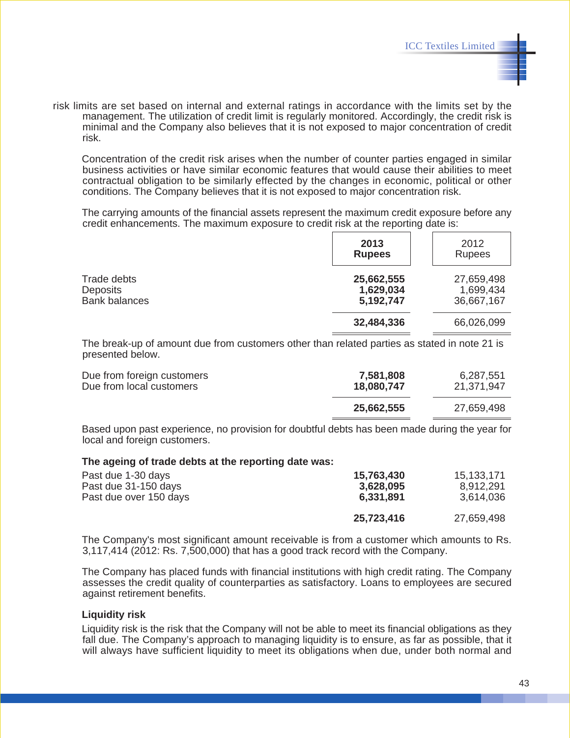risk limits are set based on internal and external ratings in accordance with the limits set by the management. The utilization of credit limit is regularly monitored. Accordingly, the credit risk is minimal and the Company also believes that it is not exposed to major concentration of credit risk.

Concentration of the credit risk arises when the number of counter parties engaged in similar business activities or have similar economic features that would cause their abilities to meet contractual obligation to be similarly effected by the changes in economic, political or other conditions. The Company believes that it is not exposed to major concentration risk.

The carrying amounts of the financial assets represent the maximum credit exposure before any credit enhancements. The maximum exposure to credit risk at the reporting date is:

| | **2013 Rupees** | 2012 Rupees |
|---|---|---|
| Trade debts | **25,662,555** | 27,659,498 |
| Deposits | **1,629,034** | 1,699,434 |
| Bank balances | **5,192,747** | 36,667,167 |
| | **32,484,336** | 66,026,099 |

The break-up of amount due from customers other than related parties as stated in note 21 is presented below.

| | 2013 | 2012 |
|---|---|---|
| Due from foreign customers | **7,581,808** | 6,287,551 |
| Due from local customers | **18,080,747** | 21,371,947 |
| | **25,662,555** | 27,659,498 |

Based upon past experience, no provision for doubtful debts has been made during the year for local and foreign customers.

**The ageing of trade debts at the reporting date was:**

| | 2013 | 2012 |
|---|---|---|
| Past due 1-30 days | **15,763,430** | 15,133,171 |
| Past due 31-150 days | **3,628,095** | 8,912,291 |
| Past due over 150 days | **6,331,891** | 3,614,036 |
| | **25,723,416** | 27,659,498 |

The Company's most significant amount receivable is from a customer which amounts to Rs. 3,117,414 (2012: Rs. 7,500,000) that has a good track record with the Company.

The Company has placed funds with financial institutions with high credit rating. The Company assesses the credit quality of counterparties as satisfactory. Loans to employees are secured against retirement benefits.

**Liquidity risk**

Liquidity risk is the risk that the Company will not be able to meet its financial obligations as they fall due. The Company's approach to managing liquidity is to ensure, as far as possible, that it will always have sufficient liquidity to meet its obligations when due, under both normal and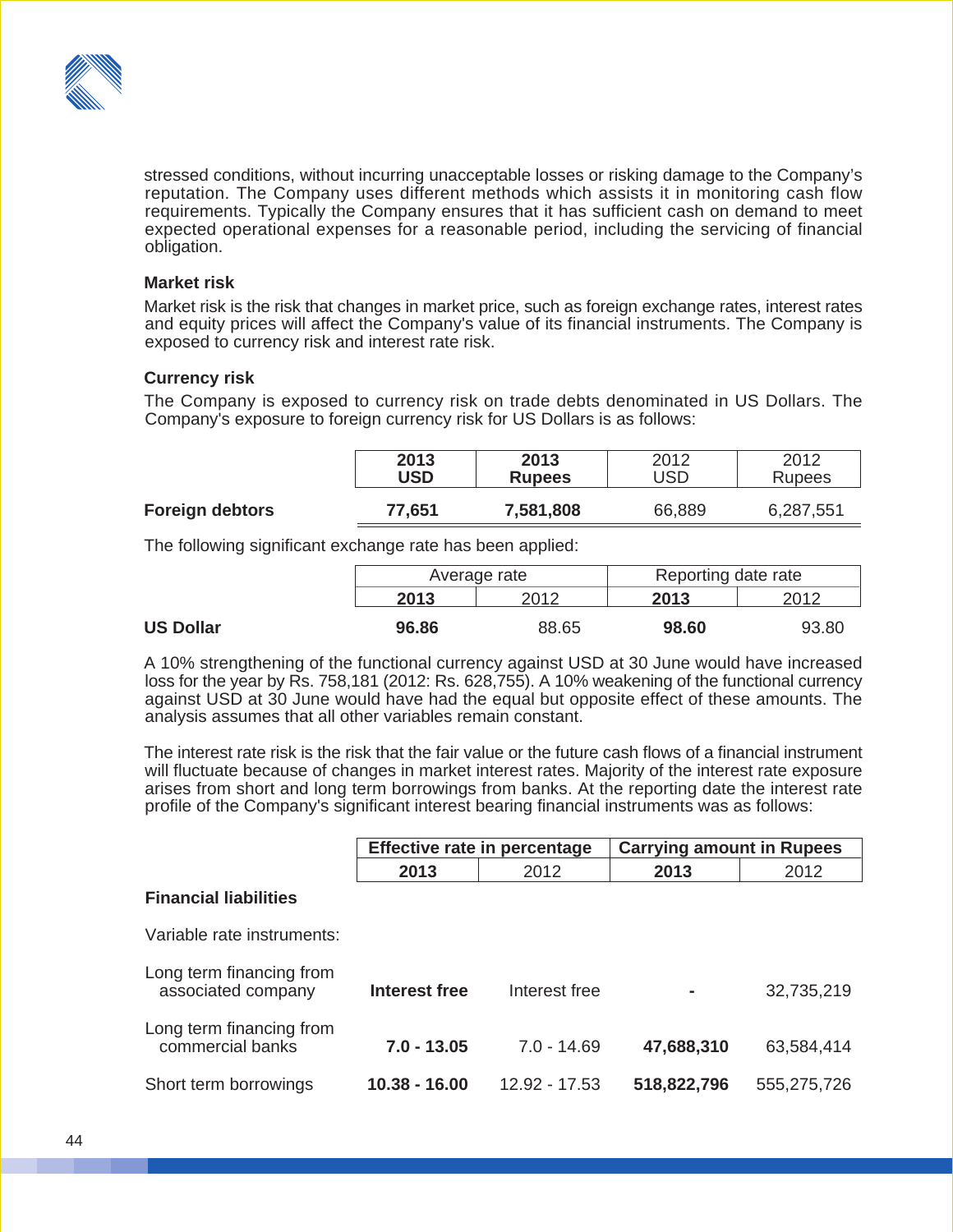stressed conditions, without incurring unacceptable losses or risking damage to the Company's reputation. The Company uses different methods which assists it in monitoring cash flow requirements. Typically the Company ensures that it has sufficient cash on demand to meet expected operational expenses for a reasonable period, including the servicing of financial obligation.

### Market risk

Market risk is the risk that changes in market price, such as foreign exchange rates, interest rates and equity prices will affect the Company's value of its financial instruments. The Company is exposed to currency risk and interest rate risk.

### Currency risk

The Company is exposed to currency risk on trade debts denominated in US Dollars. The Company's exposure to foreign currency risk for US Dollars is as follows:

| | **2013 USD** | **2013 Rupees** | 2012 USD | 2012 Rupees |
|---|---|---|---|---|
| **Foreign debtors** | **77,651** | **7,581,808** | 66,889 | 6,287,551 |

The following significant exchange rate has been applied:

| | Average rate | | Reporting date rate | |
|---|---|---|---|---|
| | **2013** | 2012 | **2013** | 2012 |
| **US Dollar** | **96.86** | 88.65 | **98.60** | 93.80 |

A 10% strengthening of the functional currency against USD at 30 June would have increased loss for the year by Rs. 758,181 (2012: Rs. 628,755). A 10% weakening of the functional currency against USD at 30 June would have had the equal but opposite effect of these amounts. The analysis assumes that all other variables remain constant.

The interest rate risk is the risk that the fair value or the future cash flows of a financial instrument will fluctuate because of changes in market interest rates. Majority of the interest rate exposure arises from short and long term borrowings from banks. At the reporting date the interest rate profile of the Company's significant interest bearing financial instruments was as follows:

| | **Effective rate in percentage** | | **Carrying amount in Rupees** | |
|---|---|---|---|---|
| | **2013** | 2012 | **2013** | 2012 |
| **Financial liabilities** | | | | |
| Variable rate instruments: | | | | |
| Long term financing from associated company | **Interest free** | Interest free | **-** | 32,735,219 |
| Long term financing from commercial banks | **7.0 - 13.05** | 7.0 - 14.69 | **47,688,310** | 63,584,414 |
| Short term borrowings | **10.38 - 16.00** | 12.92 - 17.53 | **518,822,796** | 555,275,726 |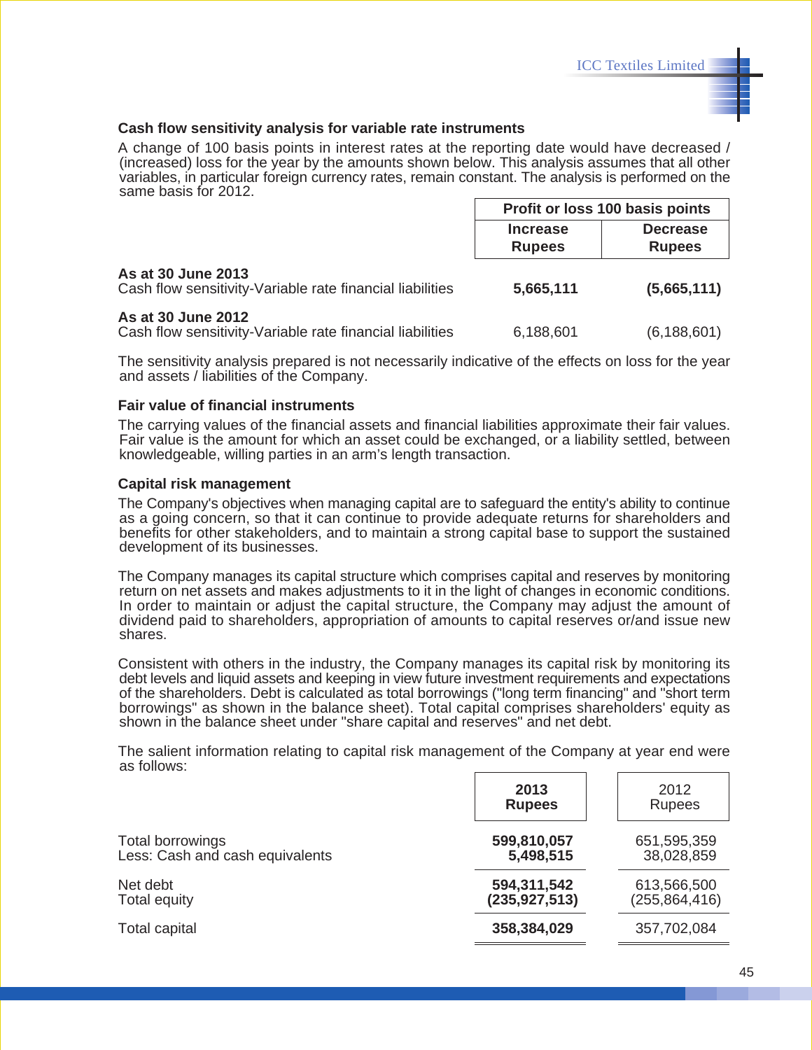### Cash flow sensitivity analysis for variable rate instruments

A change of 100 basis points in interest rates at the reporting date would have decreased / (increased) loss for the year by the amounts shown below. This analysis assumes that all other variables, in particular foreign currency rates, remain constant. The analysis is performed on the same basis for 2012.

| | Profit or loss 100 basis points | |
|---|---|---|
| | Increase Rupees | Decrease Rupees |
| **As at 30 June 2013** | | |
| Cash flow sensitivity-Variable rate financial liabilities | **5,665,111** | **(5,665,111)** |
| **As at 30 June 2012** | | |
| Cash flow sensitivity-Variable rate financial liabilities | 6,188,601 | (6,188,601) |

The sensitivity analysis prepared is not necessarily indicative of the effects on loss for the year and assets / liabilities of the Company.

### Fair value of financial instruments

The carrying values of the financial assets and financial liabilities approximate their fair values. Fair value is the amount for which an asset could be exchanged, or a liability settled, between knowledgeable, willing parties in an arm's length transaction.

### Capital risk management

The Company's objectives when managing capital are to safeguard the entity's ability to continue as a going concern, so that it can continue to provide adequate returns for shareholders and benefits for other stakeholders, and to maintain a strong capital base to support the sustained development of its businesses.

The Company manages its capital structure which comprises capital and reserves by monitoring return on net assets and makes adjustments to it in the light of changes in economic conditions. In order to maintain or adjust the capital structure, the Company may adjust the amount of dividend paid to shareholders, appropriation of amounts to capital reserves or/and issue new shares.

Consistent with others in the industry, the Company manages its capital risk by monitoring its debt levels and liquid assets and keeping in view future investment requirements and expectations of the shareholders. Debt is calculated as total borrowings ("long term financing" and "short term borrowings" as shown in the balance sheet). Total capital comprises shareholders' equity as shown in the balance sheet under "share capital and reserves" and net debt.

The salient information relating to capital risk management of the Company at year end were as follows:

| | 2013 Rupees | 2012 Rupees |
|---|---|---|
| Total borrowings | **599,810,057** | 651,595,359 |
| Less: Cash and cash equivalents | **5,498,515** | 38,028,859 |
| Net debt | **594,311,542** | 613,566,500 |
| Total equity | **(235,927,513)** | (255,864,416) |
| Total capital | **358,384,029** | 357,702,084 |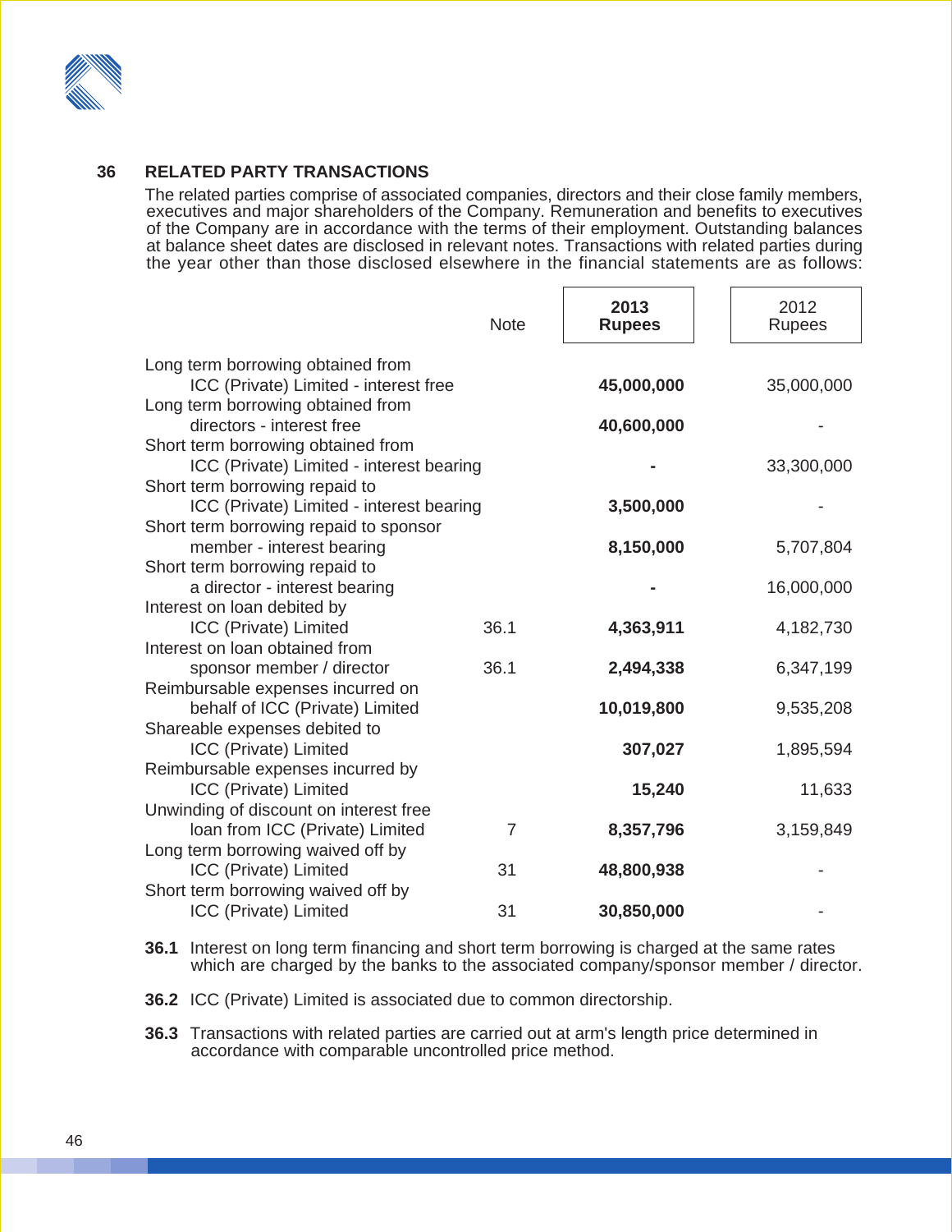## 36 RELATED PARTY TRANSACTIONS

The related parties comprise of associated companies, directors and their close family members, executives and major shareholders of the Company. Remuneration and benefits to executives of the Company are in accordance with the terms of their employment. Outstanding balances at balance sheet dates are disclosed in relevant notes. Transactions with related parties during the year other than those disclosed elsewhere in the financial statements are as follows:

| | Note | **2013 Rupees** | 2012 Rupees |
|---|---|---|---|
| Long term borrowing obtained from ICC (Private) Limited - interest free | | **45,000,000** | 35,000,000 |
| Long term borrowing obtained from directors - interest free | | **40,600,000** | - |
| Short term borrowing obtained from ICC (Private) Limited - interest bearing | | **-** | 33,300,000 |
| Short term borrowing repaid to ICC (Private) Limited - interest bearing | | **3,500,000** | - |
| Short term borrowing repaid to sponsor member - interest bearing | | **8,150,000** | 5,707,804 |
| Short term borrowing repaid to a director - interest bearing | | **-** | 16,000,000 |
| Interest on loan debited by ICC (Private) Limited | 36.1 | **4,363,911** | 4,182,730 |
| Interest on loan obtained from sponsor member / director | 36.1 | **2,494,338** | 6,347,199 |
| Reimbursable expenses incurred on behalf of ICC (Private) Limited | | **10,019,800** | 9,535,208 |
| Shareable expenses debited to ICC (Private) Limited | | **307,027** | 1,895,594 |
| Reimbursable expenses incurred by ICC (Private) Limited | | **15,240** | 11,633 |
| Unwinding of discount on interest free loan from ICC (Private) Limited | 7 | **8,357,796** | 3,159,849 |
| Long term borrowing waived off by ICC (Private) Limited | 31 | **48,800,938** | - |
| Short term borrowing waived off by ICC (Private) Limited | 31 | **30,850,000** | - |

**36.1** Interest on long term financing and short term borrowing is charged at the same rates which are charged by the banks to the associated company/sponsor member / director.

**36.2** ICC (Private) Limited is associated due to common directorship.

**36.3** Transactions with related parties are carried out at arm's length price determined in accordance with comparable uncontrolled price method.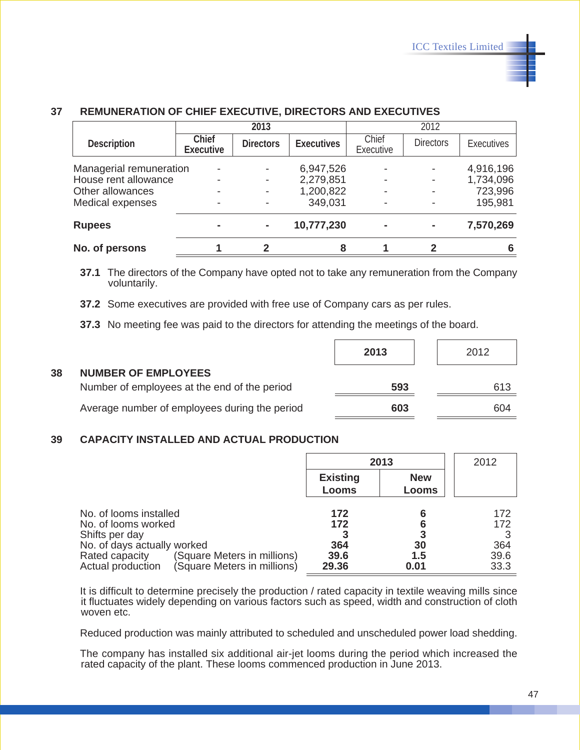## 37 REMUNERATION OF CHIEF EXECUTIVE, DIRECTORS AND EXECUTIVES

| Description | 2013 | | | 2012 | | |
|---|---|---|---|---|---|---|
| | **Chief Executive** | **Directors** | **Executives** | Chief Executive | Directors | Executives |
| Managerial remuneration | - | - | 6,947,526 | - | - | 4,916,196 |
| House rent allowance | - | - | 2,279,851 | - | - | 1,734,096 |
| Other allowances | - | - | 1,200,822 | - | - | 723,996 |
| Medical expenses | - | - | 349,031 | - | - | 195,981 |
| **Rupees** | **-** | **-** | **10,777,230** | **-** | **-** | **7,570,269** |
| **No. of persons** | **1** | **2** | **8** | **1** | **2** | **6** |

**37.1** The directors of the Company have opted not to take any remuneration from the Company voluntarily.

**37.2** Some executives are provided with free use of Company cars as per rules.

**37.3** No meeting fee was paid to the directors for attending the meetings of the board.

## 38 NUMBER OF EMPLOYEES

| | **2013** | 2012 |
|---|---|---|
| Number of employees at the end of the period | **593** | 613 |
| Average number of employees during the period | **603** | 604 |

## 39 CAPACITY INSTALLED AND ACTUAL PRODUCTION

| | 2013 | | 2012 |
|---|---|---|---|
| | **Existing Looms** | **New Looms** | |
| No. of looms installed | **172** | **6** | 172 |
| No. of looms worked | **172** | **6** | 172 |
| Shifts per day | **3** | **3** | 3 |
| No. of days actually worked | **364** | **30** | 364 |
| Rated capacity (Square Meters in millions) | **39.6** | **1.5** | 39.6 |
| Actual production (Square Meters in millions) | **29.36** | **0.01** | 33.3 |

It is difficult to determine precisely the production / rated capacity in textile weaving mills since it fluctuates widely depending on various factors such as speed, width and construction of cloth woven etc.

Reduced production was mainly attributed to scheduled and unscheduled power load shedding.

The company has installed six additional air-jet looms during the period which increased the rated capacity of the plant. These looms commenced production in June 2013.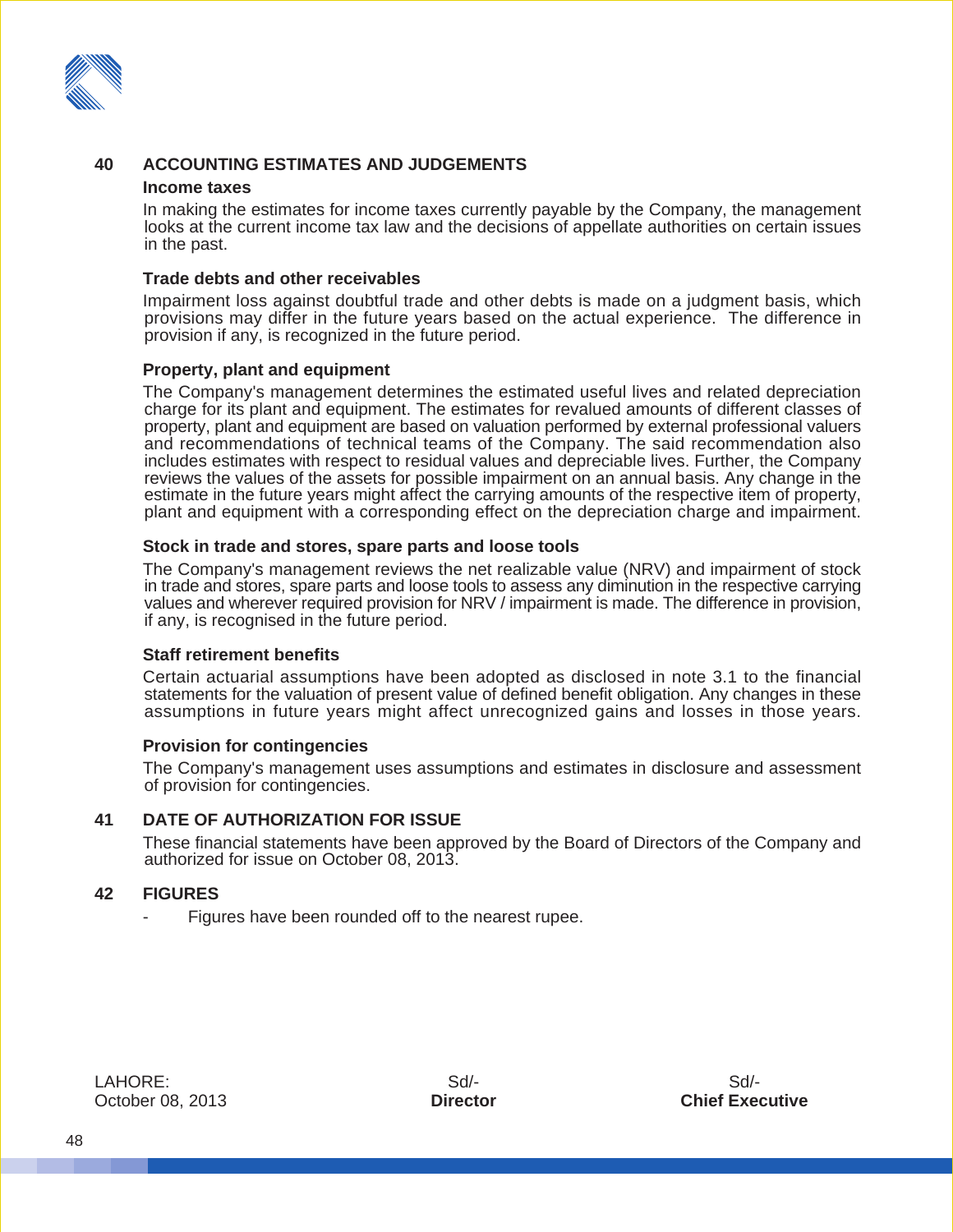## 40 ACCOUNTING ESTIMATES AND JUDGEMENTS

### Income taxes

In making the estimates for income taxes currently payable by the Company, the management looks at the current income tax law and the decisions of appellate authorities on certain issues in the past.

### Trade debts and other receivables

Impairment loss against doubtful trade and other debts is made on a judgment basis, which provisions may differ in the future years based on the actual experience. The difference in provision if any, is recognized in the future period.

### Property, plant and equipment

The Company's management determines the estimated useful lives and related depreciation charge for its plant and equipment. The estimates for revalued amounts of different classes of property, plant and equipment are based on valuation performed by external professional valuers and recommendations of technical teams of the Company. The said recommendation also includes estimates with respect to residual values and depreciable lives. Further, the Company reviews the values of the assets for possible impairment on an annual basis. Any change in the estimate in the future years might affect the carrying amounts of the respective item of property, plant and equipment with a corresponding effect on the depreciation charge and impairment.

### Stock in trade and stores, spare parts and loose tools

The Company's management reviews the net realizable value (NRV) and impairment of stock in trade and stores, spare parts and loose tools to assess any diminution in the respective carrying values and wherever required provision for NRV / impairment is made. The difference in provision, if any, is recognised in the future period.

### Staff retirement benefits

Certain actuarial assumptions have been adopted as disclosed in note 3.1 to the financial statements for the valuation of present value of defined benefit obligation. Any changes in these assumptions in future years might affect unrecognized gains and losses in those years.

### Provision for contingencies

The Company's management uses assumptions and estimates in disclosure and assessment of provision for contingencies.

## 41 DATE OF AUTHORIZATION FOR ISSUE

These financial statements have been approved by the Board of Directors of the Company and authorized for issue on October 08, 2013.

## 42 FIGURES

- Figures have been rounded off to the nearest rupee.

LAHORE:
October 08, 2013

Sd/-
**Director**

Sd/-
**Chief Executive**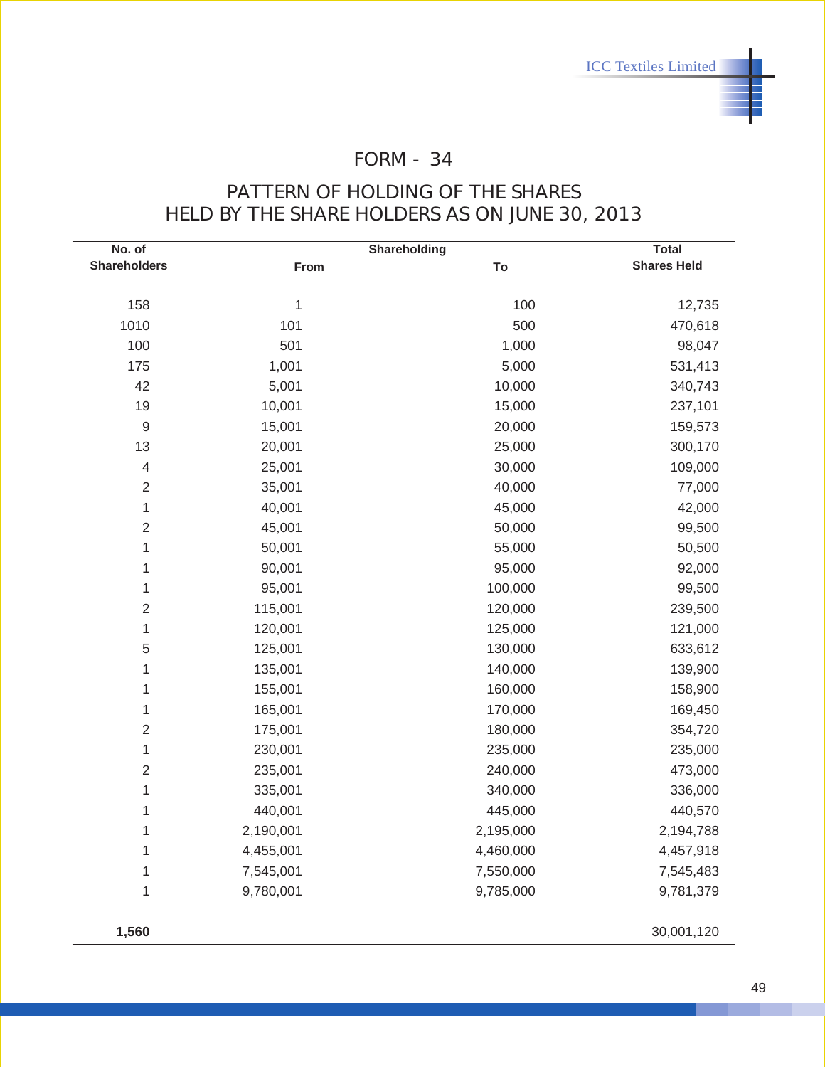# FORM - 34

## PATTERN OF HOLDING OF THE SHARES HELD BY THE SHARE HOLDERS AS ON JUNE 30, 2013

| No. of Shareholders | Shareholding From | Shareholding To | Total Shares Held |
|---|---|---|---|
| 158 | 1 | 100 | 12,735 |
| 1010 | 101 | 500 | 470,618 |
| 100 | 501 | 1,000 | 98,047 |
| 175 | 1,001 | 5,000 | 531,413 |
| 42 | 5,001 | 10,000 | 340,743 |
| 19 | 10,001 | 15,000 | 237,101 |
| 9 | 15,001 | 20,000 | 159,573 |
| 13 | 20,001 | 25,000 | 300,170 |
| 4 | 25,001 | 30,000 | 109,000 |
| 2 | 35,001 | 40,000 | 77,000 |
| 1 | 40,001 | 45,000 | 42,000 |
| 2 | 45,001 | 50,000 | 99,500 |
| 1 | 50,001 | 55,000 | 50,500 |
| 1 | 90,001 | 95,000 | 92,000 |
| 1 | 95,001 | 100,000 | 99,500 |
| 2 | 115,001 | 120,000 | 239,500 |
| 1 | 120,001 | 125,000 | 121,000 |
| 5 | 125,001 | 130,000 | 633,612 |
| 1 | 135,001 | 140,000 | 139,900 |
| 1 | 155,001 | 160,000 | 158,900 |
| 1 | 165,001 | 170,000 | 169,450 |
| 2 | 175,001 | 180,000 | 354,720 |
| 1 | 230,001 | 235,000 | 235,000 |
| 2 | 235,001 | 240,000 | 473,000 |
| 1 | 335,001 | 340,000 | 336,000 |
| 1 | 440,001 | 445,000 | 440,570 |
| 1 | 2,190,001 | 2,195,000 | 2,194,788 |
| 1 | 4,455,001 | 4,460,000 | 4,457,918 |
| 1 | 7,545,001 | 7,550,000 | 7,545,483 |
| 1 | 9,780,001 | 9,785,000 | 9,781,379 |
| **1,560** | | | 30,001,120 |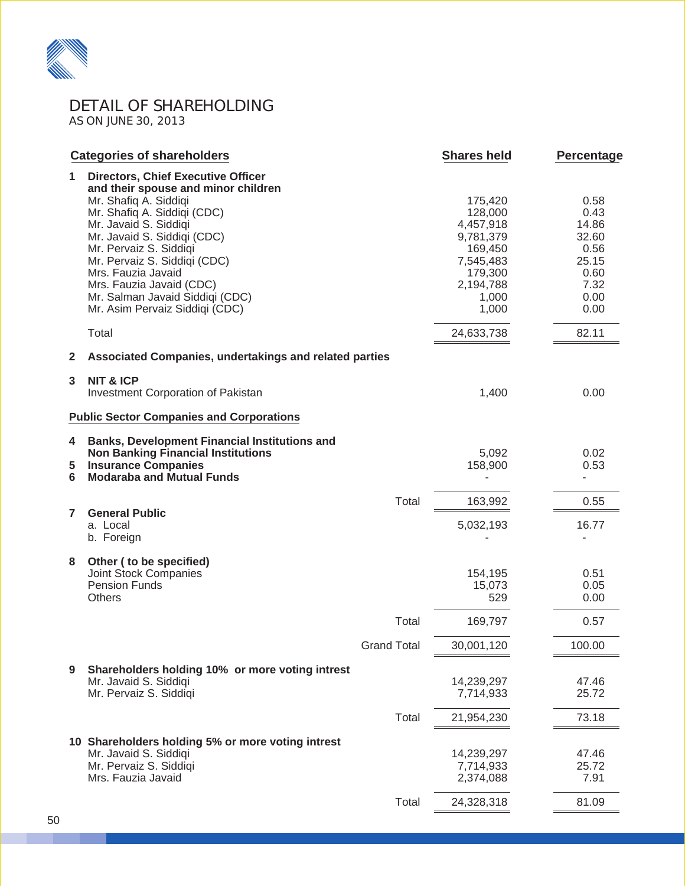# DETAIL OF SHAREHOLDING

AS ON JUNE 30, 2013

| Categories of shareholders | | Shares held | Percentage |
|---|---|---|---|
| **1** | **Directors, Chief Executive Officer and their spouse and minor children** | | |
| | Mr. Shafiq A. Siddiqi | 175,420 | 0.58 |
| | Mr. Shafiq A. Siddiqi (CDC) | 128,000 | 0.43 |
| | Mr. Javaid S. Siddiqi | 4,457,918 | 14.86 |
| | Mr. Javaid S. Siddiqi (CDC) | 9,781,379 | 32.60 |
| | Mr. Pervaiz S. Siddiqi | 169,450 | 0.56 |
| | Mr. Pervaiz S. Siddiqi (CDC) | 7,545,483 | 25.15 |
| | Mrs. Fauzia Javaid | 179,300 | 0.60 |
| | Mrs. Fauzia Javaid (CDC) | 2,194,788 | 7.32 |
| | Mr. Salman Javaid Siddiqi (CDC) | 1,000 | 0.00 |
| | Mr. Asim Pervaiz Siddiqi (CDC) | 1,000 | 0.00 |
| | Total | 24,633,738 | 82.11 |
| **2** | **Associated Companies, undertakings and related parties** | | |
| **3** | **NIT & ICP** | | |
| | Investment Corporation of Pakistan | 1,400 | 0.00 |
| **Public Sector Companies and Corporations** | | | |
| **4** | **Banks, Development Financial Institutions and Non Banking Financial Institutions** | 5,092 | 0.02 |
| **5** | **Insurance Companies** | 158,900 | 0.53 |
| **6** | **Modaraba and Mutual Funds** | - | - |
| | Total | 163,992 | 0.55 |
| **7** | **General Public** | | |
| | a. Local | 5,032,193 | 16.77 |
| | b. Foreign | - | - |
| **8** | **Other ( to be specified)** | | |
| | Joint Stock Companies | 154,195 | 0.51 |
| | Pension Funds | 15,073 | 0.05 |
| | Others | 529 | 0.00 |
| | Total | 169,797 | 0.57 |
| | Grand Total | 30,001,120 | 100.00 |
| **9** | **Shareholders holding 10% or more voting intrest** | | |
| | Mr. Javaid S. Siddiqi | 14,239,297 | 47.46 |
| | Mr. Pervaiz S. Siddiqi | 7,714,933 | 25.72 |
| | Total | 21,954,230 | 73.18 |
| **10** | **Shareholders holding 5% or more voting intrest** | | |
| | Mr. Javaid S. Siddiqi | 14,239,297 | 47.46 |
| | Mr. Pervaiz S. Siddiqi | 7,714,933 | 25.72 |
| | Mrs. Fauzia Javaid | 2,374,088 | 7.91 |
| | Total | 24,328,318 | 81.09 |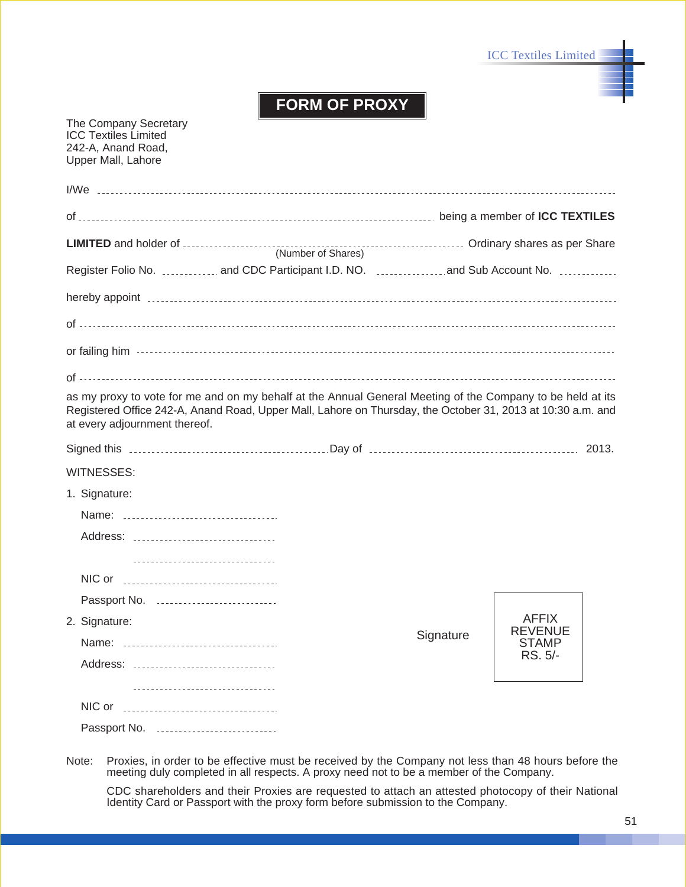# FORM OF PROXY

The Company Secretary
ICC Textiles Limited
242-A, Anand Road,
Upper Mall, Lahore

I/We ...................................................................................................................

of ................................................................................ being a member of **ICC TEXTILES LIMITED** and holder of ................................................................ Ordinary shares as per Share
(Number of Shares)

Register Folio No. ............ and CDC Participant I.D. NO. .............. and Sub Account No. ............

hereby appoint ...........................................................................................................

of .............................................................................................................................

or failing him .............................................................................................................

of .............................................................................................................................

as my proxy to vote for me and on my behalf at the Annual General Meeting of the Company to be held at its Registered Office 242-A, Anand Road, Upper Mall, Lahore on Thursday, the October 31, 2013 at 10:30 a.m. and at every adjournment thereof.

Signed this ........................................ Day of ........................................ 2013.

WITNESSES:

1. Signature:

   Name: ................................

   Address: ................................

   ................................

   NIC or ................................

   Passport No. ................................

2. Signature:

   Name: ................................

   Address: ................................

   ................................

   NIC or ................................

   Passport No. ................................

Signature

AFFIX
REVENUE
STAMP
RS. 5/-

Note: Proxies, in order to be effective must be received by the Company not less than 48 hours before the meeting duly completed in all respects. A proxy need not to be a member of the Company.

CDC shareholders and their Proxies are requested to attach an attested photocopy of their National Identity Card or Passport with the proxy form before submission to the Company.